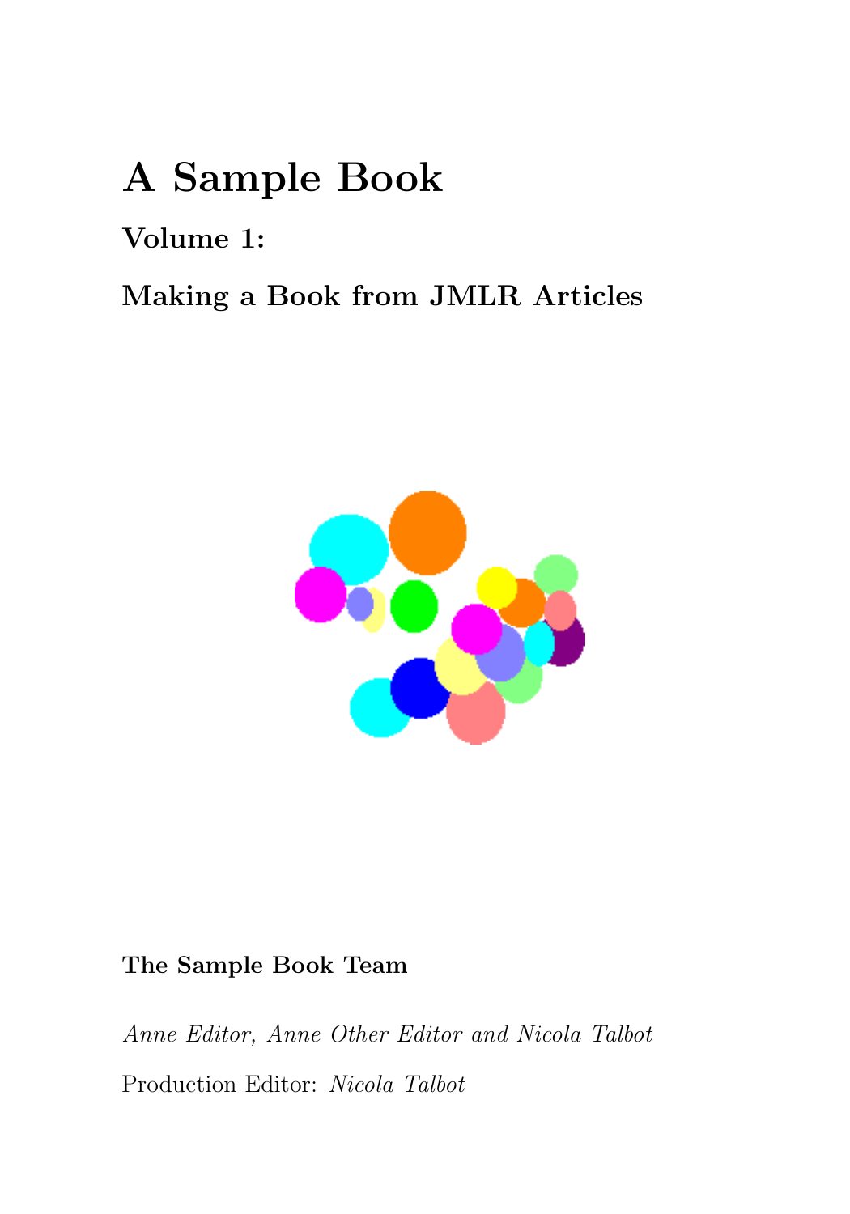# A Sample Book

## Volume 1:

## Making a Book from JMLR Articles

**The Sample Book Team**

*Anne Editor, Anne Other Editor and Nicola Talbot*

Production Editor: *Nicola Talbot*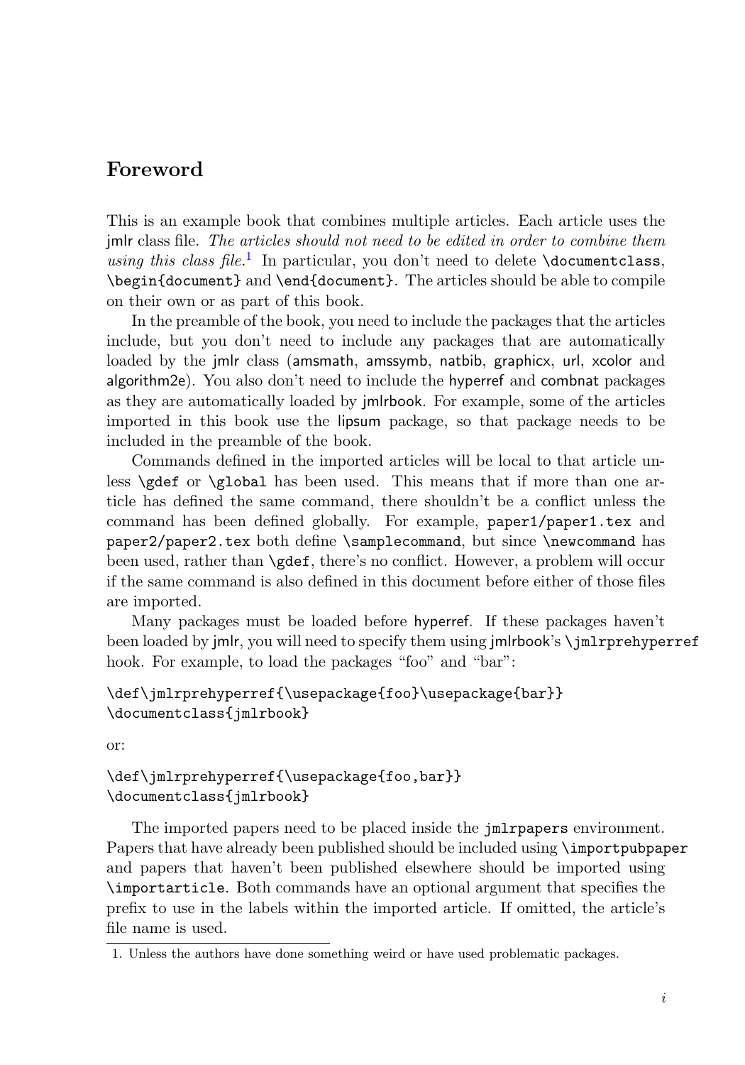## Foreword

This is an example book that combines multiple articles. Each article uses the jmlr class file. *The articles should not need to be edited in order to combine them using this class file.*[1] In particular, you don't need to delete `\documentclass`, `\begin{document}` and `\end{document}`. The articles should be able to compile on their own or as part of this book.

In the preamble of the book, you need to include the packages that the articles include, but you don't need to include any packages that are automatically loaded by the jmlr class (amsmath, amssymb, natbib, graphicx, url, xcolor and algorithm2e). You also don't need to include the hyperref and combnat packages as they are automatically loaded by jmlrbook. For example, some of the articles imported in this book use the lipsum package, so that package needs to be included in the preamble of the book.

Commands defined in the imported articles will be local to that article unless `\gdef` or `\global` has been used. This means that if more than one article has defined the same command, there shouldn't be a conflict unless the command has been defined globally. For example, `paper1/paper1.tex` and `paper2/paper2.tex` both define `\samplecommand`, but since `\newcommand` has been used, rather than `\gdef`, there's no conflict. However, a problem will occur if the same command is also defined in this document before either of those files are imported.

Many packages must be loaded before hyperref. If these packages haven't been loaded by jmlr, you will need to specify them using jmlrbook's `\jmlrprehyperref` hook. For example, to load the packages "foo" and "bar":

```
\def\jmlrprehyperref{\usepackage{foo}\usepackage{bar}}
\documentclass{jmlrbook}
```

or:

```
\def\jmlrprehyperref{\usepackage{foo,bar}}
\documentclass{jmlrbook}
```

The imported papers need to be placed inside the `jmlrpapers` environment. Papers that have already been published should be included using `\importpubpaper` and papers that haven't been published elsewhere should be imported using `\importarticle`. Both commands have an optional argument that specifies the prefix to use in the labels within the imported article. If omitted, the article's file name is used.

1. Unless the authors have done something weird or have used problematic packages.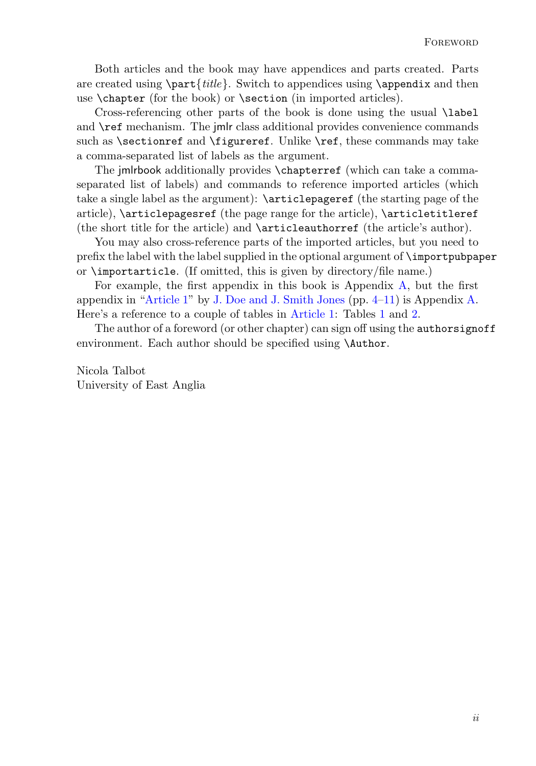Both articles and the book may have appendices and parts created. Parts are created using `\part{`*title*`}`. Switch to appendices using `\appendix` and then use `\chapter` (for the book) or `\section` (in imported articles).

Cross-referencing other parts of the book is done using the usual `\label` and `\ref` mechanism. The jmlr class additional provides convenience commands such as `\sectionref` and `\figureref`. Unlike `\ref`, these commands may take a comma-separated list of labels as the argument.

The jmlrbook additionally provides `\chapterref` (which can take a comma-separated list of labels) and commands to reference imported articles (which take a single label as the argument): `\articlepageref` (the starting page of the article), `\articlepagesref` (the page range for the article), `\articletitleref` (the short title for the article) and `\articleauthorref` (the article's author).

You may also cross-reference parts of the imported articles, but you need to prefix the label with the label supplied in the optional argument of `\importpubpaper` or `\importarticle`. (If omitted, this is given by directory/file name.)

For example, the first appendix in this book is Appendix A, but the first appendix in "Article 1" by J. Doe and J. Smith Jones (pp. 4–11) is Appendix A. Here's a reference to a couple of tables in Article 1: Tables 1 and 2.

The author of a foreword (or other chapter) can sign off using the `authorsignoff` environment. Each author should be specified using `\Author`.

Nicola Talbot
University of East Anglia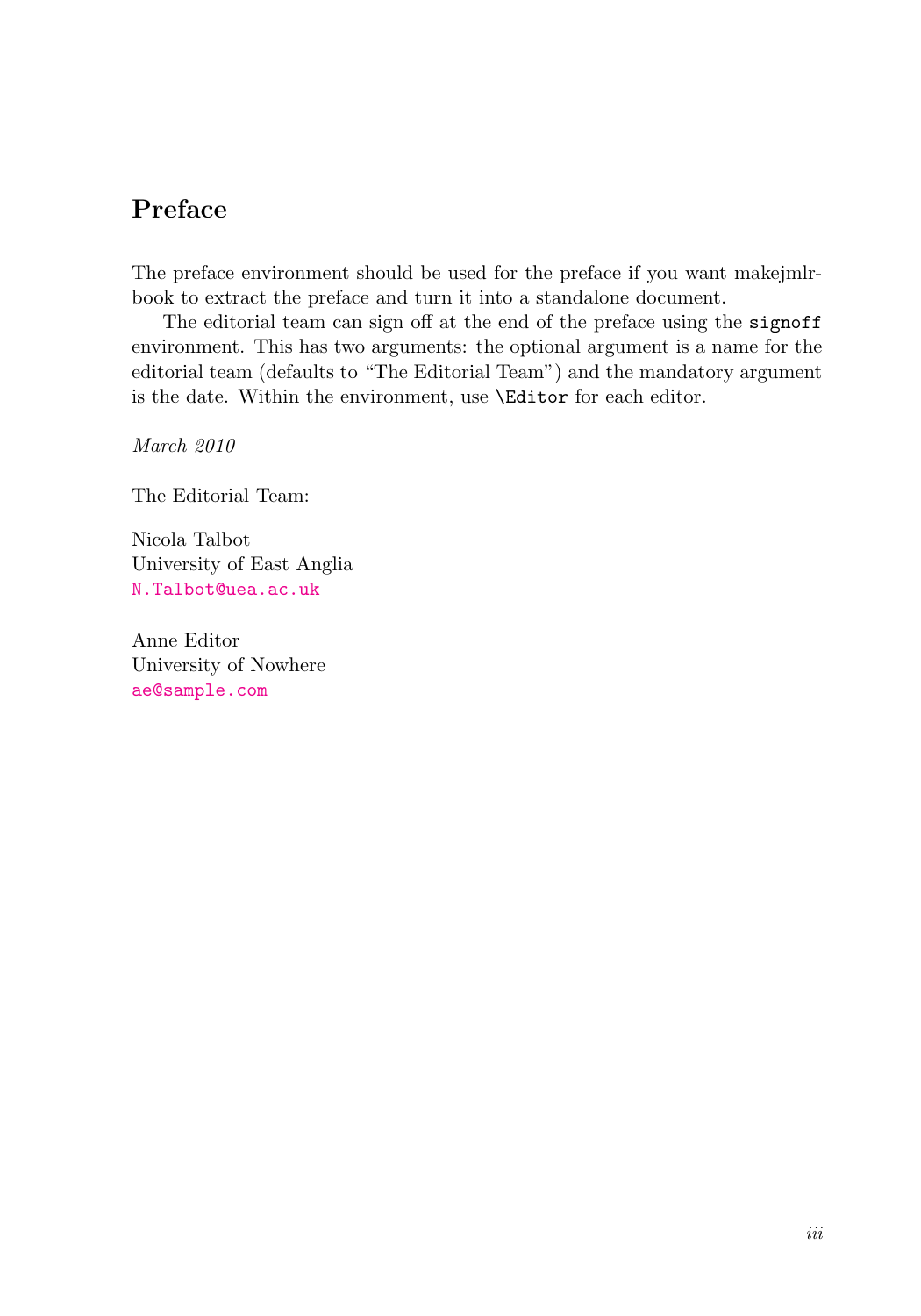# Preface

The preface environment should be used for the preface if you want makejmlr-book to extract the preface and turn it into a standalone document.

The editorial team can sign off at the end of the preface using the `signoff` environment. This has two arguments: the optional argument is a name for the editorial team (defaults to "The Editorial Team") and the mandatory argument is the date. Within the environment, use `\Editor` for each editor.

*March 2010*

The Editorial Team:

Nicola Talbot  
University of East Anglia  
N.Talbot@uea.ac.uk

Anne Editor  
University of Nowhere  
ae@sample.com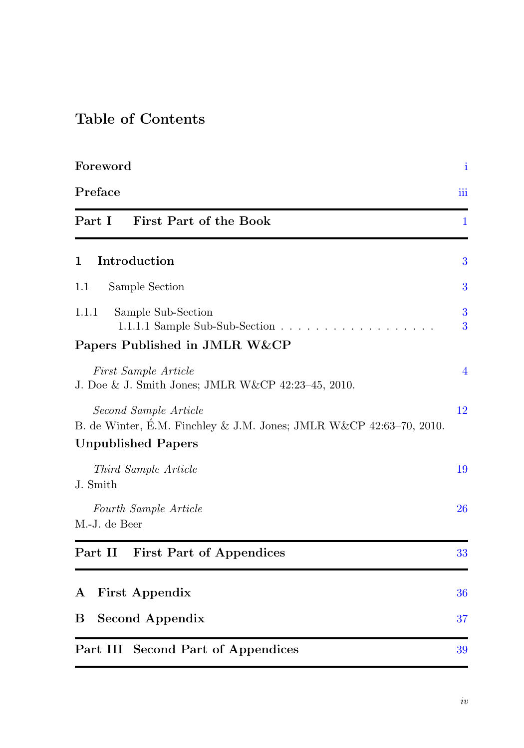# Table of Contents

**Foreword** i

**Preface** iii

---

**Part I First Part of the Book** 1

---

**1 Introduction** 3

1.1 Sample Section 3

1.1.1 Sample Sub-Section 3

1.1.1.1 Sample Sub-Sub-Section . . . . . . . . . . . . . . . . . . . 3

**Papers Published in JMLR W&CP**

*First Sample Article* 4
J. Doe & J. Smith Jones; JMLR W&CP 42:23–45, 2010.

*Second Sample Article* 12
B. de Winter, É.M. Finchley & J.M. Jones; JMLR W&CP 42:63–70, 2010.

**Unpublished Papers**

*Third Sample Article* 19
J. Smith

*Fourth Sample Article* 26
M.-J. de Beer

---

**Part II First Part of Appendices** 33

---

**A First Appendix** 36

**B Second Appendix** 37

---

**Part III Second Part of Appendices** 39

---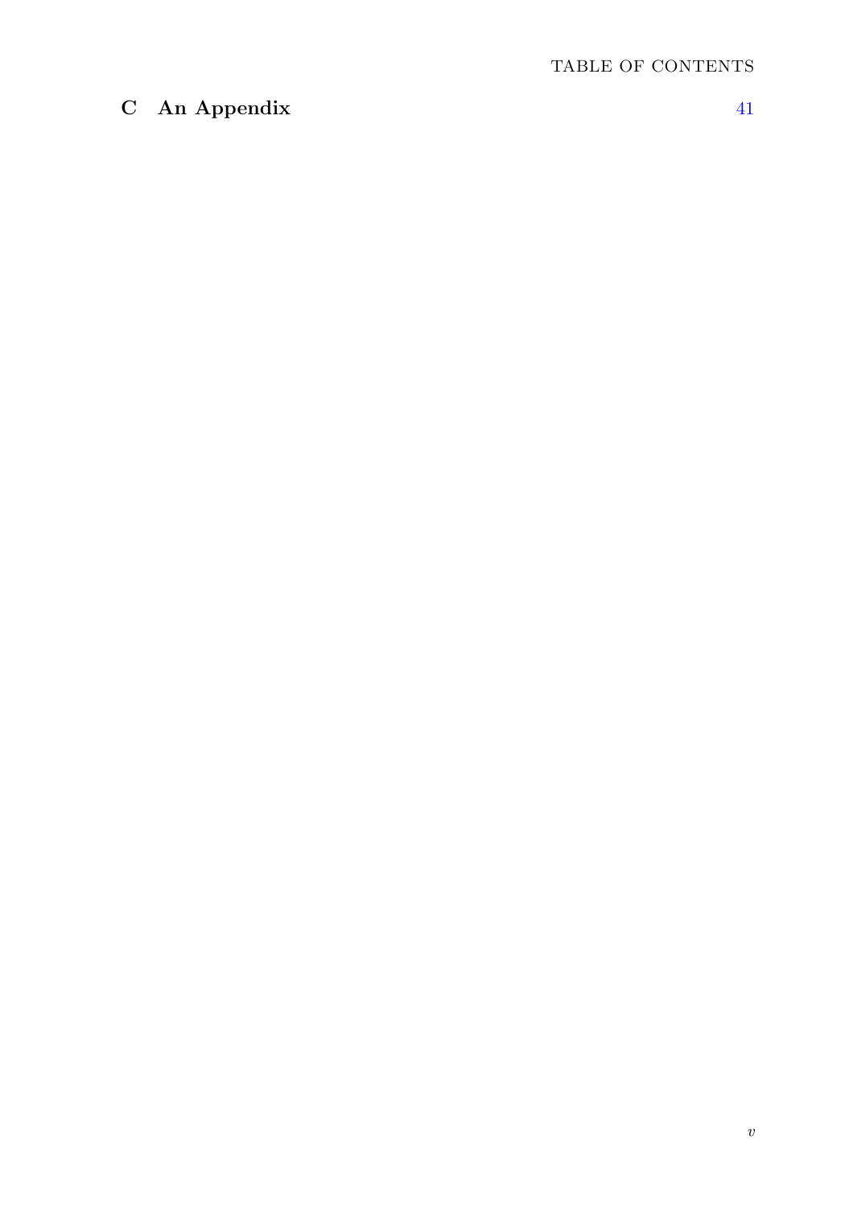**C An Appendix** 41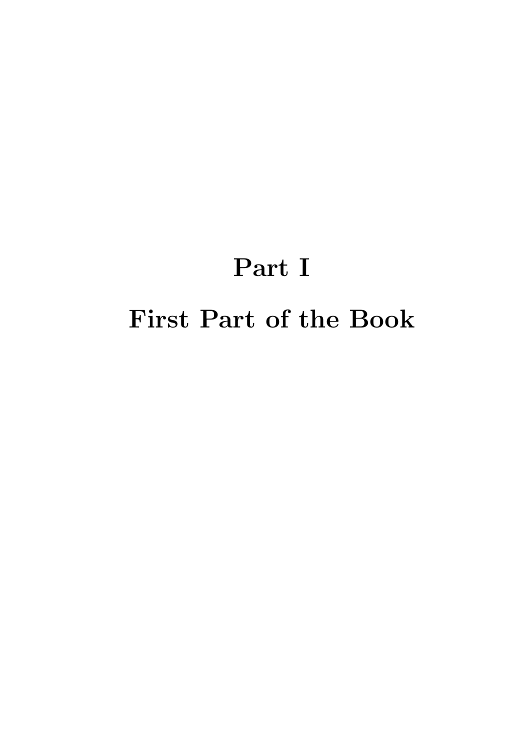# Part I

# First Part of the Book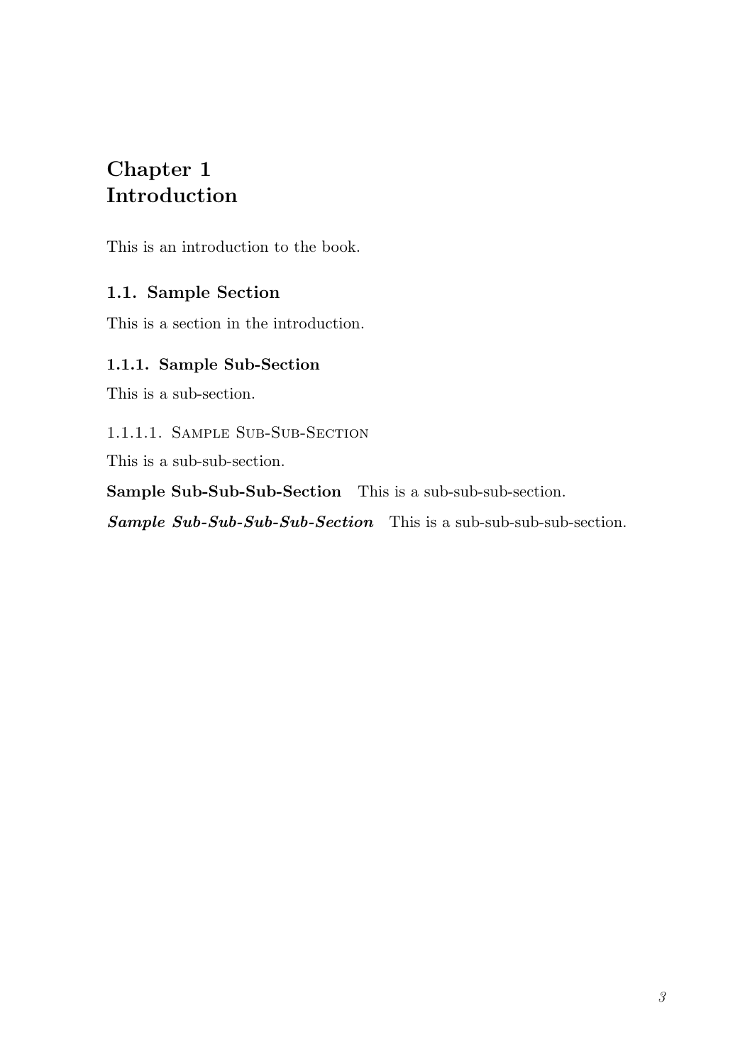# Chapter 1
# Introduction

This is an introduction to the book.

## 1.1. Sample Section

This is a section in the introduction.

### 1.1.1. Sample Sub-Section

This is a sub-section.

#### 1.1.1.1. Sample Sub-Sub-Section

This is a sub-sub-section.

**Sample Sub-Sub-Sub-Section** This is a sub-sub-sub-section.

***Sample Sub-Sub-Sub-Sub-Section*** This is a sub-sub-sub-sub-section.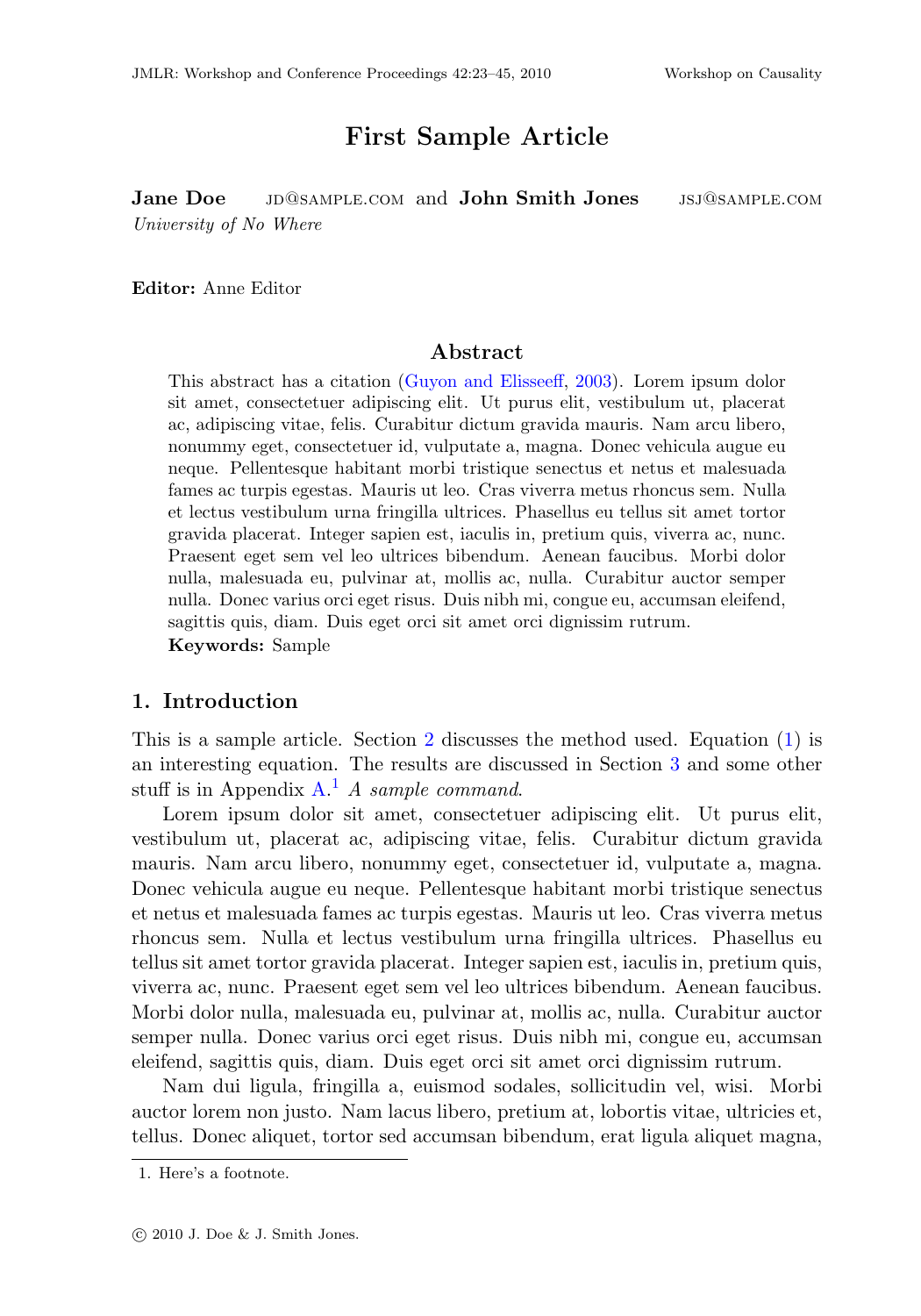# First Sample Article

**Jane Doe** JD@SAMPLE.COM and **John Smith Jones** JSJ@SAMPLE.COM
*University of No Where*

**Editor:** Anne Editor

## Abstract

This abstract has a citation (Guyon and Elisseeff, 2003). Lorem ipsum dolor sit amet, consectetuer adipiscing elit. Ut purus elit, vestibulum ut, placerat ac, adipiscing vitae, felis. Curabitur dictum gravida mauris. Nam arcu libero, nonummy eget, consectetuer id, vulputate a, magna. Donec vehicula augue eu neque. Pellentesque habitant morbi tristique senectus et netus et malesuada fames ac turpis egestas. Mauris ut leo. Cras viverra metus rhoncus sem. Nulla et lectus vestibulum urna fringilla ultrices. Phasellus eu tellus sit amet tortor gravida placerat. Integer sapien est, iaculis in, pretium quis, viverra ac, nunc. Praesent eget sem vel leo ultrices bibendum. Aenean faucibus. Morbi dolor nulla, malesuada eu, pulvinar at, mollis ac, nulla. Curabitur auctor semper nulla. Donec varius orci eget risus. Duis nibh mi, congue eu, accumsan eleifend, sagittis quis, diam. Duis eget orci sit amet orci dignissim rutrum.

**Keywords:** Sample

## 1. Introduction

This is a sample article. Section 2 discusses the method used. Equation (1) is an interesting equation. The results are discussed in Section 3 and some other stuff is in Appendix A.[1] *A sample command*.

Lorem ipsum dolor sit amet, consectetuer adipiscing elit. Ut purus elit, vestibulum ut, placerat ac, adipiscing vitae, felis. Curabitur dictum gravida mauris. Nam arcu libero, nonummy eget, consectetuer id, vulputate a, magna. Donec vehicula augue eu neque. Pellentesque habitant morbi tristique senectus et netus et malesuada fames ac turpis egestas. Mauris ut leo. Cras viverra metus rhoncus sem. Nulla et lectus vestibulum urna fringilla ultrices. Phasellus eu tellus sit amet tortor gravida placerat. Integer sapien est, iaculis in, pretium quis, viverra ac, nunc. Praesent eget sem vel leo ultrices bibendum. Aenean faucibus. Morbi dolor nulla, malesuada eu, pulvinar at, mollis ac, nulla. Curabitur auctor semper nulla. Donec varius orci eget risus. Duis nibh mi, congue eu, accumsan eleifend, sagittis quis, diam. Duis eget orci sit amet orci dignissim rutrum.

Nam dui ligula, fringilla a, euismod sodales, sollicitudin vel, wisi. Morbi auctor lorem non justo. Nam lacus libero, pretium at, lobortis vitae, ultricies et, tellus. Donec aliquet, tortor sed accumsan bibendum, erat ligula aliquet magna,

1. Here's a footnote.

© 2010 J. Doe & J. Smith Jones.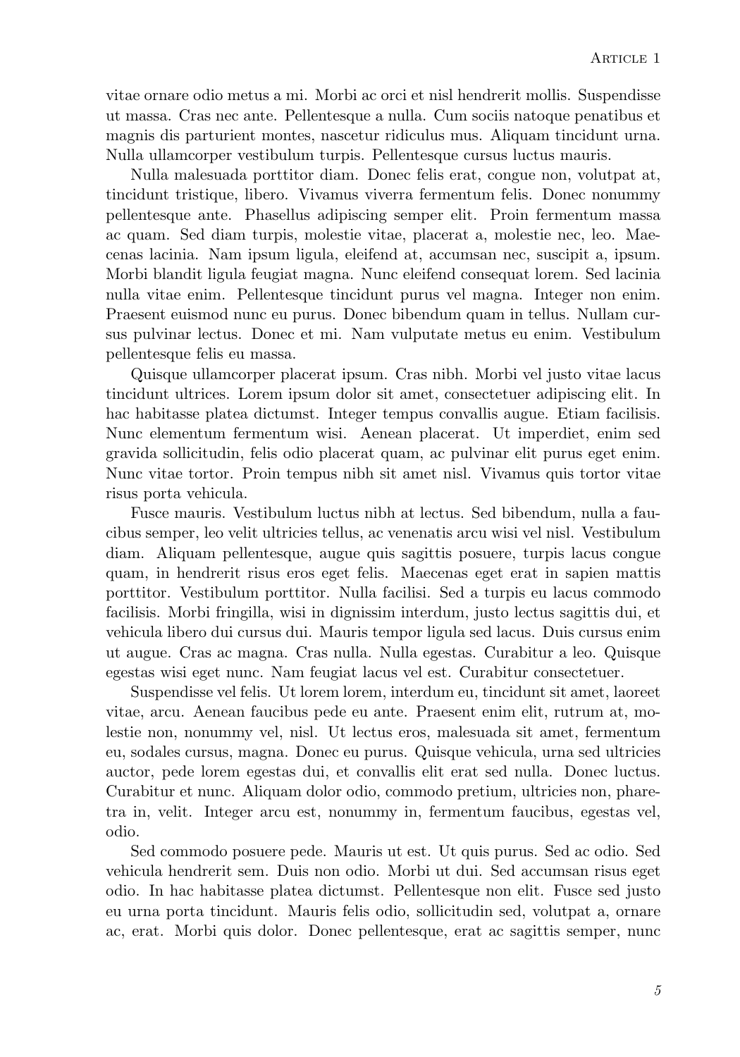vitae ornare odio metus a mi. Morbi ac orci et nisl hendrerit mollis. Suspendisse ut massa. Cras nec ante. Pellentesque a nulla. Cum sociis natoque penatibus et magnis dis parturient montes, nascetur ridiculus mus. Aliquam tincidunt urna. Nulla ullamcorper vestibulum turpis. Pellentesque cursus luctus mauris.

Nulla malesuada porttitor diam. Donec felis erat, congue non, volutpat at, tincidunt tristique, libero. Vivamus viverra fermentum felis. Donec nonummy pellentesque ante. Phasellus adipiscing semper elit. Proin fermentum massa ac quam. Sed diam turpis, molestie vitae, placerat a, molestie nec, leo. Maecenas lacinia. Nam ipsum ligula, eleifend at, accumsan nec, suscipit a, ipsum. Morbi blandit ligula feugiat magna. Nunc eleifend consequat lorem. Sed lacinia nulla vitae enim. Pellentesque tincidunt purus vel magna. Integer non enim. Praesent euismod nunc eu purus. Donec bibendum quam in tellus. Nullam cursus pulvinar lectus. Donec et mi. Nam vulputate metus eu enim. Vestibulum pellentesque felis eu massa.

Quisque ullamcorper placerat ipsum. Cras nibh. Morbi vel justo vitae lacus tincidunt ultrices. Lorem ipsum dolor sit amet, consectetuer adipiscing elit. In hac habitasse platea dictumst. Integer tempus convallis augue. Etiam facilisis. Nunc elementum fermentum wisi. Aenean placerat. Ut imperdiet, enim sed gravida sollicitudin, felis odio placerat quam, ac pulvinar elit purus eget enim. Nunc vitae tortor. Proin tempus nibh sit amet nisl. Vivamus quis tortor vitae risus porta vehicula.

Fusce mauris. Vestibulum luctus nibh at lectus. Sed bibendum, nulla a faucibus semper, leo velit ultricies tellus, ac venenatis arcu wisi vel nisl. Vestibulum diam. Aliquam pellentesque, augue quis sagittis posuere, turpis lacus congue quam, in hendrerit risus eros eget felis. Maecenas eget erat in sapien mattis porttitor. Vestibulum porttitor. Nulla facilisi. Sed a turpis eu lacus commodo facilisis. Morbi fringilla, wisi in dignissim interdum, justo lectus sagittis dui, et vehicula libero dui cursus dui. Mauris tempor ligula sed lacus. Duis cursus enim ut augue. Cras ac magna. Cras nulla. Nulla egestas. Curabitur a leo. Quisque egestas wisi eget nunc. Nam feugiat lacus vel est. Curabitur consectetuer.

Suspendisse vel felis. Ut lorem lorem, interdum eu, tincidunt sit amet, laoreet vitae, arcu. Aenean faucibus pede eu ante. Praesent enim elit, rutrum at, molestie non, nonummy vel, nisl. Ut lectus eros, malesuada sit amet, fermentum eu, sodales cursus, magna. Donec eu purus. Quisque vehicula, urna sed ultricies auctor, pede lorem egestas dui, et convallis elit erat sed nulla. Donec luctus. Curabitur et nunc. Aliquam dolor odio, commodo pretium, ultricies non, pharetra in, velit. Integer arcu est, nonummy in, fermentum faucibus, egestas vel, odio.

Sed commodo posuere pede. Mauris ut est. Ut quis purus. Sed ac odio. Sed vehicula hendrerit sem. Duis non odio. Morbi ut dui. Sed accumsan risus eget odio. In hac habitasse platea dictumst. Pellentesque non elit. Fusce sed justo eu urna porta tincidunt. Mauris felis odio, sollicitudin sed, volutpat a, ornare ac, erat. Morbi quis dolor. Donec pellentesque, erat ac sagittis semper, nunc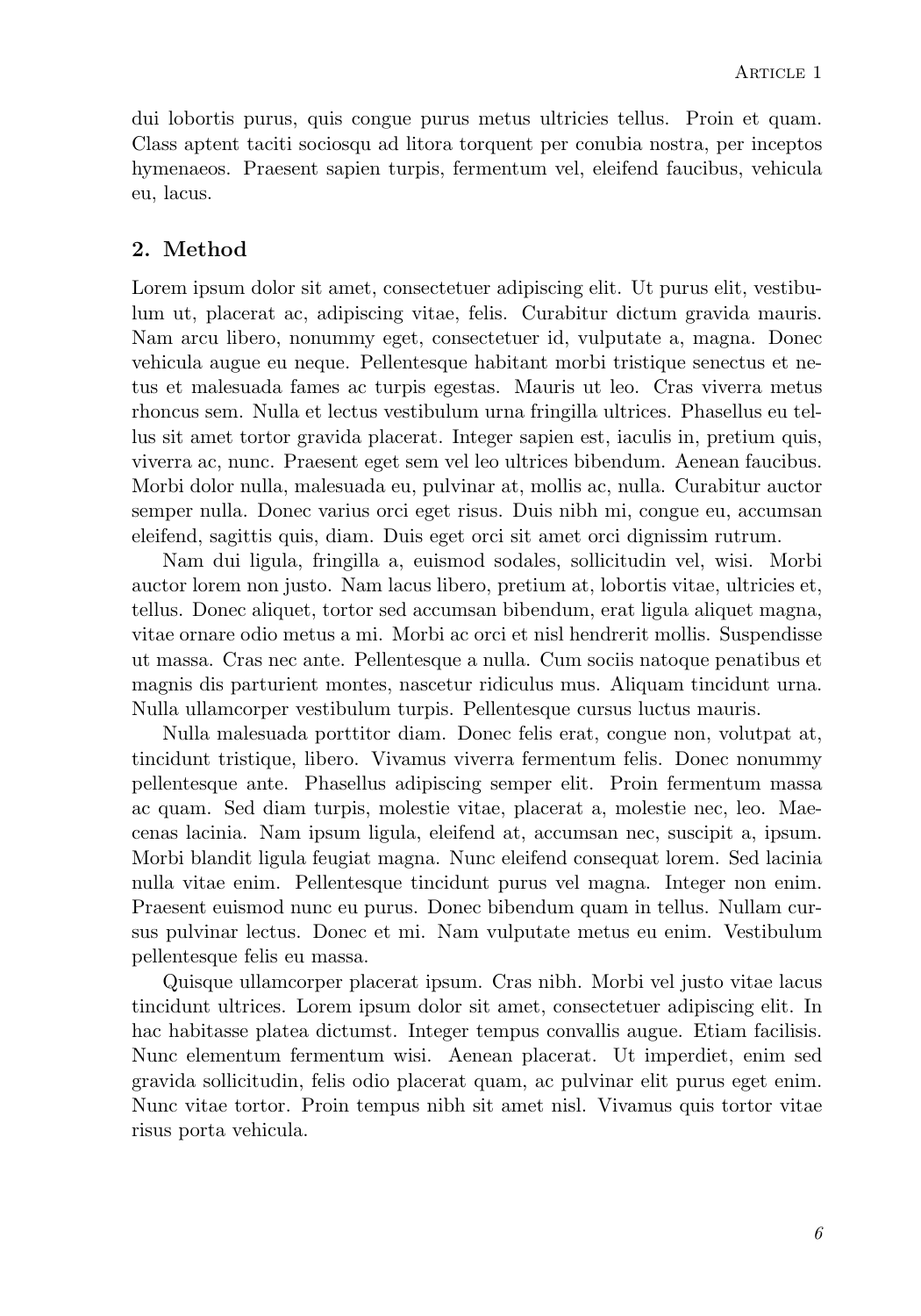dui lobortis purus, quis congue purus metus ultricies tellus. Proin et quam. Class aptent taciti sociosqu ad litora torquent per conubia nostra, per inceptos hymenaeos. Praesent sapien turpis, fermentum vel, eleifend faucibus, vehicula eu, lacus.

## 2. Method

Lorem ipsum dolor sit amet, consectetuer adipiscing elit. Ut purus elit, vestibulum ut, placerat ac, adipiscing vitae, felis. Curabitur dictum gravida mauris. Nam arcu libero, nonummy eget, consectetuer id, vulputate a, magna. Donec vehicula augue eu neque. Pellentesque habitant morbi tristique senectus et netus et malesuada fames ac turpis egestas. Mauris ut leo. Cras viverra metus rhoncus sem. Nulla et lectus vestibulum urna fringilla ultrices. Phasellus eu tellus sit amet tortor gravida placerat. Integer sapien est, iaculis in, pretium quis, viverra ac, nunc. Praesent eget sem vel leo ultrices bibendum. Aenean faucibus. Morbi dolor nulla, malesuada eu, pulvinar at, mollis ac, nulla. Curabitur auctor semper nulla. Donec varius orci eget risus. Duis nibh mi, congue eu, accumsan eleifend, sagittis quis, diam. Duis eget orci sit amet orci dignissim rutrum.

Nam dui ligula, fringilla a, euismod sodales, sollicitudin vel, wisi. Morbi auctor lorem non justo. Nam lacus libero, pretium at, lobortis vitae, ultricies et, tellus. Donec aliquet, tortor sed accumsan bibendum, erat ligula aliquet magna, vitae ornare odio metus a mi. Morbi ac orci et nisl hendrerit mollis. Suspendisse ut massa. Cras nec ante. Pellentesque a nulla. Cum sociis natoque penatibus et magnis dis parturient montes, nascetur ridiculus mus. Aliquam tincidunt urna. Nulla ullamcorper vestibulum turpis. Pellentesque cursus luctus mauris.

Nulla malesuada porttitor diam. Donec felis erat, congue non, volutpat at, tincidunt tristique, libero. Vivamus viverra fermentum felis. Donec nonummy pellentesque ante. Phasellus adipiscing semper elit. Proin fermentum massa ac quam. Sed diam turpis, molestie vitae, placerat a, molestie nec, leo. Maecenas lacinia. Nam ipsum ligula, eleifend at, accumsan nec, suscipit a, ipsum. Morbi blandit ligula feugiat magna. Nunc eleifend consequat lorem. Sed lacinia nulla vitae enim. Pellentesque tincidunt purus vel magna. Integer non enim. Praesent euismod nunc eu purus. Donec bibendum quam in tellus. Nullam cursus pulvinar lectus. Donec et mi. Nam vulputate metus eu enim. Vestibulum pellentesque felis eu massa.

Quisque ullamcorper placerat ipsum. Cras nibh. Morbi vel justo vitae lacus tincidunt ultrices. Lorem ipsum dolor sit amet, consectetuer adipiscing elit. In hac habitasse platea dictumst. Integer tempus convallis augue. Etiam facilisis. Nunc elementum fermentum wisi. Aenean placerat. Ut imperdiet, enim sed gravida sollicitudin, felis odio placerat quam, ac pulvinar elit purus eget enim. Nunc vitae tortor. Proin tempus nibh sit amet nisl. Vivamus quis tortor vitae risus porta vehicula.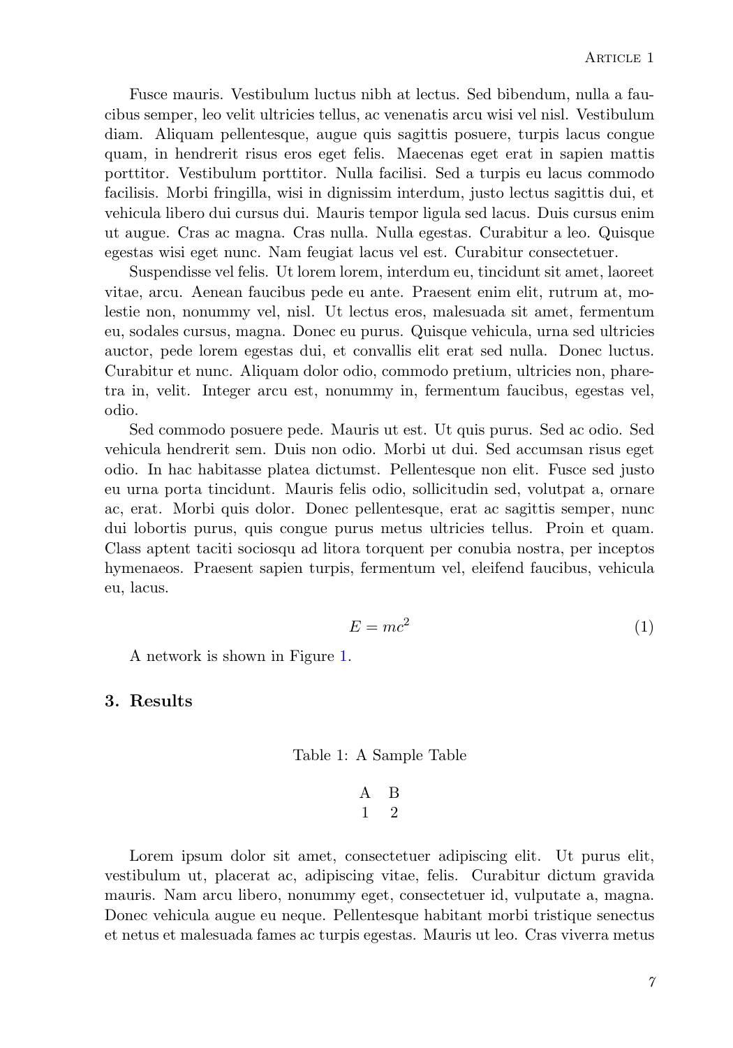Fusce mauris. Vestibulum luctus nibh at lectus. Sed bibendum, nulla a faucibus semper, leo velit ultricies tellus, ac venenatis arcu wisi vel nisl. Vestibulum diam. Aliquam pellentesque, augue quis sagittis posuere, turpis lacus congue quam, in hendrerit risus eros eget felis. Maecenas eget erat in sapien mattis porttitor. Vestibulum porttitor. Nulla facilisi. Sed a turpis eu lacus commodo facilisis. Morbi fringilla, wisi in dignissim interdum, justo lectus sagittis dui, et vehicula libero dui cursus dui. Mauris tempor ligula sed lacus. Duis cursus enim ut augue. Cras ac magna. Cras nulla. Nulla egestas. Curabitur a leo. Quisque egestas wisi eget nunc. Nam feugiat lacus vel est. Curabitur consectetuer.

Suspendisse vel felis. Ut lorem lorem, interdum eu, tincidunt sit amet, laoreet vitae, arcu. Aenean faucibus pede eu ante. Praesent enim elit, rutrum at, molestie non, nonummy vel, nisl. Ut lectus eros, malesuada sit amet, fermentum eu, sodales cursus, magna. Donec eu purus. Quisque vehicula, urna sed ultricies auctor, pede lorem egestas dui, et convallis elit erat sed nulla. Donec luctus. Curabitur et nunc. Aliquam dolor odio, commodo pretium, ultricies non, pharetra in, velit. Integer arcu est, nonummy in, fermentum faucibus, egestas vel, odio.

Sed commodo posuere pede. Mauris ut est. Ut quis purus. Sed ac odio. Sed vehicula hendrerit sem. Duis non odio. Morbi ut dui. Sed accumsan risus eget odio. In hac habitasse platea dictumst. Pellentesque non elit. Fusce sed justo eu urna porta tincidunt. Mauris felis odio, sollicitudin sed, volutpat a, ornare ac, erat. Morbi quis dolor. Donec pellentesque, erat ac sagittis semper, nunc dui lobortis purus, quis congue purus metus ultricies tellus. Proin et quam. Class aptent taciti sociosqu ad litora torquent per conubia nostra, per inceptos hymenaeos. Praesent sapien turpis, fermentum vel, eleifend faucibus, vehicula eu, lacus.

$$E = mc^2 \tag{1}$$

A network is shown in Figure 1.

## 3. Results

Table 1: A Sample Table

| A | B |
|---|---|
| 1 | 2 |

Lorem ipsum dolor sit amet, consectetuer adipiscing elit. Ut purus elit, vestibulum ut, placerat ac, adipiscing vitae, felis. Curabitur dictum gravida mauris. Nam arcu libero, nonummy eget, consectetuer id, vulputate a, magna. Donec vehicula augue eu neque. Pellentesque habitant morbi tristique senectus et netus et malesuada fames ac turpis egestas. Mauris ut leo. Cras viverra metus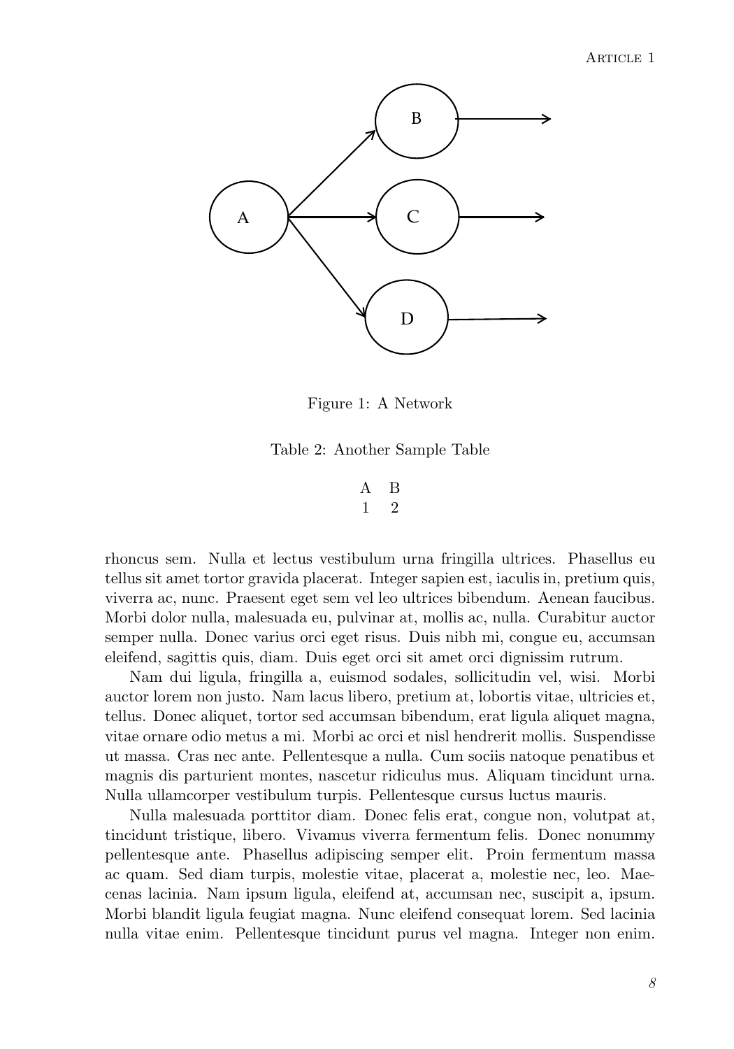Figure 1: A Network

Table 2: Another Sample Table

| A | B |
|---|---|
| 1 | 2 |

rhoncus sem. Nulla et lectus vestibulum urna fringilla ultrices. Phasellus eu tellus sit amet tortor gravida placerat. Integer sapien est, iaculis in, pretium quis, viverra ac, nunc. Praesent eget sem vel leo ultrices bibendum. Aenean faucibus. Morbi dolor nulla, malesuada eu, pulvinar at, mollis ac, nulla. Curabitur auctor semper nulla. Donec varius orci eget risus. Duis nibh mi, congue eu, accumsan eleifend, sagittis quis, diam. Duis eget orci sit amet orci dignissim rutrum.

Nam dui ligula, fringilla a, euismod sodales, sollicitudin vel, wisi. Morbi auctor lorem non justo. Nam lacus libero, pretium at, lobortis vitae, ultricies et, tellus. Donec aliquet, tortor sed accumsan bibendum, erat ligula aliquet magna, vitae ornare odio metus a mi. Morbi ac orci et nisl hendrerit mollis. Suspendisse ut massa. Cras nec ante. Pellentesque a nulla. Cum sociis natoque penatibus et magnis dis parturient montes, nascetur ridiculus mus. Aliquam tincidunt urna. Nulla ullamcorper vestibulum turpis. Pellentesque cursus luctus mauris.

Nulla malesuada porttitor diam. Donec felis erat, congue non, volutpat at, tincidunt tristique, libero. Vivamus viverra fermentum felis. Donec nonummy pellentesque ante. Phasellus adipiscing semper elit. Proin fermentum massa ac quam. Sed diam turpis, molestie vitae, placerat a, molestie nec, leo. Maecenas lacinia. Nam ipsum ligula, eleifend at, accumsan nec, suscipit a, ipsum. Morbi blandit ligula feugiat magna. Nunc eleifend consequat lorem. Sed lacinia nulla vitae enim. Pellentesque tincidunt purus vel magna. Integer non enim.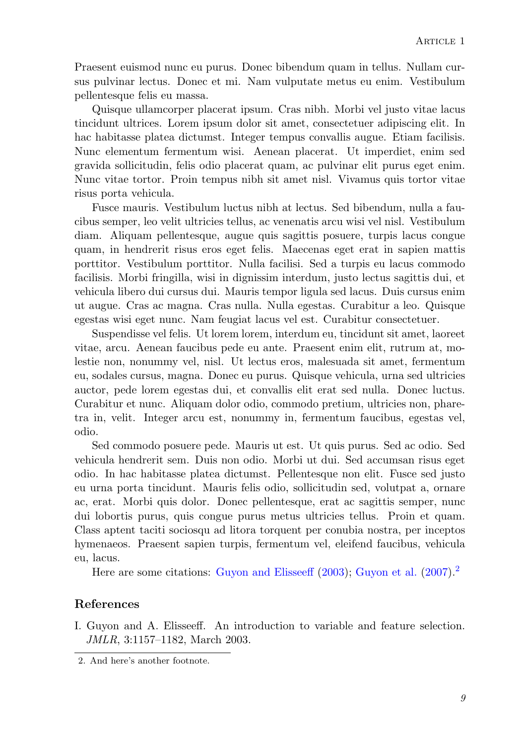Praesent euismod nunc eu purus. Donec bibendum quam in tellus. Nullam cursus pulvinar lectus. Donec et mi. Nam vulputate metus eu enim. Vestibulum pellentesque felis eu massa.

Quisque ullamcorper placerat ipsum. Cras nibh. Morbi vel justo vitae lacus tincidunt ultrices. Lorem ipsum dolor sit amet, consectetuer adipiscing elit. In hac habitasse platea dictumst. Integer tempus convallis augue. Etiam facilisis. Nunc elementum fermentum wisi. Aenean placerat. Ut imperdiet, enim sed gravida sollicitudin, felis odio placerat quam, ac pulvinar elit purus eget enim. Nunc vitae tortor. Proin tempus nibh sit amet nisl. Vivamus quis tortor vitae risus porta vehicula.

Fusce mauris. Vestibulum luctus nibh at lectus. Sed bibendum, nulla a faucibus semper, leo velit ultricies tellus, ac venenatis arcu wisi vel nisl. Vestibulum diam. Aliquam pellentesque, augue quis sagittis posuere, turpis lacus congue quam, in hendrerit risus eros eget felis. Maecenas eget erat in sapien mattis porttitor. Vestibulum porttitor. Nulla facilisi. Sed a turpis eu lacus commodo facilisis. Morbi fringilla, wisi in dignissim interdum, justo lectus sagittis dui, et vehicula libero dui cursus dui. Mauris tempor ligula sed lacus. Duis cursus enim ut augue. Cras ac magna. Cras nulla. Nulla egestas. Curabitur a leo. Quisque egestas wisi eget nunc. Nam feugiat lacus vel est. Curabitur consectetuer.

Suspendisse vel felis. Ut lorem lorem, interdum eu, tincidunt sit amet, laoreet vitae, arcu. Aenean faucibus pede eu ante. Praesent enim elit, rutrum at, molestie non, nonummy vel, nisl. Ut lectus eros, malesuada sit amet, fermentum eu, sodales cursus, magna. Donec eu purus. Quisque vehicula, urna sed ultricies auctor, pede lorem egestas dui, et convallis elit erat sed nulla. Donec luctus. Curabitur et nunc. Aliquam dolor odio, commodo pretium, ultricies non, pharetra in, velit. Integer arcu est, nonummy in, fermentum faucibus, egestas vel, odio.

Sed commodo posuere pede. Mauris ut est. Ut quis purus. Sed ac odio. Sed vehicula hendrerit sem. Duis non odio. Morbi ut dui. Sed accumsan risus eget odio. In hac habitasse platea dictumst. Pellentesque non elit. Fusce sed justo eu urna porta tincidunt. Mauris felis odio, sollicitudin sed, volutpat a, ornare ac, erat. Morbi quis dolor. Donec pellentesque, erat ac sagittis semper, nunc dui lobortis purus, quis congue purus metus ultricies tellus. Proin et quam. Class aptent taciti sociosqu ad litora torquent per conubia nostra, per inceptos hymenaeos. Praesent sapien turpis, fermentum vel, eleifend faucibus, vehicula eu, lacus.

Here are some citations: Guyon and Elisseeff (2003); Guyon et al. (2007).[2]

## References

I. Guyon and A. Elisseeff. An introduction to variable and feature selection. *JMLR*, 3:1157–1182, March 2003.

2. And here's another footnote.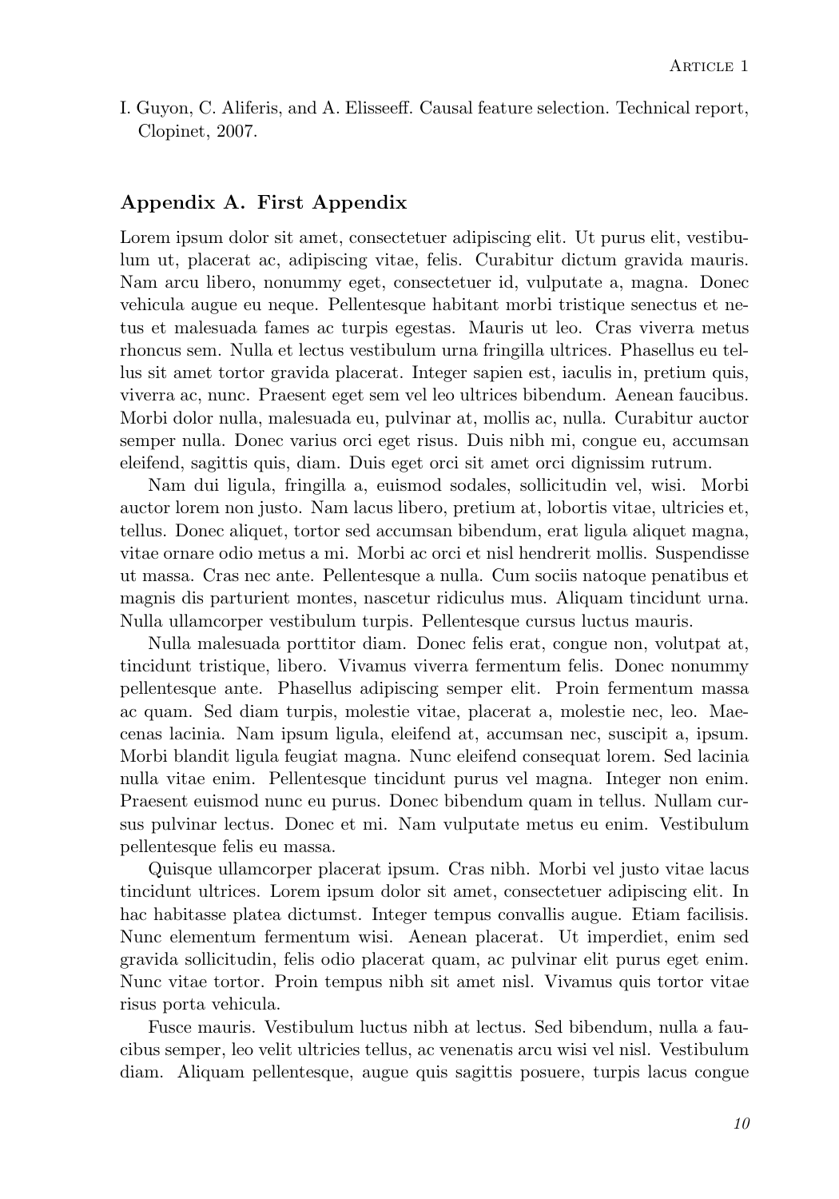I. Guyon, C. Aliferis, and A. Elisseeff. Causal feature selection. Technical report, Clopinet, 2007.

## Appendix A. First Appendix

Lorem ipsum dolor sit amet, consectetuer adipiscing elit. Ut purus elit, vestibulum ut, placerat ac, adipiscing vitae, felis. Curabitur dictum gravida mauris. Nam arcu libero, nonummy eget, consectetuer id, vulputate a, magna. Donec vehicula augue eu neque. Pellentesque habitant morbi tristique senectus et netus et malesuada fames ac turpis egestas. Mauris ut leo. Cras viverra metus rhoncus sem. Nulla et lectus vestibulum urna fringilla ultrices. Phasellus eu tellus sit amet tortor gravida placerat. Integer sapien est, iaculis in, pretium quis, viverra ac, nunc. Praesent eget sem vel leo ultrices bibendum. Aenean faucibus. Morbi dolor nulla, malesuada eu, pulvinar at, mollis ac, nulla. Curabitur auctor semper nulla. Donec varius orci eget risus. Duis nibh mi, congue eu, accumsan eleifend, sagittis quis, diam. Duis eget orci sit amet orci dignissim rutrum.

Nam dui ligula, fringilla a, euismod sodales, sollicitudin vel, wisi. Morbi auctor lorem non justo. Nam lacus libero, pretium at, lobortis vitae, ultricies et, tellus. Donec aliquet, tortor sed accumsan bibendum, erat ligula aliquet magna, vitae ornare odio metus a mi. Morbi ac orci et nisl hendrerit mollis. Suspendisse ut massa. Cras nec ante. Pellentesque a nulla. Cum sociis natoque penatibus et magnis dis parturient montes, nascetur ridiculus mus. Aliquam tincidunt urna. Nulla ullamcorper vestibulum turpis. Pellentesque cursus luctus mauris.

Nulla malesuada porttitor diam. Donec felis erat, congue non, volutpat at, tincidunt tristique, libero. Vivamus viverra fermentum felis. Donec nonummy pellentesque ante. Phasellus adipiscing semper elit. Proin fermentum massa ac quam. Sed diam turpis, molestie vitae, placerat a, molestie nec, leo. Maecenas lacinia. Nam ipsum ligula, eleifend at, accumsan nec, suscipit a, ipsum. Morbi blandit ligula feugiat magna. Nunc eleifend consequat lorem. Sed lacinia nulla vitae enim. Pellentesque tincidunt purus vel magna. Integer non enim. Praesent euismod nunc eu purus. Donec bibendum quam in tellus. Nullam cursus pulvinar lectus. Donec et mi. Nam vulputate metus eu enim. Vestibulum pellentesque felis eu massa.

Quisque ullamcorper placerat ipsum. Cras nibh. Morbi vel justo vitae lacus tincidunt ultrices. Lorem ipsum dolor sit amet, consectetuer adipiscing elit. In hac habitasse platea dictumst. Integer tempus convallis augue. Etiam facilisis. Nunc elementum fermentum wisi. Aenean placerat. Ut imperdiet, enim sed gravida sollicitudin, felis odio placerat quam, ac pulvinar elit purus eget enim. Nunc vitae tortor. Proin tempus nibh sit amet nisl. Vivamus quis tortor vitae risus porta vehicula.

Fusce mauris. Vestibulum luctus nibh at lectus. Sed bibendum, nulla a faucibus semper, leo velit ultricies tellus, ac venenatis arcu wisi vel nisl. Vestibulum diam. Aliquam pellentesque, augue quis sagittis posuere, turpis lacus congue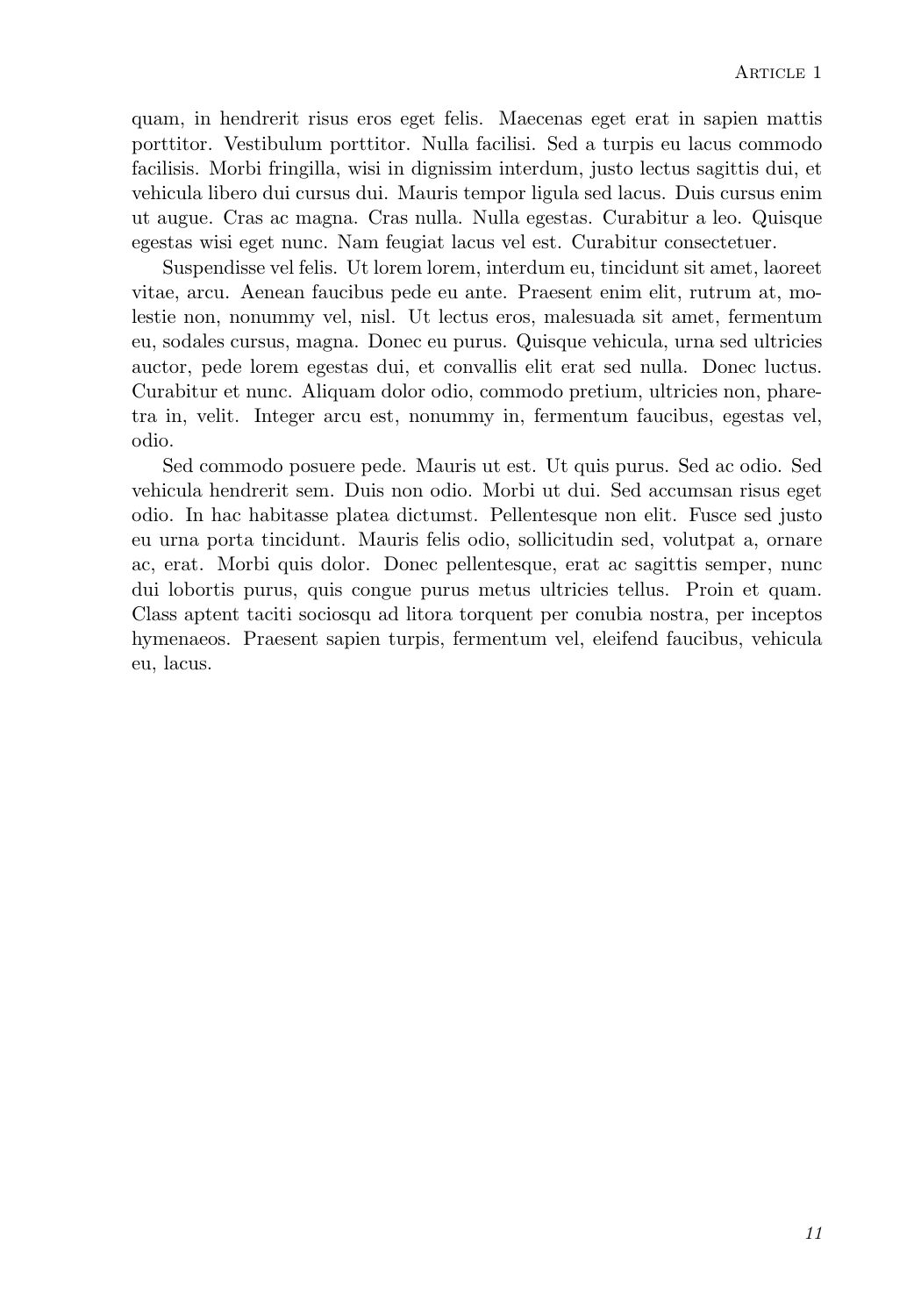quam, in hendrerit risus eros eget felis. Maecenas eget erat in sapien mattis porttitor. Vestibulum porttitor. Nulla facilisi. Sed a turpis eu lacus commodo facilisis. Morbi fringilla, wisi in dignissim interdum, justo lectus sagittis dui, et vehicula libero dui cursus dui. Mauris tempor ligula sed lacus. Duis cursus enim ut augue. Cras ac magna. Cras nulla. Nulla egestas. Curabitur a leo. Quisque egestas wisi eget nunc. Nam feugiat lacus vel est. Curabitur consectetuer.

Suspendisse vel felis. Ut lorem lorem, interdum eu, tincidunt sit amet, laoreet vitae, arcu. Aenean faucibus pede eu ante. Praesent enim elit, rutrum at, molestie non, nonummy vel, nisl. Ut lectus eros, malesuada sit amet, fermentum eu, sodales cursus, magna. Donec eu purus. Quisque vehicula, urna sed ultricies auctor, pede lorem egestas dui, et convallis elit erat sed nulla. Donec luctus. Curabitur et nunc. Aliquam dolor odio, commodo pretium, ultricies non, pharetra in, velit. Integer arcu est, nonummy in, fermentum faucibus, egestas vel, odio.

Sed commodo posuere pede. Mauris ut est. Ut quis purus. Sed ac odio. Sed vehicula hendrerit sem. Duis non odio. Morbi ut dui. Sed accumsan risus eget odio. In hac habitasse platea dictumst. Pellentesque non elit. Fusce sed justo eu urna porta tincidunt. Mauris felis odio, sollicitudin sed, volutpat a, ornare ac, erat. Morbi quis dolor. Donec pellentesque, erat ac sagittis semper, nunc dui lobortis purus, quis congue purus metus ultricies tellus. Proin et quam. Class aptent taciti sociosqu ad litora torquent per conubia nostra, per inceptos hymenaeos. Praesent sapien turpis, fermentum vel, eleifend faucibus, vehicula eu, lacus.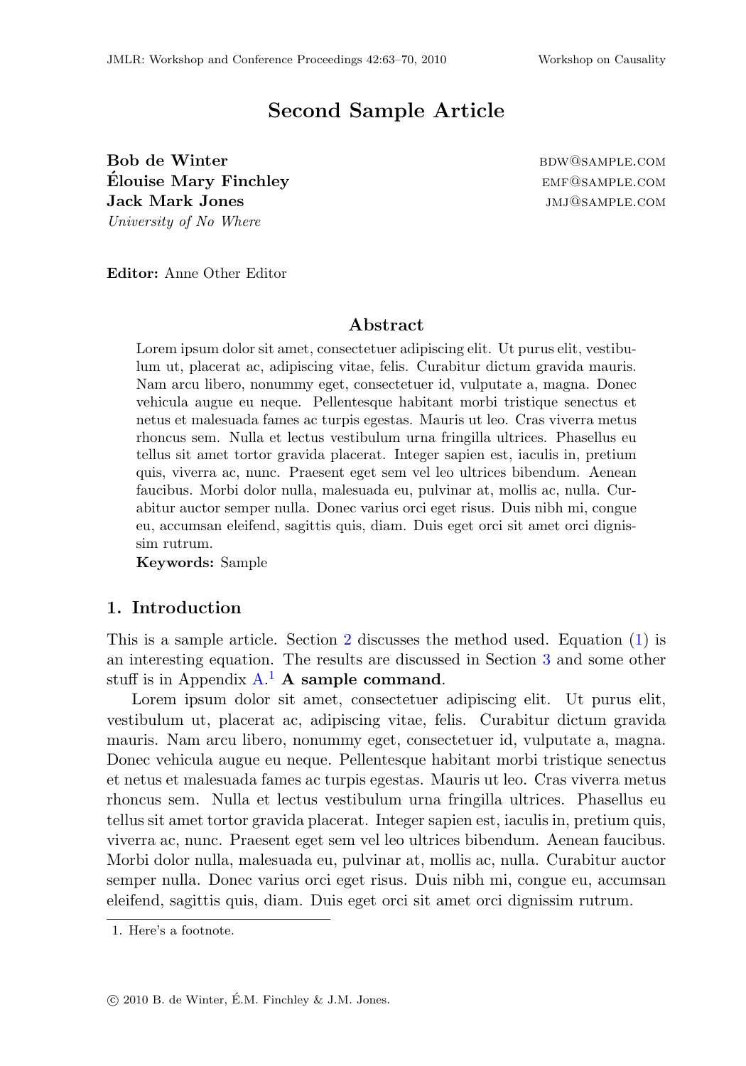# Second Sample Article

**Bob de Winter** BDW@SAMPLE.COM
**Élouise Mary Finchley** EMF@SAMPLE.COM
**Jack Mark Jones** JMJ@SAMPLE.COM
*University of No Where*

**Editor:** Anne Other Editor

## Abstract

Lorem ipsum dolor sit amet, consectetuer adipiscing elit. Ut purus elit, vestibulum ut, placerat ac, adipiscing vitae, felis. Curabitur dictum gravida mauris. Nam arcu libero, nonummy eget, consectetuer id, vulputate a, magna. Donec vehicula augue eu neque. Pellentesque habitant morbi tristique senectus et netus et malesuada fames ac turpis egestas. Mauris ut leo. Cras viverra metus rhoncus sem. Nulla et lectus vestibulum urna fringilla ultrices. Phasellus eu tellus sit amet tortor gravida placerat. Integer sapien est, iaculis in, pretium quis, viverra ac, nunc. Praesent eget sem vel leo ultrices bibendum. Aenean faucibus. Morbi dolor nulla, malesuada eu, pulvinar at, mollis ac, nulla. Curabitur auctor semper nulla. Donec varius orci eget risus. Duis nibh mi, congue eu, accumsan eleifend, sagittis quis, diam. Duis eget orci sit amet orci dignissim rutrum.

**Keywords:** Sample

## 1. Introduction

This is a sample article. Section 2 discusses the method used. Equation (1) is an interesting equation. The results are discussed in Section 3 and some other stuff is in Appendix A.[1] **A sample command**.

Lorem ipsum dolor sit amet, consectetuer adipiscing elit. Ut purus elit, vestibulum ut, placerat ac, adipiscing vitae, felis. Curabitur dictum gravida mauris. Nam arcu libero, nonummy eget, consectetuer id, vulputate a, magna. Donec vehicula augue eu neque. Pellentesque habitant morbi tristique senectus et netus et malesuada fames ac turpis egestas. Mauris ut leo. Cras viverra metus rhoncus sem. Nulla et lectus vestibulum urna fringilla ultrices. Phasellus eu tellus sit amet tortor gravida placerat. Integer sapien est, iaculis in, pretium quis, viverra ac, nunc. Praesent eget sem vel leo ultrices bibendum. Aenean faucibus. Morbi dolor nulla, malesuada eu, pulvinar at, mollis ac, nulla. Curabitur auctor semper nulla. Donec varius orci eget risus. Duis nibh mi, congue eu, accumsan eleifend, sagittis quis, diam. Duis eget orci sit amet orci dignissim rutrum.

1. Here's a footnote.

© 2010 B. de Winter, É.M. Finchley & J.M. Jones.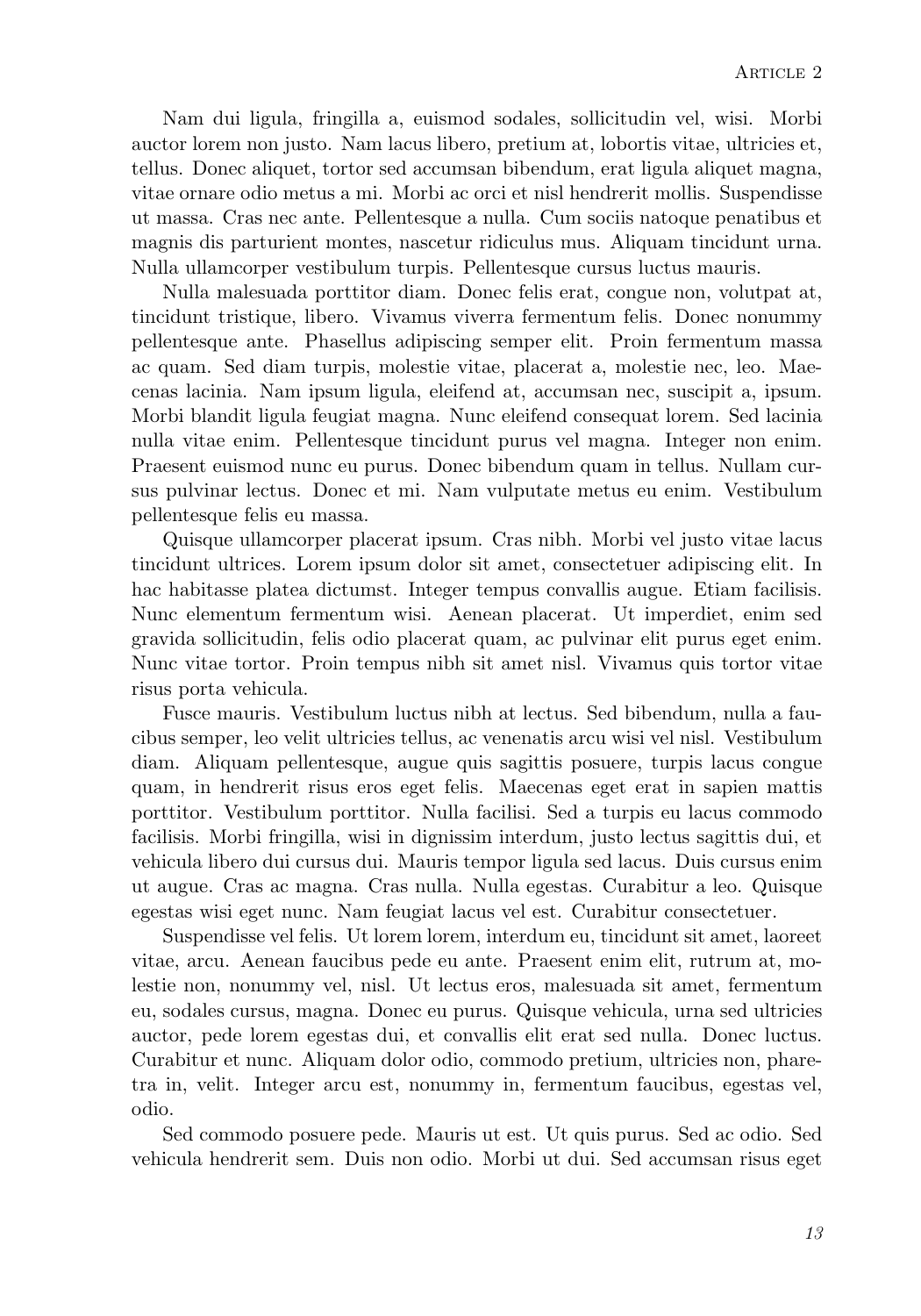Nam dui ligula, fringilla a, euismod sodales, sollicitudin vel, wisi. Morbi auctor lorem non justo. Nam lacus libero, pretium at, lobortis vitae, ultricies et, tellus. Donec aliquet, tortor sed accumsan bibendum, erat ligula aliquet magna, vitae ornare odio metus a mi. Morbi ac orci et nisl hendrerit mollis. Suspendisse ut massa. Cras nec ante. Pellentesque a nulla. Cum sociis natoque penatibus et magnis dis parturient montes, nascetur ridiculus mus. Aliquam tincidunt urna. Nulla ullamcorper vestibulum turpis. Pellentesque cursus luctus mauris.

Nulla malesuada porttitor diam. Donec felis erat, congue non, volutpat at, tincidunt tristique, libero. Vivamus viverra fermentum felis. Donec nonummy pellentesque ante. Phasellus adipiscing semper elit. Proin fermentum massa ac quam. Sed diam turpis, molestie vitae, placerat a, molestie nec, leo. Maecenas lacinia. Nam ipsum ligula, eleifend at, accumsan nec, suscipit a, ipsum. Morbi blandit ligula feugiat magna. Nunc eleifend consequat lorem. Sed lacinia nulla vitae enim. Pellentesque tincidunt purus vel magna. Integer non enim. Praesent euismod nunc eu purus. Donec bibendum quam in tellus. Nullam cursus pulvinar lectus. Donec et mi. Nam vulputate metus eu enim. Vestibulum pellentesque felis eu massa.

Quisque ullamcorper placerat ipsum. Cras nibh. Morbi vel justo vitae lacus tincidunt ultrices. Lorem ipsum dolor sit amet, consectetuer adipiscing elit. In hac habitasse platea dictumst. Integer tempus convallis augue. Etiam facilisis. Nunc elementum fermentum wisi. Aenean placerat. Ut imperdiet, enim sed gravida sollicitudin, felis odio placerat quam, ac pulvinar elit purus eget enim. Nunc vitae tortor. Proin tempus nibh sit amet nisl. Vivamus quis tortor vitae risus porta vehicula.

Fusce mauris. Vestibulum luctus nibh at lectus. Sed bibendum, nulla a faucibus semper, leo velit ultricies tellus, ac venenatis arcu wisi vel nisl. Vestibulum diam. Aliquam pellentesque, augue quis sagittis posuere, turpis lacus congue quam, in hendrerit risus eros eget felis. Maecenas eget erat in sapien mattis porttitor. Vestibulum porttitor. Nulla facilisi. Sed a turpis eu lacus commodo facilisis. Morbi fringilla, wisi in dignissim interdum, justo lectus sagittis dui, et vehicula libero dui cursus dui. Mauris tempor ligula sed lacus. Duis cursus enim ut augue. Cras ac magna. Cras nulla. Nulla egestas. Curabitur a leo. Quisque egestas wisi eget nunc. Nam feugiat lacus vel est. Curabitur consectetuer.

Suspendisse vel felis. Ut lorem lorem, interdum eu, tincidunt sit amet, laoreet vitae, arcu. Aenean faucibus pede eu ante. Praesent enim elit, rutrum at, molestie non, nonummy vel, nisl. Ut lectus eros, malesuada sit amet, fermentum eu, sodales cursus, magna. Donec eu purus. Quisque vehicula, urna sed ultricies auctor, pede lorem egestas dui, et convallis elit erat sed nulla. Donec luctus. Curabitur et nunc. Aliquam dolor odio, commodo pretium, ultricies non, pharetra in, velit. Integer arcu est, nonummy in, fermentum faucibus, egestas vel, odio.

Sed commodo posuere pede. Mauris ut est. Ut quis purus. Sed ac odio. Sed vehicula hendrerit sem. Duis non odio. Morbi ut dui. Sed accumsan risus eget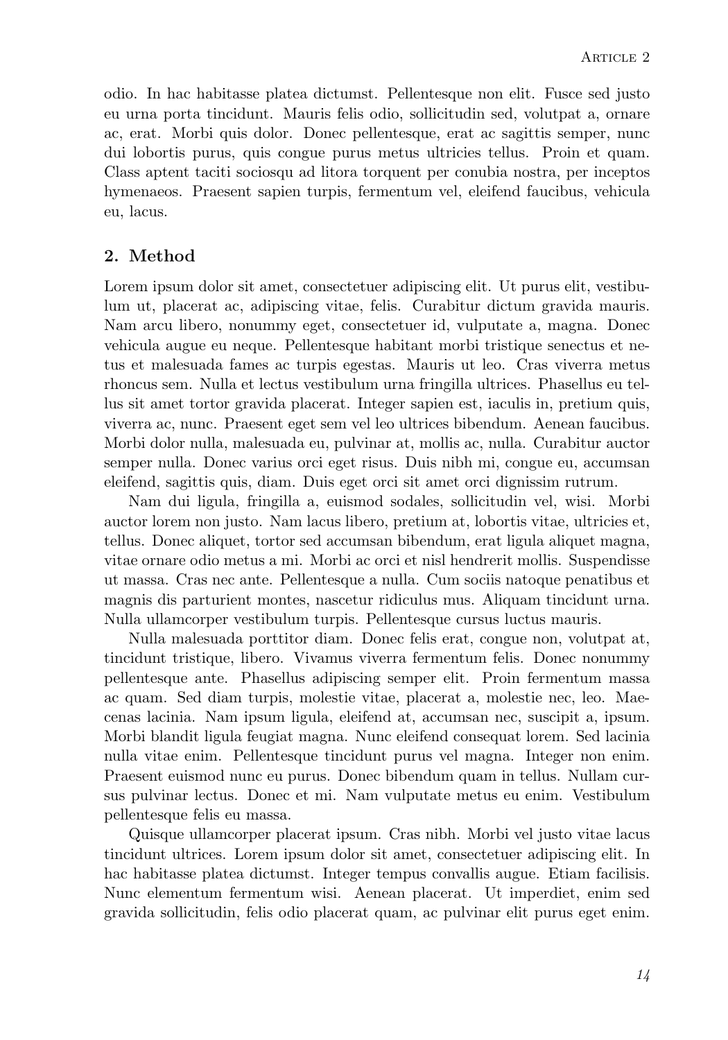odio. In hac habitasse platea dictumst. Pellentesque non elit. Fusce sed justo eu urna porta tincidunt. Mauris felis odio, sollicitudin sed, volutpat a, ornare ac, erat. Morbi quis dolor. Donec pellentesque, erat ac sagittis semper, nunc dui lobortis purus, quis congue purus metus ultricies tellus. Proin et quam. Class aptent taciti sociosqu ad litora torquent per conubia nostra, per inceptos hymenaeos. Praesent sapien turpis, fermentum vel, eleifend faucibus, vehicula eu, lacus.

## 2. Method

Lorem ipsum dolor sit amet, consectetuer adipiscing elit. Ut purus elit, vestibulum ut, placerat ac, adipiscing vitae, felis. Curabitur dictum gravida mauris. Nam arcu libero, nonummy eget, consectetuer id, vulputate a, magna. Donec vehicula augue eu neque. Pellentesque habitant morbi tristique senectus et netus et malesuada fames ac turpis egestas. Mauris ut leo. Cras viverra metus rhoncus sem. Nulla et lectus vestibulum urna fringilla ultrices. Phasellus eu tellus sit amet tortor gravida placerat. Integer sapien est, iaculis in, pretium quis, viverra ac, nunc. Praesent eget sem vel leo ultrices bibendum. Aenean faucibus. Morbi dolor nulla, malesuada eu, pulvinar at, mollis ac, nulla. Curabitur auctor semper nulla. Donec varius orci eget risus. Duis nibh mi, congue eu, accumsan eleifend, sagittis quis, diam. Duis eget orci sit amet orci dignissim rutrum.

Nam dui ligula, fringilla a, euismod sodales, sollicitudin vel, wisi. Morbi auctor lorem non justo. Nam lacus libero, pretium at, lobortis vitae, ultricies et, tellus. Donec aliquet, tortor sed accumsan bibendum, erat ligula aliquet magna, vitae ornare odio metus a mi. Morbi ac orci et nisl hendrerit mollis. Suspendisse ut massa. Cras nec ante. Pellentesque a nulla. Cum sociis natoque penatibus et magnis dis parturient montes, nascetur ridiculus mus. Aliquam tincidunt urna. Nulla ullamcorper vestibulum turpis. Pellentesque cursus luctus mauris.

Nulla malesuada porttitor diam. Donec felis erat, congue non, volutpat at, tincidunt tristique, libero. Vivamus viverra fermentum felis. Donec nonummy pellentesque ante. Phasellus adipiscing semper elit. Proin fermentum massa ac quam. Sed diam turpis, molestie vitae, placerat a, molestie nec, leo. Maecenas lacinia. Nam ipsum ligula, eleifend at, accumsan nec, suscipit a, ipsum. Morbi blandit ligula feugiat magna. Nunc eleifend consequat lorem. Sed lacinia nulla vitae enim. Pellentesque tincidunt purus vel magna. Integer non enim. Praesent euismod nunc eu purus. Donec bibendum quam in tellus. Nullam cursus pulvinar lectus. Donec et mi. Nam vulputate metus eu enim. Vestibulum pellentesque felis eu massa.

Quisque ullamcorper placerat ipsum. Cras nibh. Morbi vel justo vitae lacus tincidunt ultrices. Lorem ipsum dolor sit amet, consectetuer adipiscing elit. In hac habitasse platea dictumst. Integer tempus convallis augue. Etiam facilisis. Nunc elementum fermentum wisi. Aenean placerat. Ut imperdiet, enim sed gravida sollicitudin, felis odio placerat quam, ac pulvinar elit purus eget enim.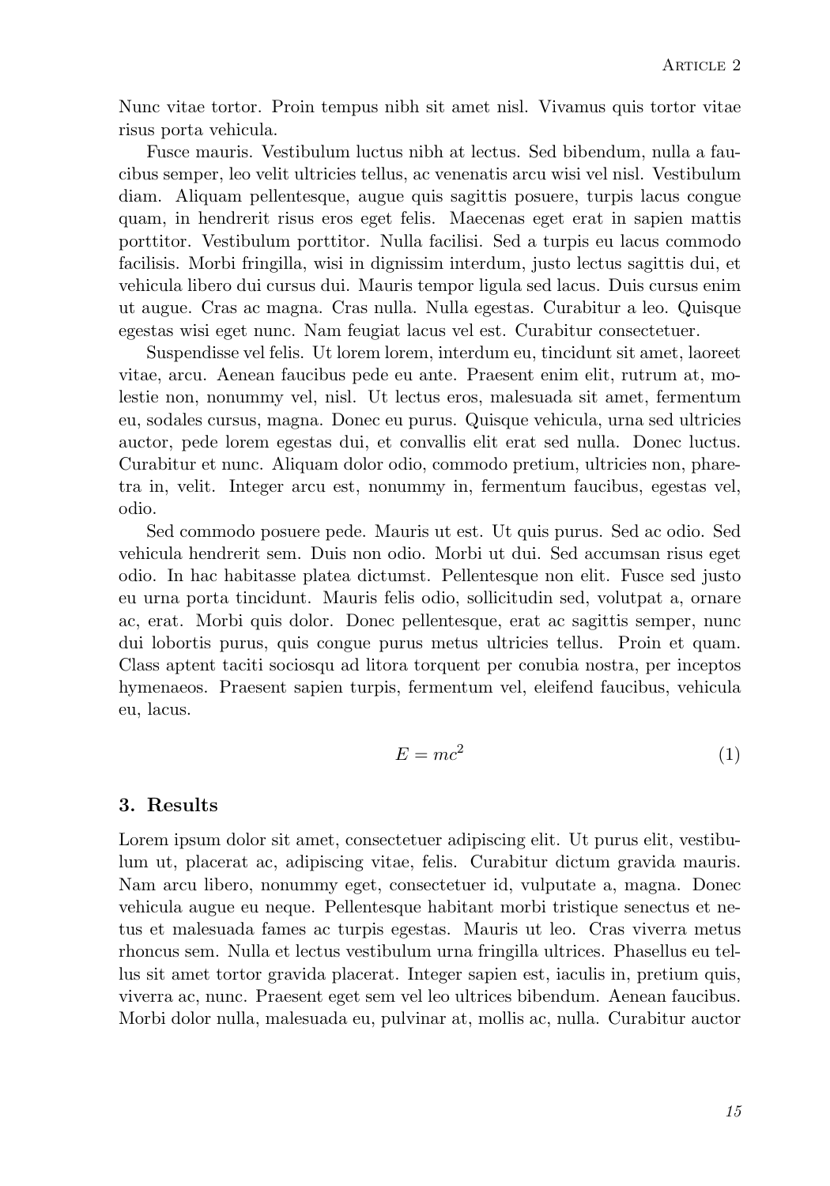Nunc vitae tortor. Proin tempus nibh sit amet nisl. Vivamus quis tortor vitae risus porta vehicula.

Fusce mauris. Vestibulum luctus nibh at lectus. Sed bibendum, nulla a faucibus semper, leo velit ultricies tellus, ac venenatis arcu wisi vel nisl. Vestibulum diam. Aliquam pellentesque, augue quis sagittis posuere, turpis lacus congue quam, in hendrerit risus eros eget felis. Maecenas eget erat in sapien mattis porttitor. Vestibulum porttitor. Nulla facilisi. Sed a turpis eu lacus commodo facilisis. Morbi fringilla, wisi in dignissim interdum, justo lectus sagittis dui, et vehicula libero dui cursus dui. Mauris tempor ligula sed lacus. Duis cursus enim ut augue. Cras ac magna. Cras nulla. Nulla egestas. Curabitur a leo. Quisque egestas wisi eget nunc. Nam feugiat lacus vel est. Curabitur consectetuer.

Suspendisse vel felis. Ut lorem lorem, interdum eu, tincidunt sit amet, laoreet vitae, arcu. Aenean faucibus pede eu ante. Praesent enim elit, rutrum at, molestie non, nonummy vel, nisl. Ut lectus eros, malesuada sit amet, fermentum eu, sodales cursus, magna. Donec eu purus. Quisque vehicula, urna sed ultricies auctor, pede lorem egestas dui, et convallis elit erat sed nulla. Donec luctus. Curabitur et nunc. Aliquam dolor odio, commodo pretium, ultricies non, pharetra in, velit. Integer arcu est, nonummy in, fermentum faucibus, egestas vel, odio.

Sed commodo posuere pede. Mauris ut est. Ut quis purus. Sed ac odio. Sed vehicula hendrerit sem. Duis non odio. Morbi ut dui. Sed accumsan risus eget odio. In hac habitasse platea dictumst. Pellentesque non elit. Fusce sed justo eu urna porta tincidunt. Mauris felis odio, sollicitudin sed, volutpat a, ornare ac, erat. Morbi quis dolor. Donec pellentesque, erat ac sagittis semper, nunc dui lobortis purus, quis congue purus metus ultricies tellus. Proin et quam. Class aptent taciti sociosqu ad litora torquent per conubia nostra, per inceptos hymenaeos. Praesent sapien turpis, fermentum vel, eleifend faucibus, vehicula eu, lacus.

$$E = mc^2 \tag{1}$$

## 3. Results

Lorem ipsum dolor sit amet, consectetuer adipiscing elit. Ut purus elit, vestibulum ut, placerat ac, adipiscing vitae, felis. Curabitur dictum gravida mauris. Nam arcu libero, nonummy eget, consectetuer id, vulputate a, magna. Donec vehicula augue eu neque. Pellentesque habitant morbi tristique senectus et netus et malesuada fames ac turpis egestas. Mauris ut leo. Cras viverra metus rhoncus sem. Nulla et lectus vestibulum urna fringilla ultrices. Phasellus eu tellus sit amet tortor gravida placerat. Integer sapien est, iaculis in, pretium quis, viverra ac, nunc. Praesent eget sem vel leo ultrices bibendum. Aenean faucibus. Morbi dolor nulla, malesuada eu, pulvinar at, mollis ac, nulla. Curabitur auctor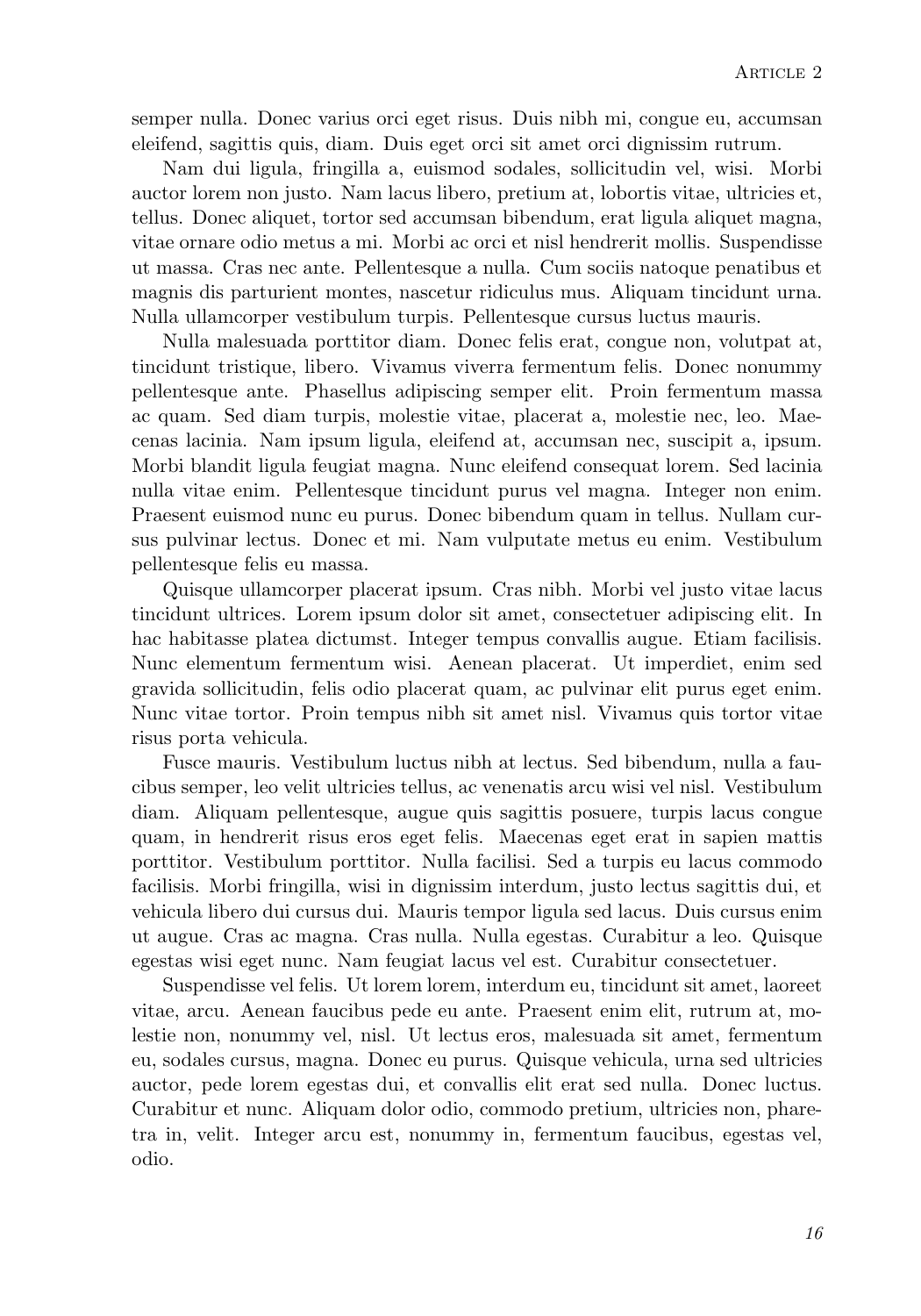semper nulla. Donec varius orci eget risus. Duis nibh mi, congue eu, accumsan eleifend, sagittis quis, diam. Duis eget orci sit amet orci dignissim rutrum.

Nam dui ligula, fringilla a, euismod sodales, sollicitudin vel, wisi. Morbi auctor lorem non justo. Nam lacus libero, pretium at, lobortis vitae, ultricies et, tellus. Donec aliquet, tortor sed accumsan bibendum, erat ligula aliquet magna, vitae ornare odio metus a mi. Morbi ac orci et nisl hendrerit mollis. Suspendisse ut massa. Cras nec ante. Pellentesque a nulla. Cum sociis natoque penatibus et magnis dis parturient montes, nascetur ridiculus mus. Aliquam tincidunt urna. Nulla ullamcorper vestibulum turpis. Pellentesque cursus luctus mauris.

Nulla malesuada porttitor diam. Donec felis erat, congue non, volutpat at, tincidunt tristique, libero. Vivamus viverra fermentum felis. Donec nonummy pellentesque ante. Phasellus adipiscing semper elit. Proin fermentum massa ac quam. Sed diam turpis, molestie vitae, placerat a, molestie nec, leo. Maecenas lacinia. Nam ipsum ligula, eleifend at, accumsan nec, suscipit a, ipsum. Morbi blandit ligula feugiat magna. Nunc eleifend consequat lorem. Sed lacinia nulla vitae enim. Pellentesque tincidunt purus vel magna. Integer non enim. Praesent euismod nunc eu purus. Donec bibendum quam in tellus. Nullam cursus pulvinar lectus. Donec et mi. Nam vulputate metus eu enim. Vestibulum pellentesque felis eu massa.

Quisque ullamcorper placerat ipsum. Cras nibh. Morbi vel justo vitae lacus tincidunt ultrices. Lorem ipsum dolor sit amet, consectetuer adipiscing elit. In hac habitasse platea dictumst. Integer tempus convallis augue. Etiam facilisis. Nunc elementum fermentum wisi. Aenean placerat. Ut imperdiet, enim sed gravida sollicitudin, felis odio placerat quam, ac pulvinar elit purus eget enim. Nunc vitae tortor. Proin tempus nibh sit amet nisl. Vivamus quis tortor vitae risus porta vehicula.

Fusce mauris. Vestibulum luctus nibh at lectus. Sed bibendum, nulla a faucibus semper, leo velit ultricies tellus, ac venenatis arcu wisi vel nisl. Vestibulum diam. Aliquam pellentesque, augue quis sagittis posuere, turpis lacus congue quam, in hendrerit risus eros eget felis. Maecenas eget erat in sapien mattis porttitor. Vestibulum porttitor. Nulla facilisi. Sed a turpis eu lacus commodo facilisis. Morbi fringilla, wisi in dignissim interdum, justo lectus sagittis dui, et vehicula libero dui cursus dui. Mauris tempor ligula sed lacus. Duis cursus enim ut augue. Cras ac magna. Cras nulla. Nulla egestas. Curabitur a leo. Quisque egestas wisi eget nunc. Nam feugiat lacus vel est. Curabitur consectetuer.

Suspendisse vel felis. Ut lorem lorem, interdum eu, tincidunt sit amet, laoreet vitae, arcu. Aenean faucibus pede eu ante. Praesent enim elit, rutrum at, molestie non, nonummy vel, nisl. Ut lectus eros, malesuada sit amet, fermentum eu, sodales cursus, magna. Donec eu purus. Quisque vehicula, urna sed ultricies auctor, pede lorem egestas dui, et convallis elit erat sed nulla. Donec luctus. Curabitur et nunc. Aliquam dolor odio, commodo pretium, ultricies non, pharetra in, velit. Integer arcu est, nonummy in, fermentum faucibus, egestas vel, odio.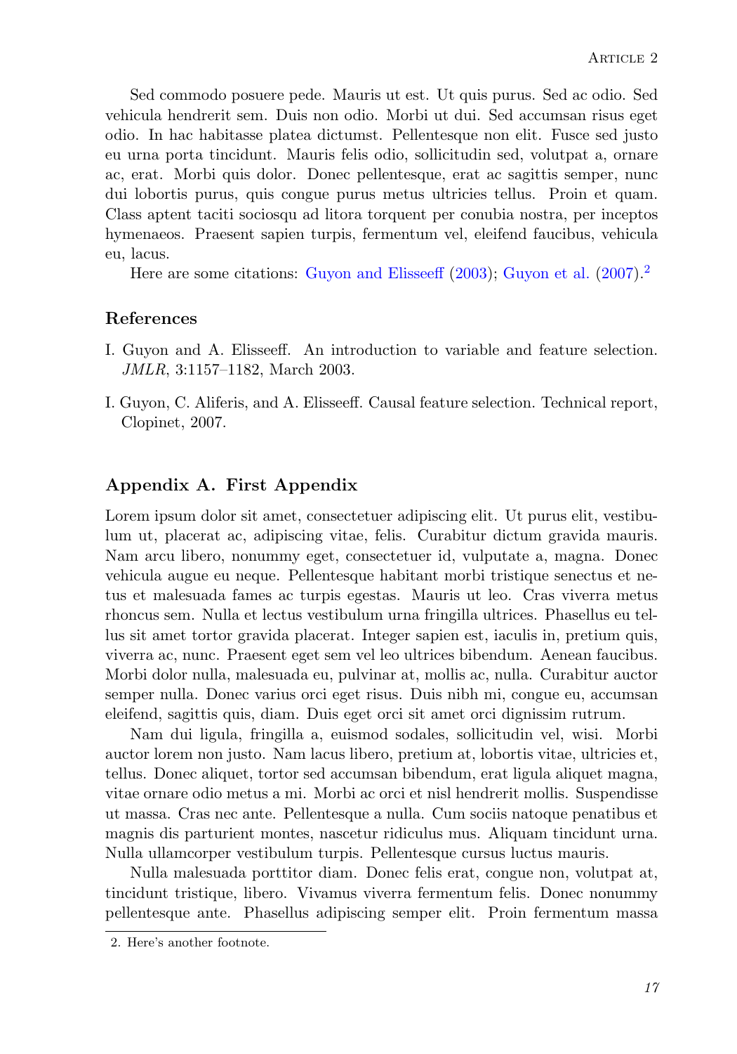Sed commodo posuere pede. Mauris ut est. Ut quis purus. Sed ac odio. Sed vehicula hendrerit sem. Duis non odio. Morbi ut dui. Sed accumsan risus eget odio. In hac habitasse platea dictumst. Pellentesque non elit. Fusce sed justo eu urna porta tincidunt. Mauris felis odio, sollicitudin sed, volutpat a, ornare ac, erat. Morbi quis dolor. Donec pellentesque, erat ac sagittis semper, nunc dui lobortis purus, quis congue purus metus ultricies tellus. Proin et quam. Class aptent taciti sociosqu ad litora torquent per conubia nostra, per inceptos hymenaeos. Praesent sapien turpis, fermentum vel, eleifend faucibus, vehicula eu, lacus.

Here are some citations: Guyon and Elisseeff (2003); Guyon et al. (2007).[2]

### References

I. Guyon and A. Elisseeff. An introduction to variable and feature selection. *JMLR*, 3:1157–1182, March 2003.

I. Guyon, C. Aliferis, and A. Elisseeff. Causal feature selection. Technical report, Clopinet, 2007.

## Appendix A. First Appendix

Lorem ipsum dolor sit amet, consectetuer adipiscing elit. Ut purus elit, vestibulum ut, placerat ac, adipiscing vitae, felis. Curabitur dictum gravida mauris. Nam arcu libero, nonummy eget, consectetuer id, vulputate a, magna. Donec vehicula augue eu neque. Pellentesque habitant morbi tristique senectus et netus et malesuada fames ac turpis egestas. Mauris ut leo. Cras viverra metus rhoncus sem. Nulla et lectus vestibulum urna fringilla ultrices. Phasellus eu tellus sit amet tortor gravida placerat. Integer sapien est, iaculis in, pretium quis, viverra ac, nunc. Praesent eget sem vel leo ultrices bibendum. Aenean faucibus. Morbi dolor nulla, malesuada eu, pulvinar at, mollis ac, nulla. Curabitur auctor semper nulla. Donec varius orci eget risus. Duis nibh mi, congue eu, accumsan eleifend, sagittis quis, diam. Duis eget orci sit amet orci dignissim rutrum.

Nam dui ligula, fringilla a, euismod sodales, sollicitudin vel, wisi. Morbi auctor lorem non justo. Nam lacus libero, pretium at, lobortis vitae, ultricies et, tellus. Donec aliquet, tortor sed accumsan bibendum, erat ligula aliquet magna, vitae ornare odio metus a mi. Morbi ac orci et nisl hendrerit mollis. Suspendisse ut massa. Cras nec ante. Pellentesque a nulla. Cum sociis natoque penatibus et magnis dis parturient montes, nascetur ridiculus mus. Aliquam tincidunt urna. Nulla ullamcorper vestibulum turpis. Pellentesque cursus luctus mauris.

Nulla malesuada porttitor diam. Donec felis erat, congue non, volutpat at, tincidunt tristique, libero. Vivamus viverra fermentum felis. Donec nonummy pellentesque ante. Phasellus adipiscing semper elit. Proin fermentum massa

2. Here's another footnote.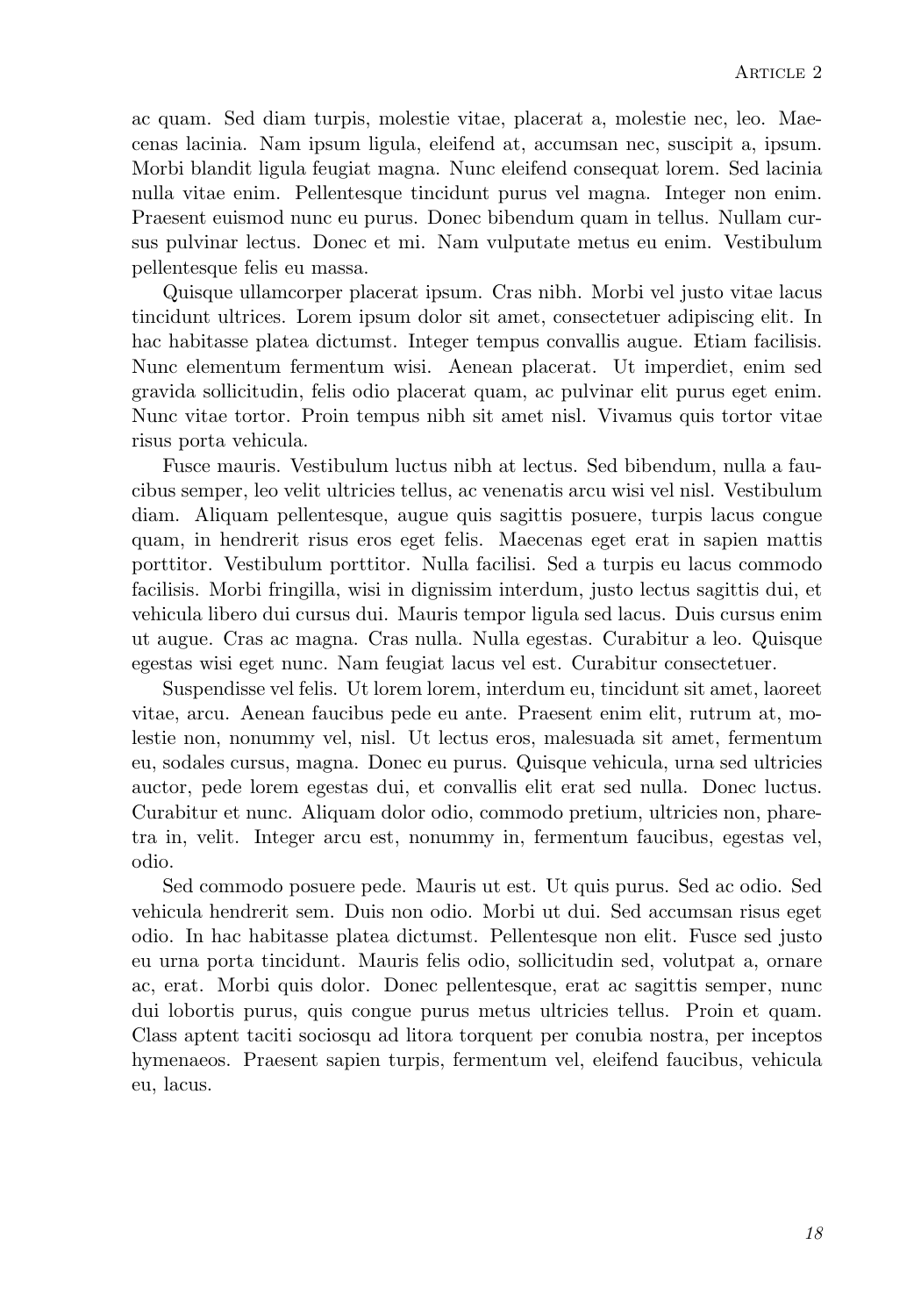ac quam. Sed diam turpis, molestie vitae, placerat a, molestie nec, leo. Maecenas lacinia. Nam ipsum ligula, eleifend at, accumsan nec, suscipit a, ipsum. Morbi blandit ligula feugiat magna. Nunc eleifend consequat lorem. Sed lacinia nulla vitae enim. Pellentesque tincidunt purus vel magna. Integer non enim. Praesent euismod nunc eu purus. Donec bibendum quam in tellus. Nullam cursus pulvinar lectus. Donec et mi. Nam vulputate metus eu enim. Vestibulum pellentesque felis eu massa.

Quisque ullamcorper placerat ipsum. Cras nibh. Morbi vel justo vitae lacus tincidunt ultrices. Lorem ipsum dolor sit amet, consectetuer adipiscing elit. In hac habitasse platea dictumst. Integer tempus convallis augue. Etiam facilisis. Nunc elementum fermentum wisi. Aenean placerat. Ut imperdiet, enim sed gravida sollicitudin, felis odio placerat quam, ac pulvinar elit purus eget enim. Nunc vitae tortor. Proin tempus nibh sit amet nisl. Vivamus quis tortor vitae risus porta vehicula.

Fusce mauris. Vestibulum luctus nibh at lectus. Sed bibendum, nulla a faucibus semper, leo velit ultricies tellus, ac venenatis arcu wisi vel nisl. Vestibulum diam. Aliquam pellentesque, augue quis sagittis posuere, turpis lacus congue quam, in hendrerit risus eros eget felis. Maecenas eget erat in sapien mattis porttitor. Vestibulum porttitor. Nulla facilisi. Sed a turpis eu lacus commodo facilisis. Morbi fringilla, wisi in dignissim interdum, justo lectus sagittis dui, et vehicula libero dui cursus dui. Mauris tempor ligula sed lacus. Duis cursus enim ut augue. Cras ac magna. Cras nulla. Nulla egestas. Curabitur a leo. Quisque egestas wisi eget nunc. Nam feugiat lacus vel est. Curabitur consectetuer.

Suspendisse vel felis. Ut lorem lorem, interdum eu, tincidunt sit amet, laoreet vitae, arcu. Aenean faucibus pede eu ante. Praesent enim elit, rutrum at, molestie non, nonummy vel, nisl. Ut lectus eros, malesuada sit amet, fermentum eu, sodales cursus, magna. Donec eu purus. Quisque vehicula, urna sed ultricies auctor, pede lorem egestas dui, et convallis elit erat sed nulla. Donec luctus. Curabitur et nunc. Aliquam dolor odio, commodo pretium, ultricies non, pharetra in, velit. Integer arcu est, nonummy in, fermentum faucibus, egestas vel, odio.

Sed commodo posuere pede. Mauris ut est. Ut quis purus. Sed ac odio. Sed vehicula hendrerit sem. Duis non odio. Morbi ut dui. Sed accumsan risus eget odio. In hac habitasse platea dictumst. Pellentesque non elit. Fusce sed justo eu urna porta tincidunt. Mauris felis odio, sollicitudin sed, volutpat a, ornare ac, erat. Morbi quis dolor. Donec pellentesque, erat ac sagittis semper, nunc dui lobortis purus, quis congue purus metus ultricies tellus. Proin et quam. Class aptent taciti sociosqu ad litora torquent per conubia nostra, per inceptos hymenaeos. Praesent sapien turpis, fermentum vel, eleifend faucibus, vehicula eu, lacus.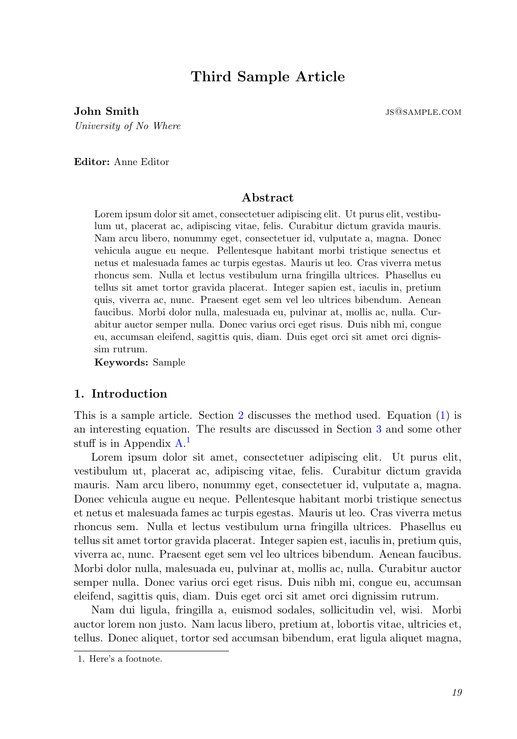# Third Sample Article

**John Smith** JS@SAMPLE.COM

*University of No Where*

**Editor:** Anne Editor

## Abstract

Lorem ipsum dolor sit amet, consectetuer adipiscing elit. Ut purus elit, vestibulum ut, placerat ac, adipiscing vitae, felis. Curabitur dictum gravida mauris. Nam arcu libero, nonummy eget, consectetuer id, vulputate a, magna. Donec vehicula augue eu neque. Pellentesque habitant morbi tristique senectus et netus et malesuada fames ac turpis egestas. Mauris ut leo. Cras viverra metus rhoncus sem. Nulla et lectus vestibulum urna fringilla ultrices. Phasellus eu tellus sit amet tortor gravida placerat. Integer sapien est, iaculis in, pretium quis, viverra ac, nunc. Praesent eget sem vel leo ultrices bibendum. Aenean faucibus. Morbi dolor nulla, malesuada eu, pulvinar at, mollis ac, nulla. Curabitur auctor semper nulla. Donec varius orci eget risus. Duis nibh mi, congue eu, accumsan eleifend, sagittis quis, diam. Duis eget orci sit amet orci dignissim rutrum.

**Keywords:** Sample

## 1. Introduction

This is a sample article. Section 2 discusses the method used. Equation (1) is an interesting equation. The results are discussed in Section 3 and some other stuff is in Appendix A.[1]

Lorem ipsum dolor sit amet, consectetuer adipiscing elit. Ut purus elit, vestibulum ut, placerat ac, adipiscing vitae, felis. Curabitur dictum gravida mauris. Nam arcu libero, nonummy eget, consectetuer id, vulputate a, magna. Donec vehicula augue eu neque. Pellentesque habitant morbi tristique senectus et netus et malesuada fames ac turpis egestas. Mauris ut leo. Cras viverra metus rhoncus sem. Nulla et lectus vestibulum urna fringilla ultrices. Phasellus eu tellus sit amet tortor gravida placerat. Integer sapien est, iaculis in, pretium quis, viverra ac, nunc. Praesent eget sem vel leo ultrices bibendum. Aenean faucibus. Morbi dolor nulla, malesuada eu, pulvinar at, mollis ac, nulla. Curabitur auctor semper nulla. Donec varius orci eget risus. Duis nibh mi, congue eu, accumsan eleifend, sagittis quis, diam. Duis eget orci sit amet orci dignissim rutrum.

Nam dui ligula, fringilla a, euismod sodales, sollicitudin vel, wisi. Morbi auctor lorem non justo. Nam lacus libero, pretium at, lobortis vitae, ultricies et, tellus. Donec aliquet, tortor sed accumsan bibendum, erat ligula aliquet magna,

1. Here's a footnote.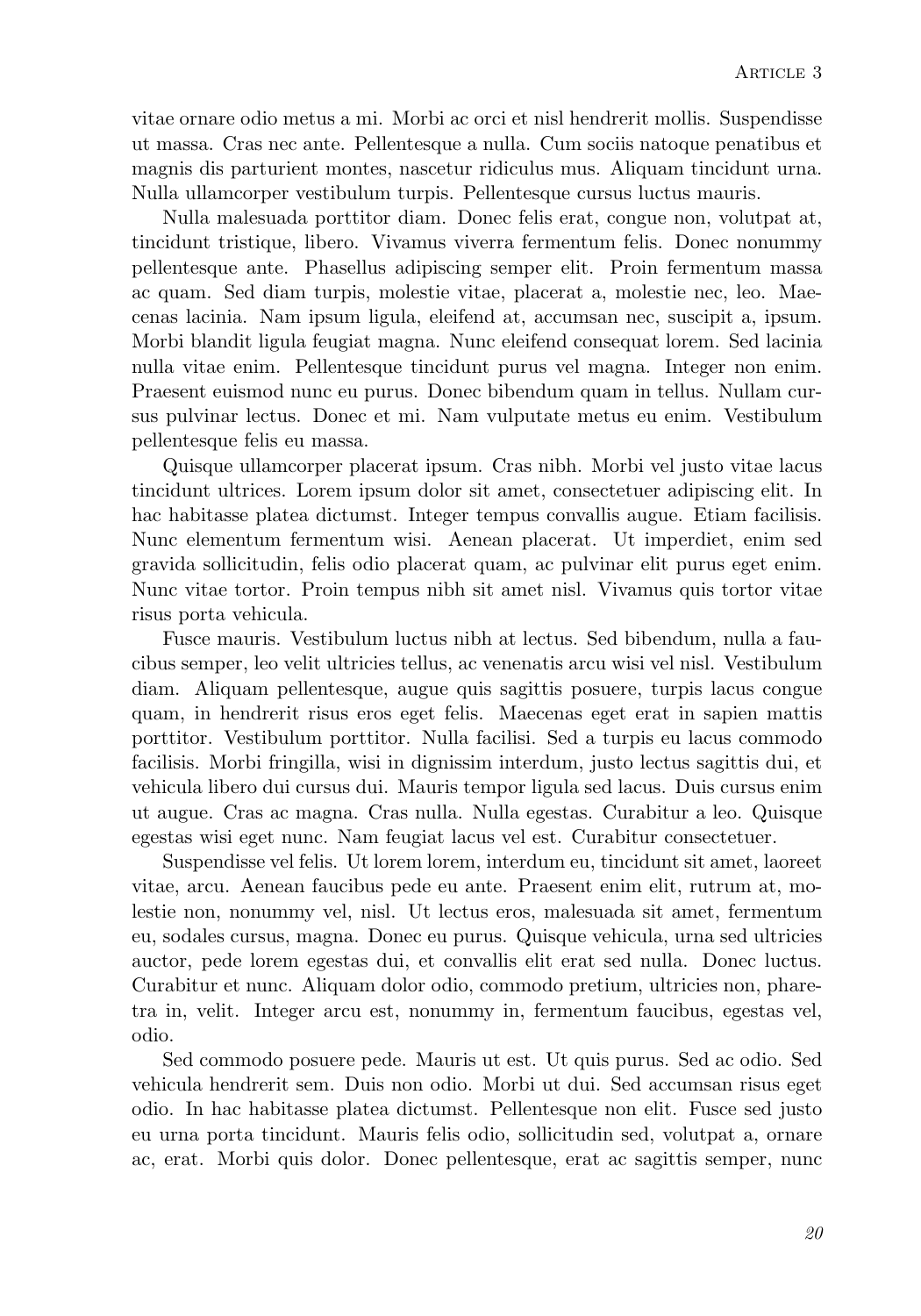vitae ornare odio metus a mi. Morbi ac orci et nisl hendrerit mollis. Suspendisse ut massa. Cras nec ante. Pellentesque a nulla. Cum sociis natoque penatibus et magnis dis parturient montes, nascetur ridiculus mus. Aliquam tincidunt urna. Nulla ullamcorper vestibulum turpis. Pellentesque cursus luctus mauris.

Nulla malesuada porttitor diam. Donec felis erat, congue non, volutpat at, tincidunt tristique, libero. Vivamus viverra fermentum felis. Donec nonummy pellentesque ante. Phasellus adipiscing semper elit. Proin fermentum massa ac quam. Sed diam turpis, molestie vitae, placerat a, molestie nec, leo. Maecenas lacinia. Nam ipsum ligula, eleifend at, accumsan nec, suscipit a, ipsum. Morbi blandit ligula feugiat magna. Nunc eleifend consequat lorem. Sed lacinia nulla vitae enim. Pellentesque tincidunt purus vel magna. Integer non enim. Praesent euismod nunc eu purus. Donec bibendum quam in tellus. Nullam cursus pulvinar lectus. Donec et mi. Nam vulputate metus eu enim. Vestibulum pellentesque felis eu massa.

Quisque ullamcorper placerat ipsum. Cras nibh. Morbi vel justo vitae lacus tincidunt ultrices. Lorem ipsum dolor sit amet, consectetuer adipiscing elit. In hac habitasse platea dictumst. Integer tempus convallis augue. Etiam facilisis. Nunc elementum fermentum wisi. Aenean placerat. Ut imperdiet, enim sed gravida sollicitudin, felis odio placerat quam, ac pulvinar elit purus eget enim. Nunc vitae tortor. Proin tempus nibh sit amet nisl. Vivamus quis tortor vitae risus porta vehicula.

Fusce mauris. Vestibulum luctus nibh at lectus. Sed bibendum, nulla a faucibus semper, leo velit ultricies tellus, ac venenatis arcu wisi vel nisl. Vestibulum diam. Aliquam pellentesque, augue quis sagittis posuere, turpis lacus congue quam, in hendrerit risus eros eget felis. Maecenas eget erat in sapien mattis porttitor. Vestibulum porttitor. Nulla facilisi. Sed a turpis eu lacus commodo facilisis. Morbi fringilla, wisi in dignissim interdum, justo lectus sagittis dui, et vehicula libero dui cursus dui. Mauris tempor ligula sed lacus. Duis cursus enim ut augue. Cras ac magna. Cras nulla. Nulla egestas. Curabitur a leo. Quisque egestas wisi eget nunc. Nam feugiat lacus vel est. Curabitur consectetuer.

Suspendisse vel felis. Ut lorem lorem, interdum eu, tincidunt sit amet, laoreet vitae, arcu. Aenean faucibus pede eu ante. Praesent enim elit, rutrum at, molestie non, nonummy vel, nisl. Ut lectus eros, malesuada sit amet, fermentum eu, sodales cursus, magna. Donec eu purus. Quisque vehicula, urna sed ultricies auctor, pede lorem egestas dui, et convallis elit erat sed nulla. Donec luctus. Curabitur et nunc. Aliquam dolor odio, commodo pretium, ultricies non, pharetra in, velit. Integer arcu est, nonummy in, fermentum faucibus, egestas vel, odio.

Sed commodo posuere pede. Mauris ut est. Ut quis purus. Sed ac odio. Sed vehicula hendrerit sem. Duis non odio. Morbi ut dui. Sed accumsan risus eget odio. In hac habitasse platea dictumst. Pellentesque non elit. Fusce sed justo eu urna porta tincidunt. Mauris felis odio, sollicitudin sed, volutpat a, ornare ac, erat. Morbi quis dolor. Donec pellentesque, erat ac sagittis semper, nunc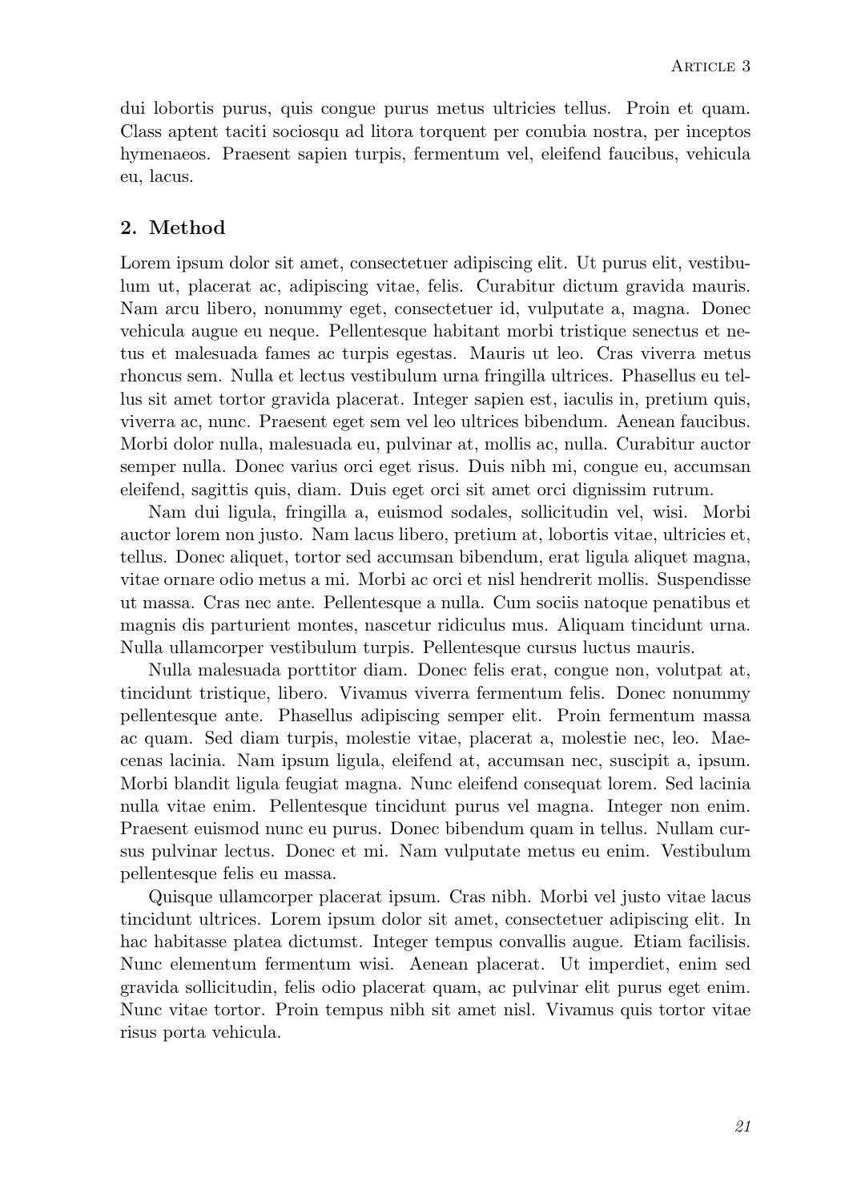dui lobortis purus, quis congue purus metus ultricies tellus. Proin et quam. Class aptent taciti sociosqu ad litora torquent per conubia nostra, per inceptos hymenaeos. Praesent sapien turpis, fermentum vel, eleifend faucibus, vehicula eu, lacus.

## 2. Method

Lorem ipsum dolor sit amet, consectetuer adipiscing elit. Ut purus elit, vestibulum ut, placerat ac, adipiscing vitae, felis. Curabitur dictum gravida mauris. Nam arcu libero, nonummy eget, consectetuer id, vulputate a, magna. Donec vehicula augue eu neque. Pellentesque habitant morbi tristique senectus et netus et malesuada fames ac turpis egestas. Mauris ut leo. Cras viverra metus rhoncus sem. Nulla et lectus vestibulum urna fringilla ultrices. Phasellus eu tellus sit amet tortor gravida placerat. Integer sapien est, iaculis in, pretium quis, viverra ac, nunc. Praesent eget sem vel leo ultrices bibendum. Aenean faucibus. Morbi dolor nulla, malesuada eu, pulvinar at, mollis ac, nulla. Curabitur auctor semper nulla. Donec varius orci eget risus. Duis nibh mi, congue eu, accumsan eleifend, sagittis quis, diam. Duis eget orci sit amet orci dignissim rutrum.

Nam dui ligula, fringilla a, euismod sodales, sollicitudin vel, wisi. Morbi auctor lorem non justo. Nam lacus libero, pretium at, lobortis vitae, ultricies et, tellus. Donec aliquet, tortor sed accumsan bibendum, erat ligula aliquet magna, vitae ornare odio metus a mi. Morbi ac orci et nisl hendrerit mollis. Suspendisse ut massa. Cras nec ante. Pellentesque a nulla. Cum sociis natoque penatibus et magnis dis parturient montes, nascetur ridiculus mus. Aliquam tincidunt urna. Nulla ullamcorper vestibulum turpis. Pellentesque cursus luctus mauris.

Nulla malesuada porttitor diam. Donec felis erat, congue non, volutpat at, tincidunt tristique, libero. Vivamus viverra fermentum felis. Donec nonummy pellentesque ante. Phasellus adipiscing semper elit. Proin fermentum massa ac quam. Sed diam turpis, molestie vitae, placerat a, molestie nec, leo. Maecenas lacinia. Nam ipsum ligula, eleifend at, accumsan nec, suscipit a, ipsum. Morbi blandit ligula feugiat magna. Nunc eleifend consequat lorem. Sed lacinia nulla vitae enim. Pellentesque tincidunt purus vel magna. Integer non enim. Praesent euismod nunc eu purus. Donec bibendum quam in tellus. Nullam cursus pulvinar lectus. Donec et mi. Nam vulputate metus eu enim. Vestibulum pellentesque felis eu massa.

Quisque ullamcorper placerat ipsum. Cras nibh. Morbi vel justo vitae lacus tincidunt ultrices. Lorem ipsum dolor sit amet, consectetuer adipiscing elit. In hac habitasse platea dictumst. Integer tempus convallis augue. Etiam facilisis. Nunc elementum fermentum wisi. Aenean placerat. Ut imperdiet, enim sed gravida sollicitudin, felis odio placerat quam, ac pulvinar elit purus eget enim. Nunc vitae tortor. Proin tempus nibh sit amet nisl. Vivamus quis tortor vitae risus porta vehicula.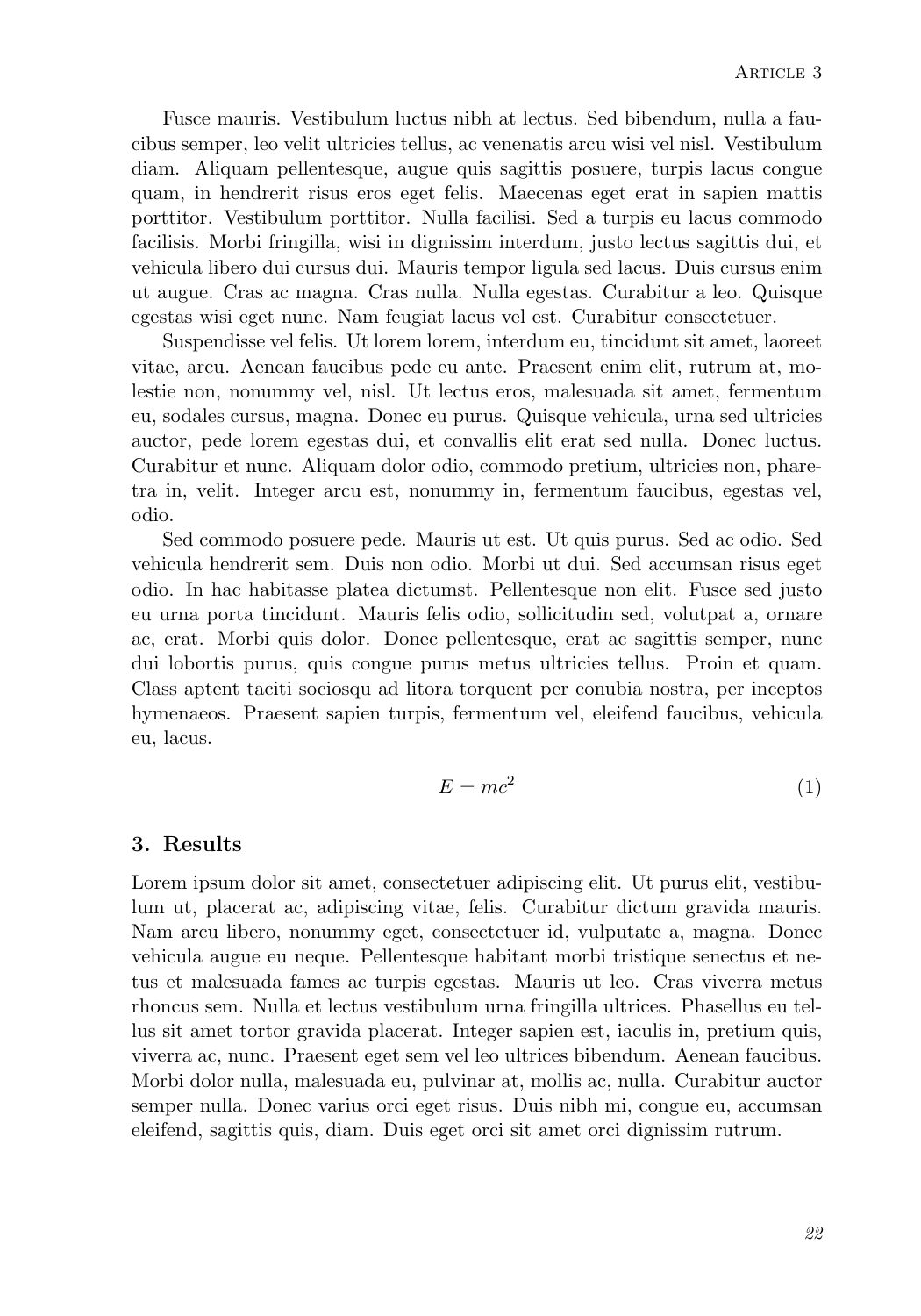Fusce mauris. Vestibulum luctus nibh at lectus. Sed bibendum, nulla a faucibus semper, leo velit ultricies tellus, ac venenatis arcu wisi vel nisl. Vestibulum diam. Aliquam pellentesque, augue quis sagittis posuere, turpis lacus congue quam, in hendrerit risus eros eget felis. Maecenas eget erat in sapien mattis porttitor. Vestibulum porttitor. Nulla facilisi. Sed a turpis eu lacus commodo facilisis. Morbi fringilla, wisi in dignissim interdum, justo lectus sagittis dui, et vehicula libero dui cursus dui. Mauris tempor ligula sed lacus. Duis cursus enim ut augue. Cras ac magna. Cras nulla. Nulla egestas. Curabitur a leo. Quisque egestas wisi eget nunc. Nam feugiat lacus vel est. Curabitur consectetuer.

Suspendisse vel felis. Ut lorem lorem, interdum eu, tincidunt sit amet, laoreet vitae, arcu. Aenean faucibus pede eu ante. Praesent enim elit, rutrum at, molestie non, nonummy vel, nisl. Ut lectus eros, malesuada sit amet, fermentum eu, sodales cursus, magna. Donec eu purus. Quisque vehicula, urna sed ultricies auctor, pede lorem egestas dui, et convallis elit erat sed nulla. Donec luctus. Curabitur et nunc. Aliquam dolor odio, commodo pretium, ultricies non, pharetra in, velit. Integer arcu est, nonummy in, fermentum faucibus, egestas vel, odio.

Sed commodo posuere pede. Mauris ut est. Ut quis purus. Sed ac odio. Sed vehicula hendrerit sem. Duis non odio. Morbi ut dui. Sed accumsan risus eget odio. In hac habitasse platea dictumst. Pellentesque non elit. Fusce sed justo eu urna porta tincidunt. Mauris felis odio, sollicitudin sed, volutpat a, ornare ac, erat. Morbi quis dolor. Donec pellentesque, erat ac sagittis semper, nunc dui lobortis purus, quis congue purus metus ultricies tellus. Proin et quam. Class aptent taciti sociosqu ad litora torquent per conubia nostra, per inceptos hymenaeos. Praesent sapien turpis, fermentum vel, eleifend faucibus, vehicula eu, lacus.

$$E = mc^2 \tag{1}$$

## 3. Results

Lorem ipsum dolor sit amet, consectetuer adipiscing elit. Ut purus elit, vestibulum ut, placerat ac, adipiscing vitae, felis. Curabitur dictum gravida mauris. Nam arcu libero, nonummy eget, consectetuer id, vulputate a, magna. Donec vehicula augue eu neque. Pellentesque habitant morbi tristique senectus et netus et malesuada fames ac turpis egestas. Mauris ut leo. Cras viverra metus rhoncus sem. Nulla et lectus vestibulum urna fringilla ultrices. Phasellus eu tellus sit amet tortor gravida placerat. Integer sapien est, iaculis in, pretium quis, viverra ac, nunc. Praesent eget sem vel leo ultrices bibendum. Aenean faucibus. Morbi dolor nulla, malesuada eu, pulvinar at, mollis ac, nulla. Curabitur auctor semper nulla. Donec varius orci eget risus. Duis nibh mi, congue eu, accumsan eleifend, sagittis quis, diam. Duis eget orci sit amet orci dignissim rutrum.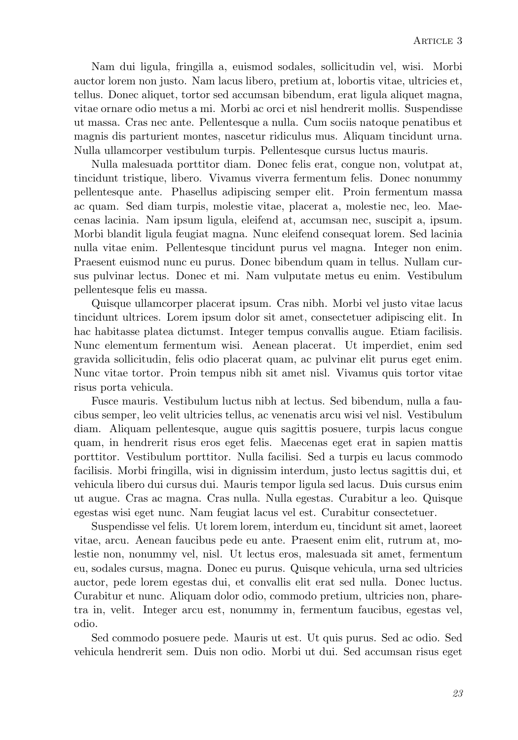Nam dui ligula, fringilla a, euismod sodales, sollicitudin vel, wisi. Morbi auctor lorem non justo. Nam lacus libero, pretium at, lobortis vitae, ultricies et, tellus. Donec aliquet, tortor sed accumsan bibendum, erat ligula aliquet magna, vitae ornare odio metus a mi. Morbi ac orci et nisl hendrerit mollis. Suspendisse ut massa. Cras nec ante. Pellentesque a nulla. Cum sociis natoque penatibus et magnis dis parturient montes, nascetur ridiculus mus. Aliquam tincidunt urna. Nulla ullamcorper vestibulum turpis. Pellentesque cursus luctus mauris.

Nulla malesuada porttitor diam. Donec felis erat, congue non, volutpat at, tincidunt tristique, libero. Vivamus viverra fermentum felis. Donec nonummy pellentesque ante. Phasellus adipiscing semper elit. Proin fermentum massa ac quam. Sed diam turpis, molestie vitae, placerat a, molestie nec, leo. Maecenas lacinia. Nam ipsum ligula, eleifend at, accumsan nec, suscipit a, ipsum. Morbi blandit ligula feugiat magna. Nunc eleifend consequat lorem. Sed lacinia nulla vitae enim. Pellentesque tincidunt purus vel magna. Integer non enim. Praesent euismod nunc eu purus. Donec bibendum quam in tellus. Nullam cursus pulvinar lectus. Donec et mi. Nam vulputate metus eu enim. Vestibulum pellentesque felis eu massa.

Quisque ullamcorper placerat ipsum. Cras nibh. Morbi vel justo vitae lacus tincidunt ultrices. Lorem ipsum dolor sit amet, consectetuer adipiscing elit. In hac habitasse platea dictumst. Integer tempus convallis augue. Etiam facilisis. Nunc elementum fermentum wisi. Aenean placerat. Ut imperdiet, enim sed gravida sollicitudin, felis odio placerat quam, ac pulvinar elit purus eget enim. Nunc vitae tortor. Proin tempus nibh sit amet nisl. Vivamus quis tortor vitae risus porta vehicula.

Fusce mauris. Vestibulum luctus nibh at lectus. Sed bibendum, nulla a faucibus semper, leo velit ultricies tellus, ac venenatis arcu wisi vel nisl. Vestibulum diam. Aliquam pellentesque, augue quis sagittis posuere, turpis lacus congue quam, in hendrerit risus eros eget felis. Maecenas eget erat in sapien mattis porttitor. Vestibulum porttitor. Nulla facilisi. Sed a turpis eu lacus commodo facilisis. Morbi fringilla, wisi in dignissim interdum, justo lectus sagittis dui, et vehicula libero dui cursus dui. Mauris tempor ligula sed lacus. Duis cursus enim ut augue. Cras ac magna. Cras nulla. Nulla egestas. Curabitur a leo. Quisque egestas wisi eget nunc. Nam feugiat lacus vel est. Curabitur consectetuer.

Suspendisse vel felis. Ut lorem lorem, interdum eu, tincidunt sit amet, laoreet vitae, arcu. Aenean faucibus pede eu ante. Praesent enim elit, rutrum at, molestie non, nonummy vel, nisl. Ut lectus eros, malesuada sit amet, fermentum eu, sodales cursus, magna. Donec eu purus. Quisque vehicula, urna sed ultricies auctor, pede lorem egestas dui, et convallis elit erat sed nulla. Donec luctus. Curabitur et nunc. Aliquam dolor odio, commodo pretium, ultricies non, pharetra in, velit. Integer arcu est, nonummy in, fermentum faucibus, egestas vel, odio.

Sed commodo posuere pede. Mauris ut est. Ut quis purus. Sed ac odio. Sed vehicula hendrerit sem. Duis non odio. Morbi ut dui. Sed accumsan risus eget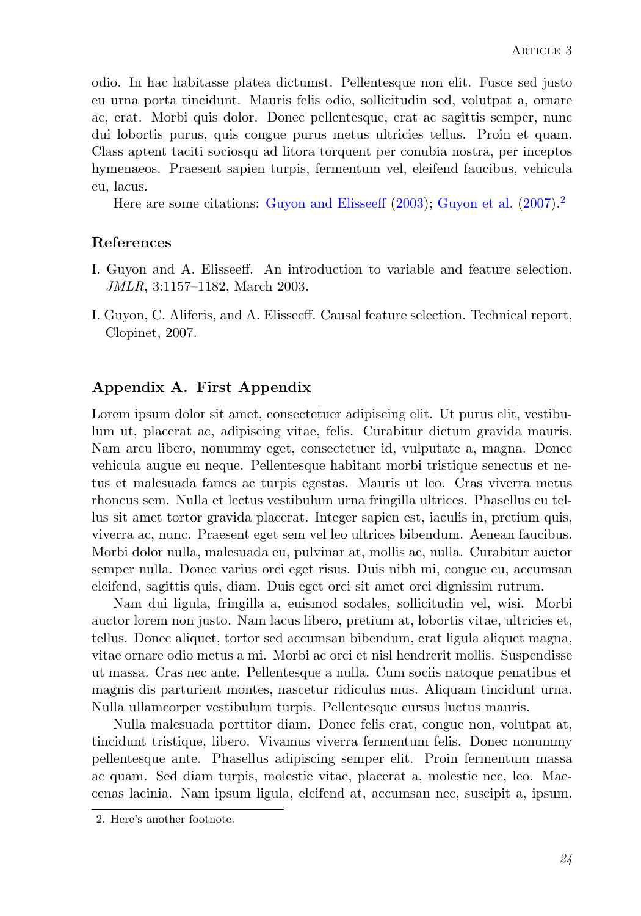odio. In hac habitasse platea dictumst. Pellentesque non elit. Fusce sed justo eu urna porta tincidunt. Mauris felis odio, sollicitudin sed, volutpat a, ornare ac, erat. Morbi quis dolor. Donec pellentesque, erat ac sagittis semper, nunc dui lobortis purus, quis congue purus metus ultricies tellus. Proin et quam. Class aptent taciti sociosqu ad litora torquent per conubia nostra, per inceptos hymenaeos. Praesent sapien turpis, fermentum vel, eleifend faucibus, vehicula eu, lacus.

Here are some citations: Guyon and Elisseeff (2003); Guyon et al. (2007).[2]

## References

I. Guyon and A. Elisseeff. An introduction to variable and feature selection. *JMLR*, 3:1157–1182, March 2003.

I. Guyon, C. Aliferis, and A. Elisseeff. Causal feature selection. Technical report, Clopinet, 2007.

## Appendix A. First Appendix

Lorem ipsum dolor sit amet, consectetuer adipiscing elit. Ut purus elit, vestibulum ut, placerat ac, adipiscing vitae, felis. Curabitur dictum gravida mauris. Nam arcu libero, nonummy eget, consectetuer id, vulputate a, magna. Donec vehicula augue eu neque. Pellentesque habitant morbi tristique senectus et netus et malesuada fames ac turpis egestas. Mauris ut leo. Cras viverra metus rhoncus sem. Nulla et lectus vestibulum urna fringilla ultrices. Phasellus eu tellus sit amet tortor gravida placerat. Integer sapien est, iaculis in, pretium quis, viverra ac, nunc. Praesent eget sem vel leo ultrices bibendum. Aenean faucibus. Morbi dolor nulla, malesuada eu, pulvinar at, mollis ac, nulla. Curabitur auctor semper nulla. Donec varius orci eget risus. Duis nibh mi, congue eu, accumsan eleifend, sagittis quis, diam. Duis eget orci sit amet orci dignissim rutrum.

Nam dui ligula, fringilla a, euismod sodales, sollicitudin vel, wisi. Morbi auctor lorem non justo. Nam lacus libero, pretium at, lobortis vitae, ultricies et, tellus. Donec aliquet, tortor sed accumsan bibendum, erat ligula aliquet magna, vitae ornare odio metus a mi. Morbi ac orci et nisl hendrerit mollis. Suspendisse ut massa. Cras nec ante. Pellentesque a nulla. Cum sociis natoque penatibus et magnis dis parturient montes, nascetur ridiculus mus. Aliquam tincidunt urna. Nulla ullamcorper vestibulum turpis. Pellentesque cursus luctus mauris.

Nulla malesuada porttitor diam. Donec felis erat, congue non, volutpat at, tincidunt tristique, libero. Vivamus viverra fermentum felis. Donec nonummy pellentesque ante. Phasellus adipiscing semper elit. Proin fermentum massa ac quam. Sed diam turpis, molestie vitae, placerat a, molestie nec, leo. Maecenas lacinia. Nam ipsum ligula, eleifend at, accumsan nec, suscipit a, ipsum.

2. Here's another footnote.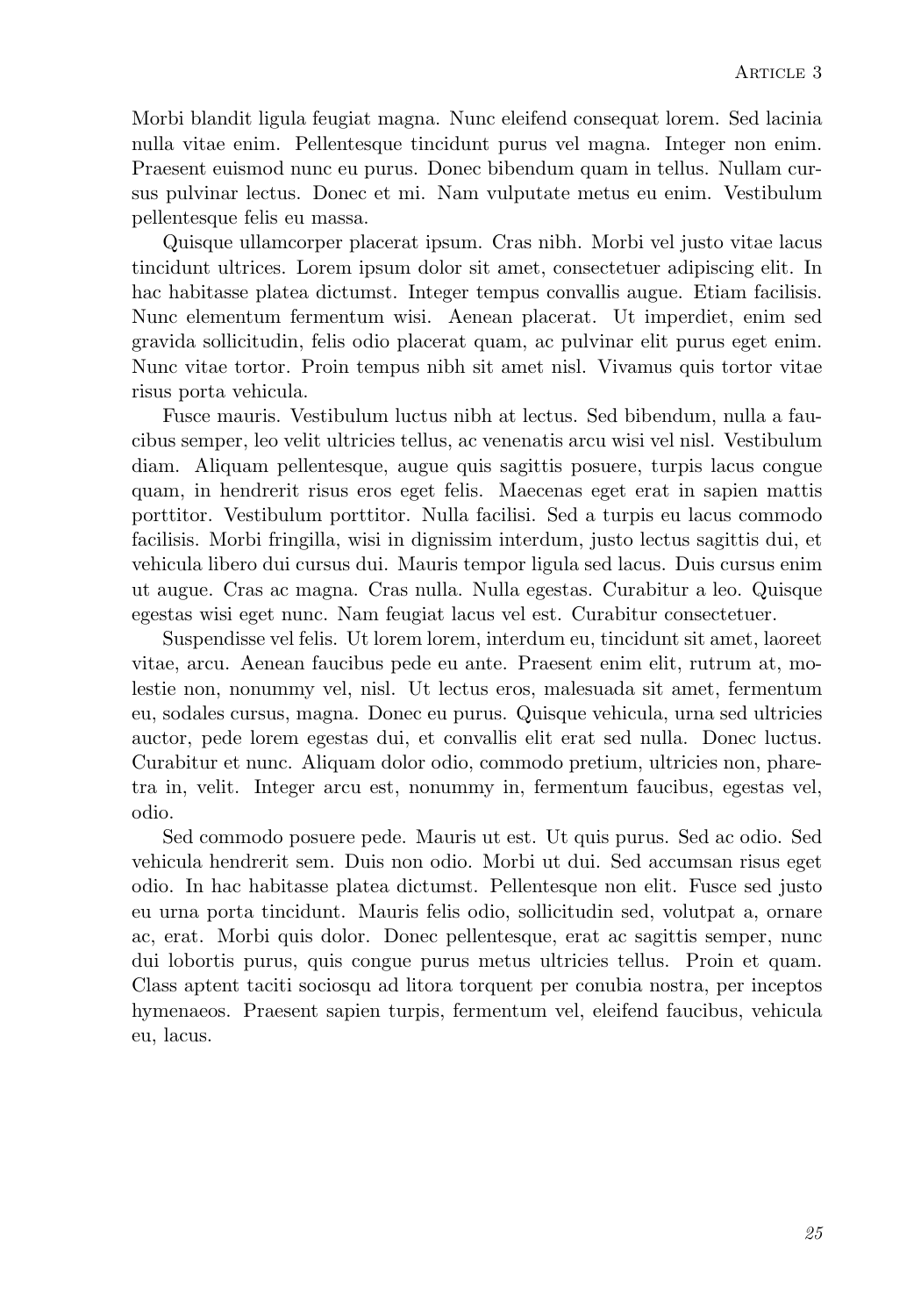Morbi blandit ligula feugiat magna. Nunc eleifend consequat lorem. Sed lacinia nulla vitae enim. Pellentesque tincidunt purus vel magna. Integer non enim. Praesent euismod nunc eu purus. Donec bibendum quam in tellus. Nullam cursus pulvinar lectus. Donec et mi. Nam vulputate metus eu enim. Vestibulum pellentesque felis eu massa.

Quisque ullamcorper placerat ipsum. Cras nibh. Morbi vel justo vitae lacus tincidunt ultrices. Lorem ipsum dolor sit amet, consectetuer adipiscing elit. In hac habitasse platea dictumst. Integer tempus convallis augue. Etiam facilisis. Nunc elementum fermentum wisi. Aenean placerat. Ut imperdiet, enim sed gravida sollicitudin, felis odio placerat quam, ac pulvinar elit purus eget enim. Nunc vitae tortor. Proin tempus nibh sit amet nisl. Vivamus quis tortor vitae risus porta vehicula.

Fusce mauris. Vestibulum luctus nibh at lectus. Sed bibendum, nulla a faucibus semper, leo velit ultricies tellus, ac venenatis arcu wisi vel nisl. Vestibulum diam. Aliquam pellentesque, augue quis sagittis posuere, turpis lacus congue quam, in hendrerit risus eros eget felis. Maecenas eget erat in sapien mattis porttitor. Vestibulum porttitor. Nulla facilisi. Sed a turpis eu lacus commodo facilisis. Morbi fringilla, wisi in dignissim interdum, justo lectus sagittis dui, et vehicula libero dui cursus dui. Mauris tempor ligula sed lacus. Duis cursus enim ut augue. Cras ac magna. Cras nulla. Nulla egestas. Curabitur a leo. Quisque egestas wisi eget nunc. Nam feugiat lacus vel est. Curabitur consectetuer.

Suspendisse vel felis. Ut lorem lorem, interdum eu, tincidunt sit amet, laoreet vitae, arcu. Aenean faucibus pede eu ante. Praesent enim elit, rutrum at, molestie non, nonummy vel, nisl. Ut lectus eros, malesuada sit amet, fermentum eu, sodales cursus, magna. Donec eu purus. Quisque vehicula, urna sed ultricies auctor, pede lorem egestas dui, et convallis elit erat sed nulla. Donec luctus. Curabitur et nunc. Aliquam dolor odio, commodo pretium, ultricies non, pharetra in, velit. Integer arcu est, nonummy in, fermentum faucibus, egestas vel, odio.

Sed commodo posuere pede. Mauris ut est. Ut quis purus. Sed ac odio. Sed vehicula hendrerit sem. Duis non odio. Morbi ut dui. Sed accumsan risus eget odio. In hac habitasse platea dictumst. Pellentesque non elit. Fusce sed justo eu urna porta tincidunt. Mauris felis odio, sollicitudin sed, volutpat a, ornare ac, erat. Morbi quis dolor. Donec pellentesque, erat ac sagittis semper, nunc dui lobortis purus, quis congue purus metus ultricies tellus. Proin et quam. Class aptent taciti sociosqu ad litora torquent per conubia nostra, per inceptos hymenaeos. Praesent sapien turpis, fermentum vel, eleifend faucibus, vehicula eu, lacus.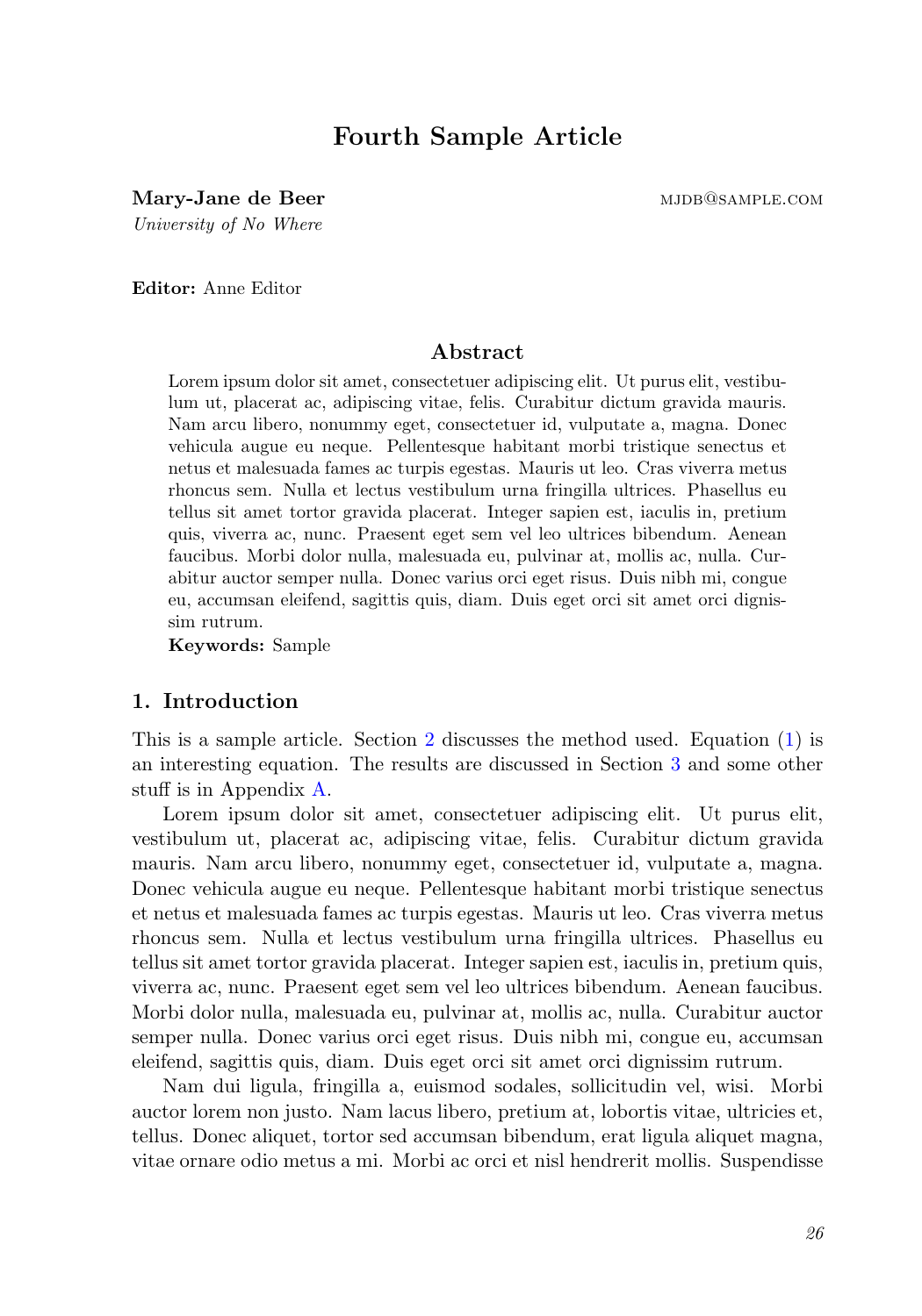# Fourth Sample Article

**Mary-Jane de Beer** MJDB@SAMPLE.COM
*University of No Where*

**Editor:** Anne Editor

## Abstract

Lorem ipsum dolor sit amet, consectetuer adipiscing elit. Ut purus elit, vestibulum ut, placerat ac, adipiscing vitae, felis. Curabitur dictum gravida mauris. Nam arcu libero, nonummy eget, consectetuer id, vulputate a, magna. Donec vehicula augue eu neque. Pellentesque habitant morbi tristique senectus et netus et malesuada fames ac turpis egestas. Mauris ut leo. Cras viverra metus rhoncus sem. Nulla et lectus vestibulum urna fringilla ultrices. Phasellus eu tellus sit amet tortor gravida placerat. Integer sapien est, iaculis in, pretium quis, viverra ac, nunc. Praesent eget sem vel leo ultrices bibendum. Aenean faucibus. Morbi dolor nulla, malesuada eu, pulvinar at, mollis ac, nulla. Curabitur auctor semper nulla. Donec varius orci eget risus. Duis nibh mi, congue eu, accumsan eleifend, sagittis quis, diam. Duis eget orci sit amet orci dignissim rutrum.

**Keywords:** Sample

## 1. Introduction

This is a sample article. Section 2 discusses the method used. Equation (1) is an interesting equation. The results are discussed in Section 3 and some other stuff is in Appendix A.

Lorem ipsum dolor sit amet, consectetuer adipiscing elit. Ut purus elit, vestibulum ut, placerat ac, adipiscing vitae, felis. Curabitur dictum gravida mauris. Nam arcu libero, nonummy eget, consectetuer id, vulputate a, magna. Donec vehicula augue eu neque. Pellentesque habitant morbi tristique senectus et netus et malesuada fames ac turpis egestas. Mauris ut leo. Cras viverra metus rhoncus sem. Nulla et lectus vestibulum urna fringilla ultrices. Phasellus eu tellus sit amet tortor gravida placerat. Integer sapien est, iaculis in, pretium quis, viverra ac, nunc. Praesent eget sem vel leo ultrices bibendum. Aenean faucibus. Morbi dolor nulla, malesuada eu, pulvinar at, mollis ac, nulla. Curabitur auctor semper nulla. Donec varius orci eget risus. Duis nibh mi, congue eu, accumsan eleifend, sagittis quis, diam. Duis eget orci sit amet orci dignissim rutrum.

Nam dui ligula, fringilla a, euismod sodales, sollicitudin vel, wisi. Morbi auctor lorem non justo. Nam lacus libero, pretium at, lobortis vitae, ultricies et, tellus. Donec aliquet, tortor sed accumsan bibendum, erat ligula aliquet magna, vitae ornare odio metus a mi. Morbi ac orci et nisl hendrerit mollis. Suspendisse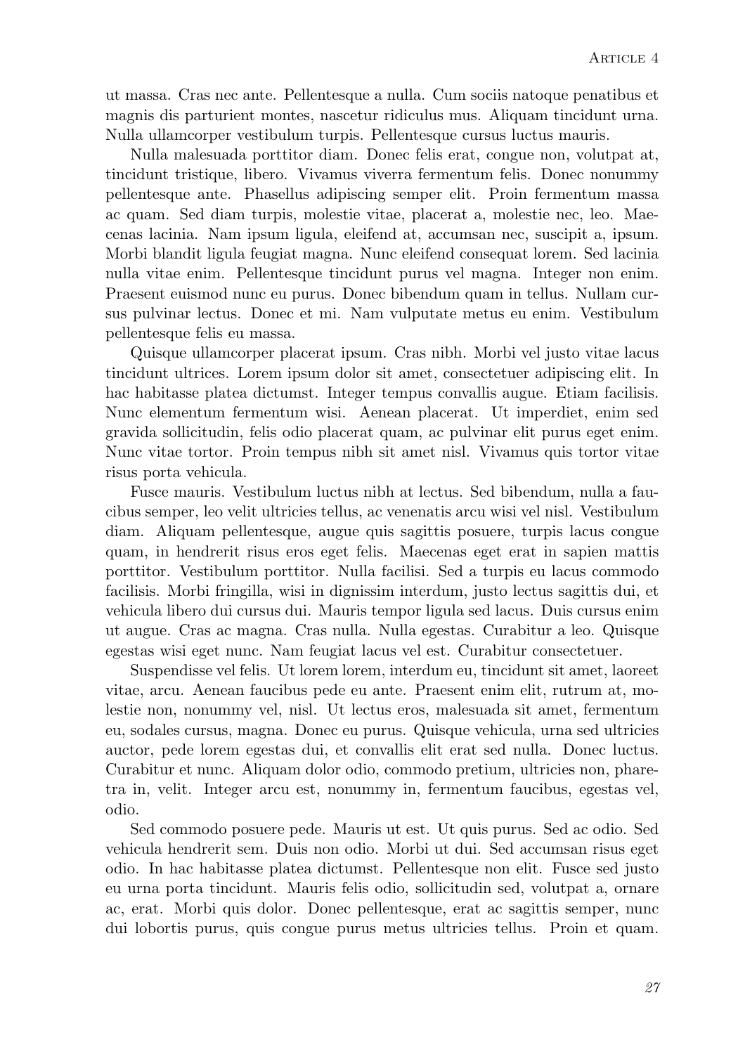ut massa. Cras nec ante. Pellentesque a nulla. Cum sociis natoque penatibus et magnis dis parturient montes, nascetur ridiculus mus. Aliquam tincidunt urna. Nulla ullamcorper vestibulum turpis. Pellentesque cursus luctus mauris.

Nulla malesuada porttitor diam. Donec felis erat, congue non, volutpat at, tincidunt tristique, libero. Vivamus viverra fermentum felis. Donec nonummy pellentesque ante. Phasellus adipiscing semper elit. Proin fermentum massa ac quam. Sed diam turpis, molestie vitae, placerat a, molestie nec, leo. Maecenas lacinia. Nam ipsum ligula, eleifend at, accumsan nec, suscipit a, ipsum. Morbi blandit ligula feugiat magna. Nunc eleifend consequat lorem. Sed lacinia nulla vitae enim. Pellentesque tincidunt purus vel magna. Integer non enim. Praesent euismod nunc eu purus. Donec bibendum quam in tellus. Nullam cursus pulvinar lectus. Donec et mi. Nam vulputate metus eu enim. Vestibulum pellentesque felis eu massa.

Quisque ullamcorper placerat ipsum. Cras nibh. Morbi vel justo vitae lacus tincidunt ultrices. Lorem ipsum dolor sit amet, consectetuer adipiscing elit. In hac habitasse platea dictumst. Integer tempus convallis augue. Etiam facilisis. Nunc elementum fermentum wisi. Aenean placerat. Ut imperdiet, enim sed gravida sollicitudin, felis odio placerat quam, ac pulvinar elit purus eget enim. Nunc vitae tortor. Proin tempus nibh sit amet nisl. Vivamus quis tortor vitae risus porta vehicula.

Fusce mauris. Vestibulum luctus nibh at lectus. Sed bibendum, nulla a faucibus semper, leo velit ultricies tellus, ac venenatis arcu wisi vel nisl. Vestibulum diam. Aliquam pellentesque, augue quis sagittis posuere, turpis lacus congue quam, in hendrerit risus eros eget felis. Maecenas eget erat in sapien mattis porttitor. Vestibulum porttitor. Nulla facilisi. Sed a turpis eu lacus commodo facilisis. Morbi fringilla, wisi in dignissim interdum, justo lectus sagittis dui, et vehicula libero dui cursus dui. Mauris tempor ligula sed lacus. Duis cursus enim ut augue. Cras ac magna. Cras nulla. Nulla egestas. Curabitur a leo. Quisque egestas wisi eget nunc. Nam feugiat lacus vel est. Curabitur consectetuer.

Suspendisse vel felis. Ut lorem lorem, interdum eu, tincidunt sit amet, laoreet vitae, arcu. Aenean faucibus pede eu ante. Praesent enim elit, rutrum at, molestie non, nonummy vel, nisl. Ut lectus eros, malesuada sit amet, fermentum eu, sodales cursus, magna. Donec eu purus. Quisque vehicula, urna sed ultricies auctor, pede lorem egestas dui, et convallis elit erat sed nulla. Donec luctus. Curabitur et nunc. Aliquam dolor odio, commodo pretium, ultricies non, pharetra in, velit. Integer arcu est, nonummy in, fermentum faucibus, egestas vel, odio.

Sed commodo posuere pede. Mauris ut est. Ut quis purus. Sed ac odio. Sed vehicula hendrerit sem. Duis non odio. Morbi ut dui. Sed accumsan risus eget odio. In hac habitasse platea dictumst. Pellentesque non elit. Fusce sed justo eu urna porta tincidunt. Mauris felis odio, sollicitudin sed, volutpat a, ornare ac, erat. Morbi quis dolor. Donec pellentesque, erat ac sagittis semper, nunc dui lobortis purus, quis congue purus metus ultricies tellus. Proin et quam.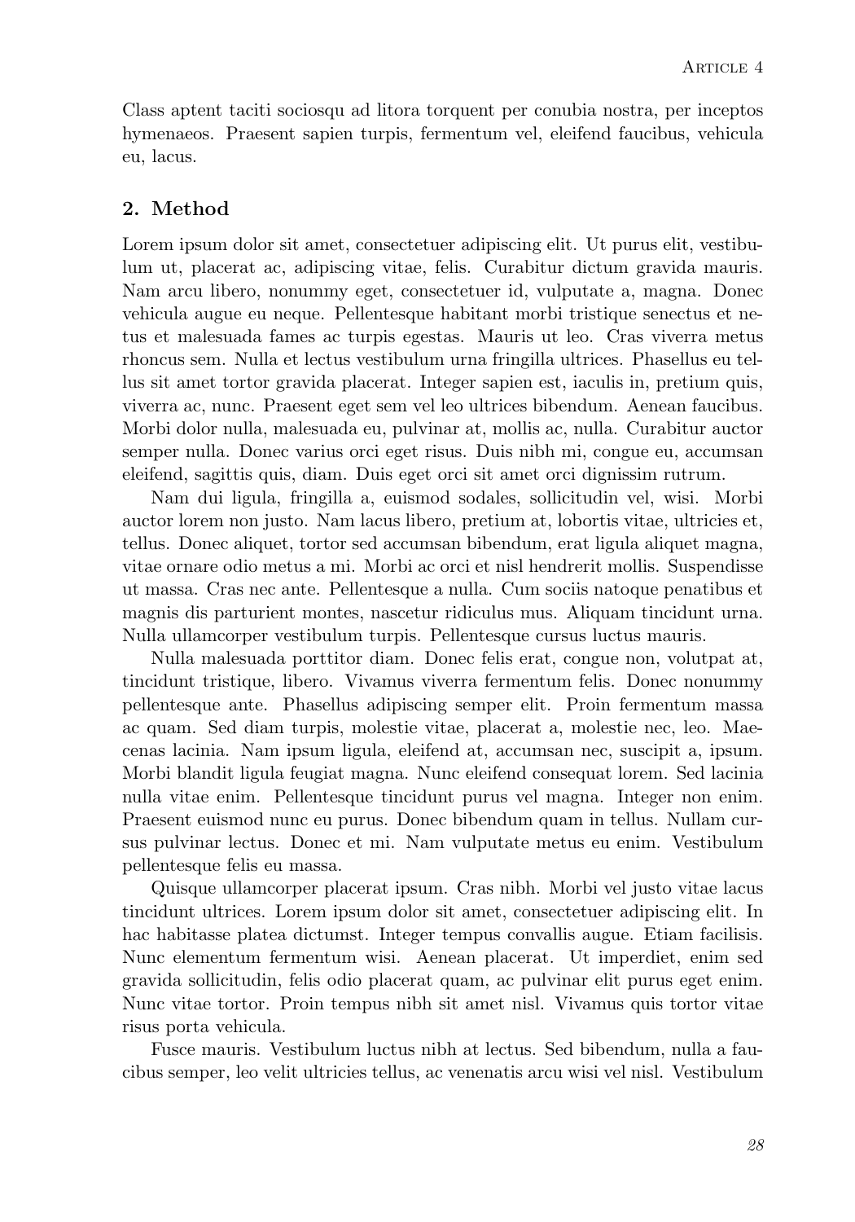Class aptent taciti sociosqu ad litora torquent per conubia nostra, per inceptos hymenaeos. Praesent sapien turpis, fermentum vel, eleifend faucibus, vehicula eu, lacus.

## 2. Method

Lorem ipsum dolor sit amet, consectetuer adipiscing elit. Ut purus elit, vestibulum ut, placerat ac, adipiscing vitae, felis. Curabitur dictum gravida mauris. Nam arcu libero, nonummy eget, consectetuer id, vulputate a, magna. Donec vehicula augue eu neque. Pellentesque habitant morbi tristique senectus et netus et malesuada fames ac turpis egestas. Mauris ut leo. Cras viverra metus rhoncus sem. Nulla et lectus vestibulum urna fringilla ultrices. Phasellus eu tellus sit amet tortor gravida placerat. Integer sapien est, iaculis in, pretium quis, viverra ac, nunc. Praesent eget sem vel leo ultrices bibendum. Aenean faucibus. Morbi dolor nulla, malesuada eu, pulvinar at, mollis ac, nulla. Curabitur auctor semper nulla. Donec varius orci eget risus. Duis nibh mi, congue eu, accumsan eleifend, sagittis quis, diam. Duis eget orci sit amet orci dignissim rutrum.

Nam dui ligula, fringilla a, euismod sodales, sollicitudin vel, wisi. Morbi auctor lorem non justo. Nam lacus libero, pretium at, lobortis vitae, ultricies et, tellus. Donec aliquet, tortor sed accumsan bibendum, erat ligula aliquet magna, vitae ornare odio metus a mi. Morbi ac orci et nisl hendrerit mollis. Suspendisse ut massa. Cras nec ante. Pellentesque a nulla. Cum sociis natoque penatibus et magnis dis parturient montes, nascetur ridiculus mus. Aliquam tincidunt urna. Nulla ullamcorper vestibulum turpis. Pellentesque cursus luctus mauris.

Nulla malesuada porttitor diam. Donec felis erat, congue non, volutpat at, tincidunt tristique, libero. Vivamus viverra fermentum felis. Donec nonummy pellentesque ante. Phasellus adipiscing semper elit. Proin fermentum massa ac quam. Sed diam turpis, molestie vitae, placerat a, molestie nec, leo. Maecenas lacinia. Nam ipsum ligula, eleifend at, accumsan nec, suscipit a, ipsum. Morbi blandit ligula feugiat magna. Nunc eleifend consequat lorem. Sed lacinia nulla vitae enim. Pellentesque tincidunt purus vel magna. Integer non enim. Praesent euismod nunc eu purus. Donec bibendum quam in tellus. Nullam cursus pulvinar lectus. Donec et mi. Nam vulputate metus eu enim. Vestibulum pellentesque felis eu massa.

Quisque ullamcorper placerat ipsum. Cras nibh. Morbi vel justo vitae lacus tincidunt ultrices. Lorem ipsum dolor sit amet, consectetuer adipiscing elit. In hac habitasse platea dictumst. Integer tempus convallis augue. Etiam facilisis. Nunc elementum fermentum wisi. Aenean placerat. Ut imperdiet, enim sed gravida sollicitudin, felis odio placerat quam, ac pulvinar elit purus eget enim. Nunc vitae tortor. Proin tempus nibh sit amet nisl. Vivamus quis tortor vitae risus porta vehicula.

Fusce mauris. Vestibulum luctus nibh at lectus. Sed bibendum, nulla a faucibus semper, leo velit ultricies tellus, ac venenatis arcu wisi vel nisl. Vestibulum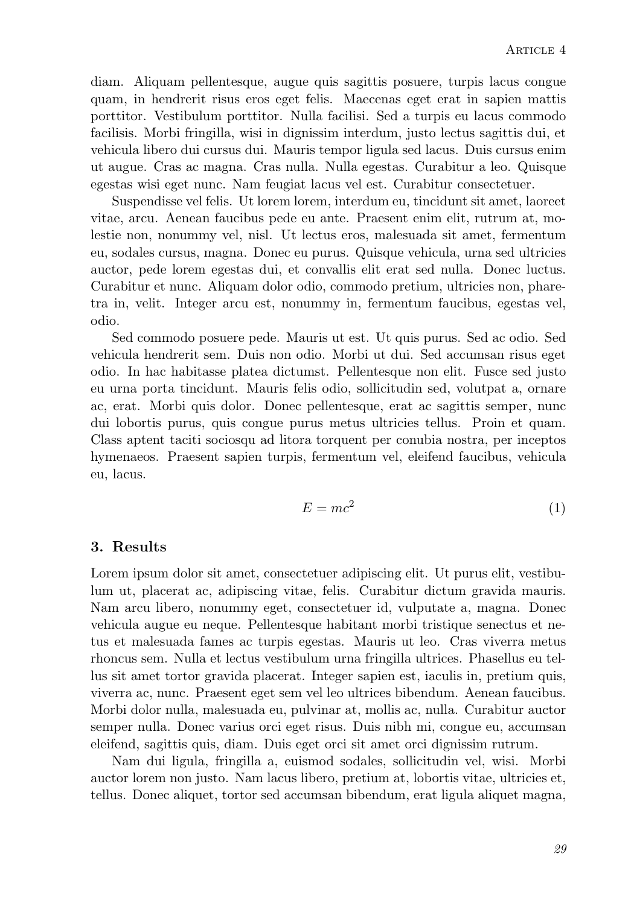diam. Aliquam pellentesque, augue quis sagittis posuere, turpis lacus congue quam, in hendrerit risus eros eget felis. Maecenas eget erat in sapien mattis porttitor. Vestibulum porttitor. Nulla facilisi. Sed a turpis eu lacus commodo facilisis. Morbi fringilla, wisi in dignissim interdum, justo lectus sagittis dui, et vehicula libero dui cursus dui. Mauris tempor ligula sed lacus. Duis cursus enim ut augue. Cras ac magna. Cras nulla. Nulla egestas. Curabitur a leo. Quisque egestas wisi eget nunc. Nam feugiat lacus vel est. Curabitur consectetuer.

Suspendisse vel felis. Ut lorem lorem, interdum eu, tincidunt sit amet, laoreet vitae, arcu. Aenean faucibus pede eu ante. Praesent enim elit, rutrum at, molestie non, nonummy vel, nisl. Ut lectus eros, malesuada sit amet, fermentum eu, sodales cursus, magna. Donec eu purus. Quisque vehicula, urna sed ultricies auctor, pede lorem egestas dui, et convallis elit erat sed nulla. Donec luctus. Curabitur et nunc. Aliquam dolor odio, commodo pretium, ultricies non, pharetra in, velit. Integer arcu est, nonummy in, fermentum faucibus, egestas vel, odio.

Sed commodo posuere pede. Mauris ut est. Ut quis purus. Sed ac odio. Sed vehicula hendrerit sem. Duis non odio. Morbi ut dui. Sed accumsan risus eget odio. In hac habitasse platea dictumst. Pellentesque non elit. Fusce sed justo eu urna porta tincidunt. Mauris felis odio, sollicitudin sed, volutpat a, ornare ac, erat. Morbi quis dolor. Donec pellentesque, erat ac sagittis semper, nunc dui lobortis purus, quis congue purus metus ultricies tellus. Proin et quam. Class aptent taciti sociosqu ad litora torquent per conubia nostra, per inceptos hymenaeos. Praesent sapien turpis, fermentum vel, eleifend faucibus, vehicula eu, lacus.

$$E = mc^2 \tag{1}$$

## 3. Results

Lorem ipsum dolor sit amet, consectetuer adipiscing elit. Ut purus elit, vestibulum ut, placerat ac, adipiscing vitae, felis. Curabitur dictum gravida mauris. Nam arcu libero, nonummy eget, consectetuer id, vulputate a, magna. Donec vehicula augue eu neque. Pellentesque habitant morbi tristique senectus et netus et malesuada fames ac turpis egestas. Mauris ut leo. Cras viverra metus rhoncus sem. Nulla et lectus vestibulum urna fringilla ultrices. Phasellus eu tellus sit amet tortor gravida placerat. Integer sapien est, iaculis in, pretium quis, viverra ac, nunc. Praesent eget sem vel leo ultrices bibendum. Aenean faucibus. Morbi dolor nulla, malesuada eu, pulvinar at, mollis ac, nulla. Curabitur auctor semper nulla. Donec varius orci eget risus. Duis nibh mi, congue eu, accumsan eleifend, sagittis quis, diam. Duis eget orci sit amet orci dignissim rutrum.

Nam dui ligula, fringilla a, euismod sodales, sollicitudin vel, wisi. Morbi auctor lorem non justo. Nam lacus libero, pretium at, lobortis vitae, ultricies et, tellus. Donec aliquet, tortor sed accumsan bibendum, erat ligula aliquet magna,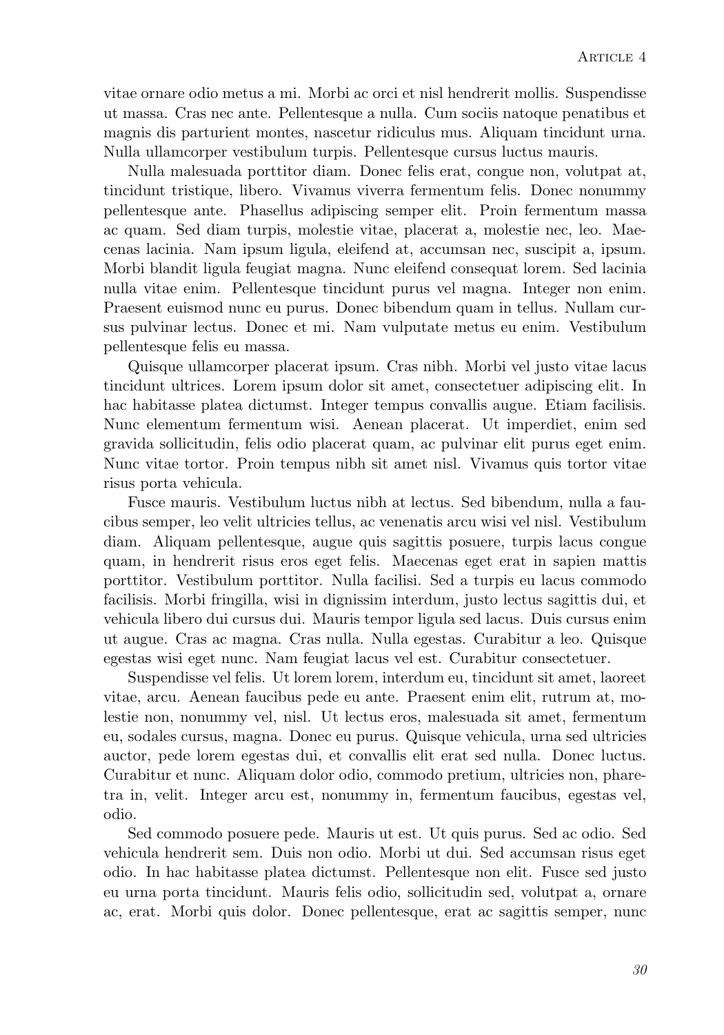vitae ornare odio metus a mi. Morbi ac orci et nisl hendrerit mollis. Suspendisse ut massa. Cras nec ante. Pellentesque a nulla. Cum sociis natoque penatibus et magnis dis parturient montes, nascetur ridiculus mus. Aliquam tincidunt urna. Nulla ullamcorper vestibulum turpis. Pellentesque cursus luctus mauris.

Nulla malesuada porttitor diam. Donec felis erat, congue non, volutpat at, tincidunt tristique, libero. Vivamus viverra fermentum felis. Donec nonummy pellentesque ante. Phasellus adipiscing semper elit. Proin fermentum massa ac quam. Sed diam turpis, molestie vitae, placerat a, molestie nec, leo. Maecenas lacinia. Nam ipsum ligula, eleifend at, accumsan nec, suscipit a, ipsum. Morbi blandit ligula feugiat magna. Nunc eleifend consequat lorem. Sed lacinia nulla vitae enim. Pellentesque tincidunt purus vel magna. Integer non enim. Praesent euismod nunc eu purus. Donec bibendum quam in tellus. Nullam cursus pulvinar lectus. Donec et mi. Nam vulputate metus eu enim. Vestibulum pellentesque felis eu massa.

Quisque ullamcorper placerat ipsum. Cras nibh. Morbi vel justo vitae lacus tincidunt ultrices. Lorem ipsum dolor sit amet, consectetuer adipiscing elit. In hac habitasse platea dictumst. Integer tempus convallis augue. Etiam facilisis. Nunc elementum fermentum wisi. Aenean placerat. Ut imperdiet, enim sed gravida sollicitudin, felis odio placerat quam, ac pulvinar elit purus eget enim. Nunc vitae tortor. Proin tempus nibh sit amet nisl. Vivamus quis tortor vitae risus porta vehicula.

Fusce mauris. Vestibulum luctus nibh at lectus. Sed bibendum, nulla a faucibus semper, leo velit ultricies tellus, ac venenatis arcu wisi vel nisl. Vestibulum diam. Aliquam pellentesque, augue quis sagittis posuere, turpis lacus congue quam, in hendrerit risus eros eget felis. Maecenas eget erat in sapien mattis porttitor. Vestibulum porttitor. Nulla facilisi. Sed a turpis eu lacus commodo facilisis. Morbi fringilla, wisi in dignissim interdum, justo lectus sagittis dui, et vehicula libero dui cursus dui. Mauris tempor ligula sed lacus. Duis cursus enim ut augue. Cras ac magna. Cras nulla. Nulla egestas. Curabitur a leo. Quisque egestas wisi eget nunc. Nam feugiat lacus vel est. Curabitur consectetuer.

Suspendisse vel felis. Ut lorem lorem, interdum eu, tincidunt sit amet, laoreet vitae, arcu. Aenean faucibus pede eu ante. Praesent enim elit, rutrum at, molestie non, nonummy vel, nisl. Ut lectus eros, malesuada sit amet, fermentum eu, sodales cursus, magna. Donec eu purus. Quisque vehicula, urna sed ultricies auctor, pede lorem egestas dui, et convallis elit erat sed nulla. Donec luctus. Curabitur et nunc. Aliquam dolor odio, commodo pretium, ultricies non, pharetra in, velit. Integer arcu est, nonummy in, fermentum faucibus, egestas vel, odio.

Sed commodo posuere pede. Mauris ut est. Ut quis purus. Sed ac odio. Sed vehicula hendrerit sem. Duis non odio. Morbi ut dui. Sed accumsan risus eget odio. In hac habitasse platea dictumst. Pellentesque non elit. Fusce sed justo eu urna porta tincidunt. Mauris felis odio, sollicitudin sed, volutpat a, ornare ac, erat. Morbi quis dolor. Donec pellentesque, erat ac sagittis semper, nunc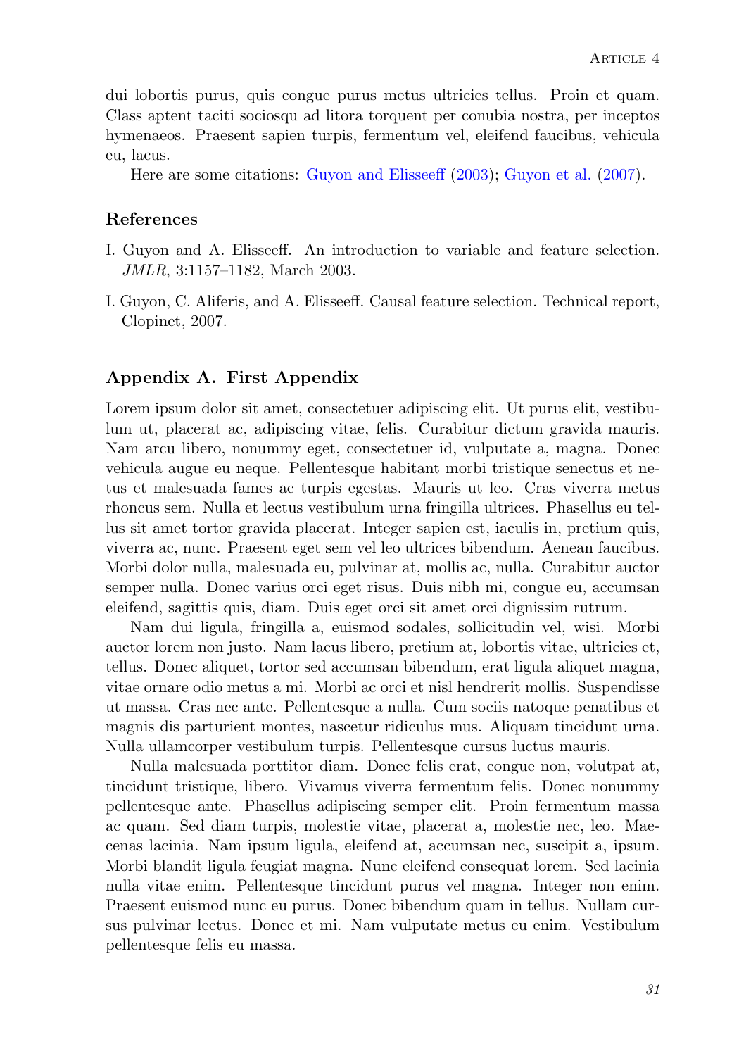dui lobortis purus, quis congue purus metus ultricies tellus. Proin et quam. Class aptent taciti sociosqu ad litora torquent per conubia nostra, per inceptos hymenaeos. Praesent sapien turpis, fermentum vel, eleifend faucibus, vehicula eu, lacus.

Here are some citations: Guyon and Elisseeff (2003); Guyon et al. (2007).

### References

I. Guyon and A. Elisseeff. An introduction to variable and feature selection. *JMLR*, 3:1157–1182, March 2003.

I. Guyon, C. Aliferis, and A. Elisseeff. Causal feature selection. Technical report, Clopinet, 2007.

## Appendix A. First Appendix

Lorem ipsum dolor sit amet, consectetuer adipiscing elit. Ut purus elit, vestibulum ut, placerat ac, adipiscing vitae, felis. Curabitur dictum gravida mauris. Nam arcu libero, nonummy eget, consectetuer id, vulputate a, magna. Donec vehicula augue eu neque. Pellentesque habitant morbi tristique senectus et netus et malesuada fames ac turpis egestas. Mauris ut leo. Cras viverra metus rhoncus sem. Nulla et lectus vestibulum urna fringilla ultrices. Phasellus eu tellus sit amet tortor gravida placerat. Integer sapien est, iaculis in, pretium quis, viverra ac, nunc. Praesent eget sem vel leo ultrices bibendum. Aenean faucibus. Morbi dolor nulla, malesuada eu, pulvinar at, mollis ac, nulla. Curabitur auctor semper nulla. Donec varius orci eget risus. Duis nibh mi, congue eu, accumsan eleifend, sagittis quis, diam. Duis eget orci sit amet orci dignissim rutrum.

Nam dui ligula, fringilla a, euismod sodales, sollicitudin vel, wisi. Morbi auctor lorem non justo. Nam lacus libero, pretium at, lobortis vitae, ultricies et, tellus. Donec aliquet, tortor sed accumsan bibendum, erat ligula aliquet magna, vitae ornare odio metus a mi. Morbi ac orci et nisl hendrerit mollis. Suspendisse ut massa. Cras nec ante. Pellentesque a nulla. Cum sociis natoque penatibus et magnis dis parturient montes, nascetur ridiculus mus. Aliquam tincidunt urna. Nulla ullamcorper vestibulum turpis. Pellentesque cursus luctus mauris.

Nulla malesuada porttitor diam. Donec felis erat, congue non, volutpat at, tincidunt tristique, libero. Vivamus viverra fermentum felis. Donec nonummy pellentesque ante. Phasellus adipiscing semper elit. Proin fermentum massa ac quam. Sed diam turpis, molestie vitae, placerat a, molestie nec, leo. Maecenas lacinia. Nam ipsum ligula, eleifend at, accumsan nec, suscipit a, ipsum. Morbi blandit ligula feugiat magna. Nunc eleifend consequat lorem. Sed lacinia nulla vitae enim. Pellentesque tincidunt purus vel magna. Integer non enim. Praesent euismod nunc eu purus. Donec bibendum quam in tellus. Nullam cursus pulvinar lectus. Donec et mi. Nam vulputate metus eu enim. Vestibulum pellentesque felis eu massa.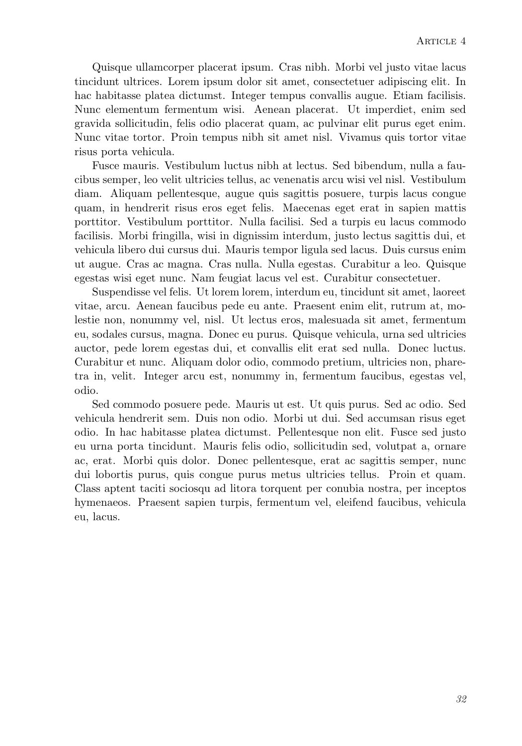Quisque ullamcorper placerat ipsum. Cras nibh. Morbi vel justo vitae lacus tincidunt ultrices. Lorem ipsum dolor sit amet, consectetuer adipiscing elit. In hac habitasse platea dictumst. Integer tempus convallis augue. Etiam facilisis. Nunc elementum fermentum wisi. Aenean placerat. Ut imperdiet, enim sed gravida sollicitudin, felis odio placerat quam, ac pulvinar elit purus eget enim. Nunc vitae tortor. Proin tempus nibh sit amet nisl. Vivamus quis tortor vitae risus porta vehicula.

Fusce mauris. Vestibulum luctus nibh at lectus. Sed bibendum, nulla a faucibus semper, leo velit ultricies tellus, ac venenatis arcu wisi vel nisl. Vestibulum diam. Aliquam pellentesque, augue quis sagittis posuere, turpis lacus congue quam, in hendrerit risus eros eget felis. Maecenas eget erat in sapien mattis porttitor. Vestibulum porttitor. Nulla facilisi. Sed a turpis eu lacus commodo facilisis. Morbi fringilla, wisi in dignissim interdum, justo lectus sagittis dui, et vehicula libero dui cursus dui. Mauris tempor ligula sed lacus. Duis cursus enim ut augue. Cras ac magna. Cras nulla. Nulla egestas. Curabitur a leo. Quisque egestas wisi eget nunc. Nam feugiat lacus vel est. Curabitur consectetuer.

Suspendisse vel felis. Ut lorem lorem, interdum eu, tincidunt sit amet, laoreet vitae, arcu. Aenean faucibus pede eu ante. Praesent enim elit, rutrum at, molestie non, nonummy vel, nisl. Ut lectus eros, malesuada sit amet, fermentum eu, sodales cursus, magna. Donec eu purus. Quisque vehicula, urna sed ultricies auctor, pede lorem egestas dui, et convallis elit erat sed nulla. Donec luctus. Curabitur et nunc. Aliquam dolor odio, commodo pretium, ultricies non, pharetra in, velit. Integer arcu est, nonummy in, fermentum faucibus, egestas vel, odio.

Sed commodo posuere pede. Mauris ut est. Ut quis purus. Sed ac odio. Sed vehicula hendrerit sem. Duis non odio. Morbi ut dui. Sed accumsan risus eget odio. In hac habitasse platea dictumst. Pellentesque non elit. Fusce sed justo eu urna porta tincidunt. Mauris felis odio, sollicitudin sed, volutpat a, ornare ac, erat. Morbi quis dolor. Donec pellentesque, erat ac sagittis semper, nunc dui lobortis purus, quis congue purus metus ultricies tellus. Proin et quam. Class aptent taciti sociosqu ad litora torquent per conubia nostra, per inceptos hymenaeos. Praesent sapien turpis, fermentum vel, eleifend faucibus, vehicula eu, lacus.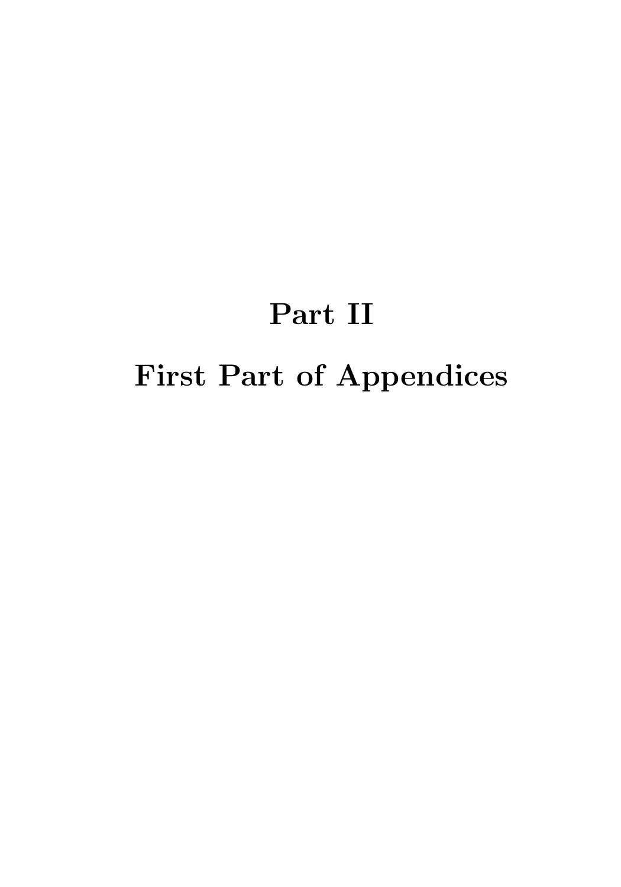# Part II

# First Part of Appendices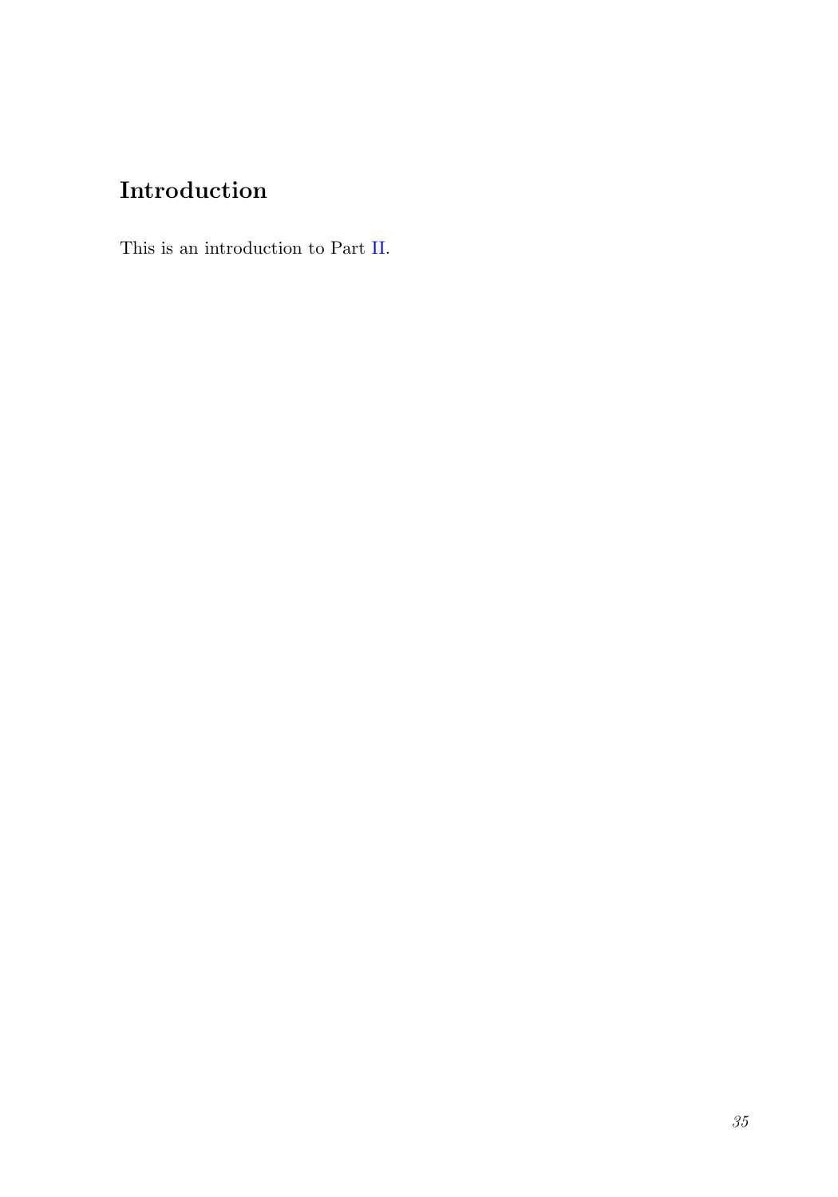# Introduction

This is an introduction to Part II.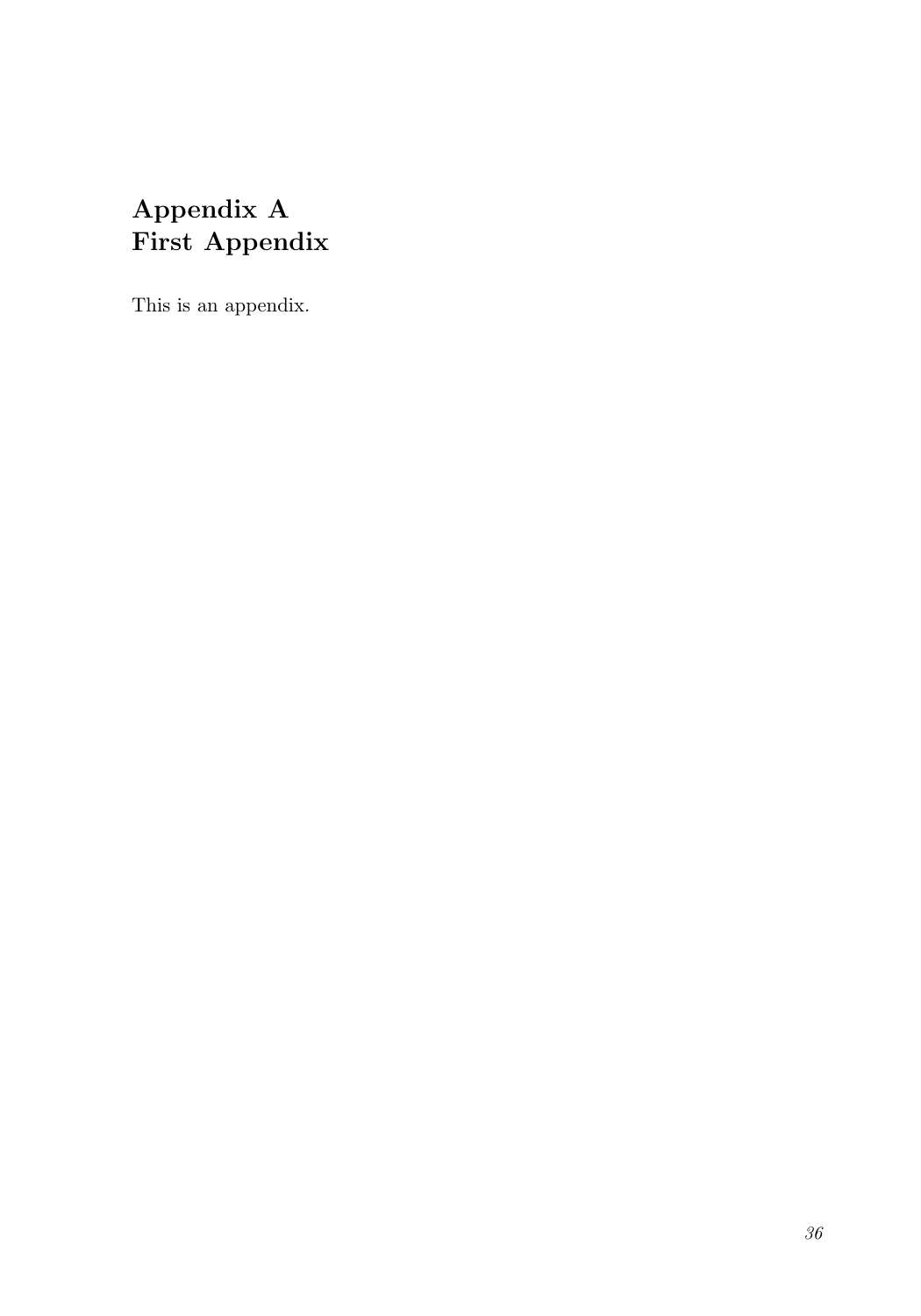# Appendix A
# First Appendix

This is an appendix.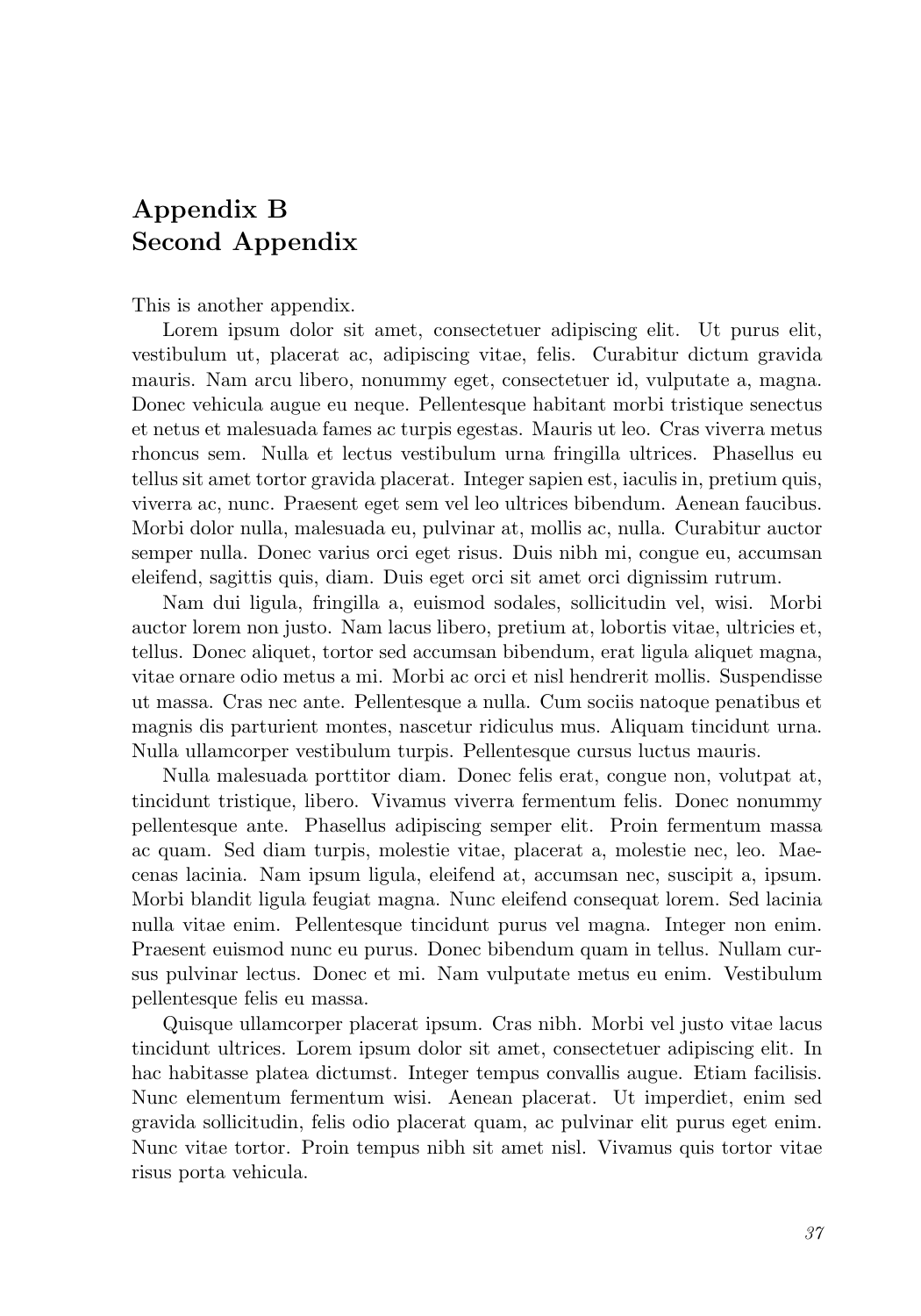# Appendix B
# Second Appendix

This is another appendix.

Lorem ipsum dolor sit amet, consectetuer adipiscing elit. Ut purus elit, vestibulum ut, placerat ac, adipiscing vitae, felis. Curabitur dictum gravida mauris. Nam arcu libero, nonummy eget, consectetuer id, vulputate a, magna. Donec vehicula augue eu neque. Pellentesque habitant morbi tristique senectus et netus et malesuada fames ac turpis egestas. Mauris ut leo. Cras viverra metus rhoncus sem. Nulla et lectus vestibulum urna fringilla ultrices. Phasellus eu tellus sit amet tortor gravida placerat. Integer sapien est, iaculis in, pretium quis, viverra ac, nunc. Praesent eget sem vel leo ultrices bibendum. Aenean faucibus. Morbi dolor nulla, malesuada eu, pulvinar at, mollis ac, nulla. Curabitur auctor semper nulla. Donec varius orci eget risus. Duis nibh mi, congue eu, accumsan eleifend, sagittis quis, diam. Duis eget orci sit amet orci dignissim rutrum.

Nam dui ligula, fringilla a, euismod sodales, sollicitudin vel, wisi. Morbi auctor lorem non justo. Nam lacus libero, pretium at, lobortis vitae, ultricies et, tellus. Donec aliquet, tortor sed accumsan bibendum, erat ligula aliquet magna, vitae ornare odio metus a mi. Morbi ac orci et nisl hendrerit mollis. Suspendisse ut massa. Cras nec ante. Pellentesque a nulla. Cum sociis natoque penatibus et magnis dis parturient montes, nascetur ridiculus mus. Aliquam tincidunt urna. Nulla ullamcorper vestibulum turpis. Pellentesque cursus luctus mauris.

Nulla malesuada porttitor diam. Donec felis erat, congue non, volutpat at, tincidunt tristique, libero. Vivamus viverra fermentum felis. Donec nonummy pellentesque ante. Phasellus adipiscing semper elit. Proin fermentum massa ac quam. Sed diam turpis, molestie vitae, placerat a, molestie nec, leo. Maecenas lacinia. Nam ipsum ligula, eleifend at, accumsan nec, suscipit a, ipsum. Morbi blandit ligula feugiat magna. Nunc eleifend consequat lorem. Sed lacinia nulla vitae enim. Pellentesque tincidunt purus vel magna. Integer non enim. Praesent euismod nunc eu purus. Donec bibendum quam in tellus. Nullam cursus pulvinar lectus. Donec et mi. Nam vulputate metus eu enim. Vestibulum pellentesque felis eu massa.

Quisque ullamcorper placerat ipsum. Cras nibh. Morbi vel justo vitae lacus tincidunt ultrices. Lorem ipsum dolor sit amet, consectetuer adipiscing elit. In hac habitasse platea dictumst. Integer tempus convallis augue. Etiam facilisis. Nunc elementum fermentum wisi. Aenean placerat. Ut imperdiet, enim sed gravida sollicitudin, felis odio placerat quam, ac pulvinar elit purus eget enim. Nunc vitae tortor. Proin tempus nibh sit amet nisl. Vivamus quis tortor vitae risus porta vehicula.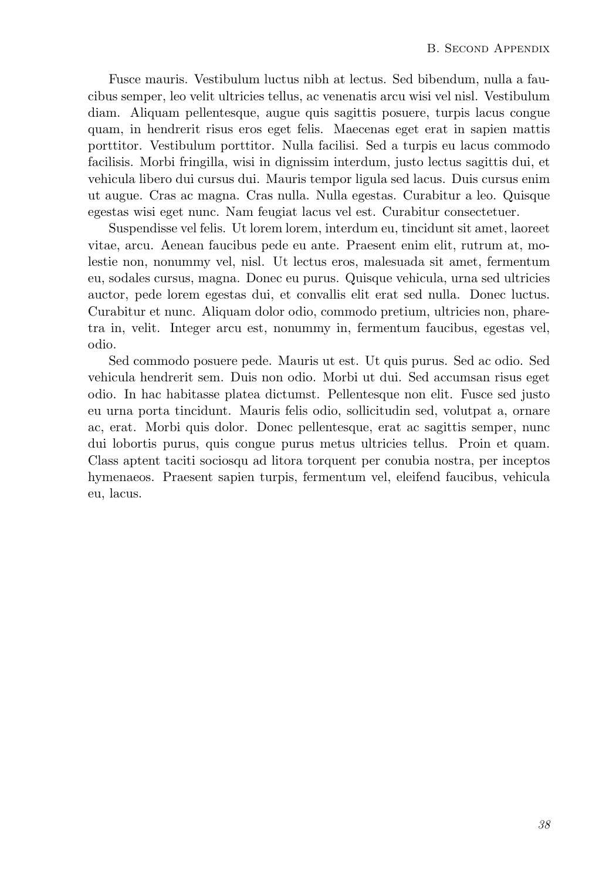Fusce mauris. Vestibulum luctus nibh at lectus. Sed bibendum, nulla a faucibus semper, leo velit ultricies tellus, ac venenatis arcu wisi vel nisl. Vestibulum diam. Aliquam pellentesque, augue quis sagittis posuere, turpis lacus congue quam, in hendrerit risus eros eget felis. Maecenas eget erat in sapien mattis porttitor. Vestibulum porttitor. Nulla facilisi. Sed a turpis eu lacus commodo facilisis. Morbi fringilla, wisi in dignissim interdum, justo lectus sagittis dui, et vehicula libero dui cursus dui. Mauris tempor ligula sed lacus. Duis cursus enim ut augue. Cras ac magna. Cras nulla. Nulla egestas. Curabitur a leo. Quisque egestas wisi eget nunc. Nam feugiat lacus vel est. Curabitur consectetuer.

Suspendisse vel felis. Ut lorem lorem, interdum eu, tincidunt sit amet, laoreet vitae, arcu. Aenean faucibus pede eu ante. Praesent enim elit, rutrum at, molestie non, nonummy vel, nisl. Ut lectus eros, malesuada sit amet, fermentum eu, sodales cursus, magna. Donec eu purus. Quisque vehicula, urna sed ultricies auctor, pede lorem egestas dui, et convallis elit erat sed nulla. Donec luctus. Curabitur et nunc. Aliquam dolor odio, commodo pretium, ultricies non, pharetra in, velit. Integer arcu est, nonummy in, fermentum faucibus, egestas vel, odio.

Sed commodo posuere pede. Mauris ut est. Ut quis purus. Sed ac odio. Sed vehicula hendrerit sem. Duis non odio. Morbi ut dui. Sed accumsan risus eget odio. In hac habitasse platea dictumst. Pellentesque non elit. Fusce sed justo eu urna porta tincidunt. Mauris felis odio, sollicitudin sed, volutpat a, ornare ac, erat. Morbi quis dolor. Donec pellentesque, erat ac sagittis semper, nunc dui lobortis purus, quis congue purus metus ultricies tellus. Proin et quam. Class aptent taciti sociosqu ad litora torquent per conubia nostra, per inceptos hymenaeos. Praesent sapien turpis, fermentum vel, eleifend faucibus, vehicula eu, lacus.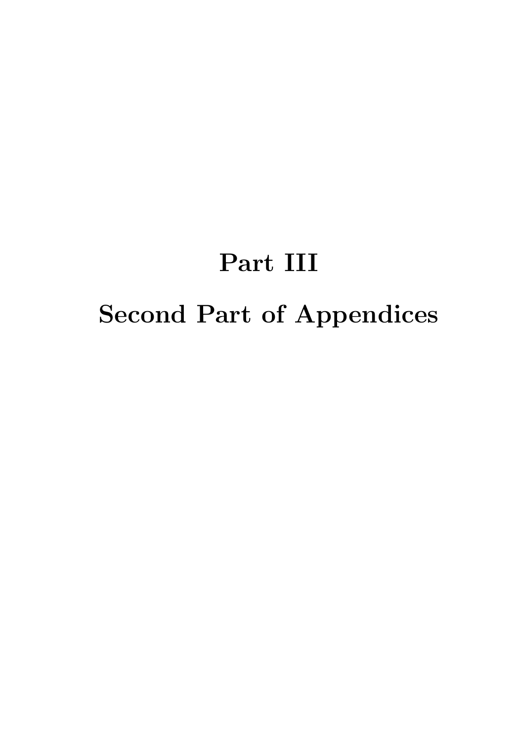# Part III

# Second Part of Appendices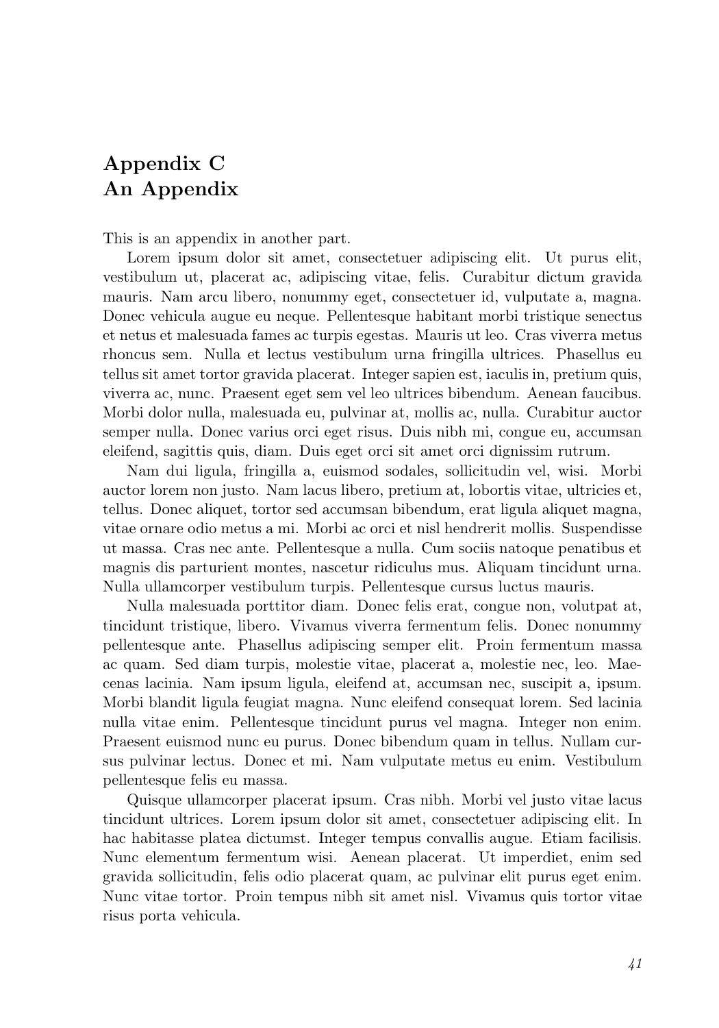# Appendix C
# An Appendix

This is an appendix in another part.

Lorem ipsum dolor sit amet, consectetuer adipiscing elit. Ut purus elit, vestibulum ut, placerat ac, adipiscing vitae, felis. Curabitur dictum gravida mauris. Nam arcu libero, nonummy eget, consectetuer id, vulputate a, magna. Donec vehicula augue eu neque. Pellentesque habitant morbi tristique senectus et netus et malesuada fames ac turpis egestas. Mauris ut leo. Cras viverra metus rhoncus sem. Nulla et lectus vestibulum urna fringilla ultrices. Phasellus eu tellus sit amet tortor gravida placerat. Integer sapien est, iaculis in, pretium quis, viverra ac, nunc. Praesent eget sem vel leo ultrices bibendum. Aenean faucibus. Morbi dolor nulla, malesuada eu, pulvinar at, mollis ac, nulla. Curabitur auctor semper nulla. Donec varius orci eget risus. Duis nibh mi, congue eu, accumsan eleifend, sagittis quis, diam. Duis eget orci sit amet orci dignissim rutrum.

Nam dui ligula, fringilla a, euismod sodales, sollicitudin vel, wisi. Morbi auctor lorem non justo. Nam lacus libero, pretium at, lobortis vitae, ultricies et, tellus. Donec aliquet, tortor sed accumsan bibendum, erat ligula aliquet magna, vitae ornare odio metus a mi. Morbi ac orci et nisl hendrerit mollis. Suspendisse ut massa. Cras nec ante. Pellentesque a nulla. Cum sociis natoque penatibus et magnis dis parturient montes, nascetur ridiculus mus. Aliquam tincidunt urna. Nulla ullamcorper vestibulum turpis. Pellentesque cursus luctus mauris.

Nulla malesuada porttitor diam. Donec felis erat, congue non, volutpat at, tincidunt tristique, libero. Vivamus viverra fermentum felis. Donec nonummy pellentesque ante. Phasellus adipiscing semper elit. Proin fermentum massa ac quam. Sed diam turpis, molestie vitae, placerat a, molestie nec, leo. Maecenas lacinia. Nam ipsum ligula, eleifend at, accumsan nec, suscipit a, ipsum. Morbi blandit ligula feugiat magna. Nunc eleifend consequat lorem. Sed lacinia nulla vitae enim. Pellentesque tincidunt purus vel magna. Integer non enim. Praesent euismod nunc eu purus. Donec bibendum quam in tellus. Nullam cursus pulvinar lectus. Donec et mi. Nam vulputate metus eu enim. Vestibulum pellentesque felis eu massa.

Quisque ullamcorper placerat ipsum. Cras nibh. Morbi vel justo vitae lacus tincidunt ultrices. Lorem ipsum dolor sit amet, consectetuer adipiscing elit. In hac habitasse platea dictumst. Integer tempus convallis augue. Etiam facilisis. Nunc elementum fermentum wisi. Aenean placerat. Ut imperdiet, enim sed gravida sollicitudin, felis odio placerat quam, ac pulvinar elit purus eget enim. Nunc vitae tortor. Proin tempus nibh sit amet nisl. Vivamus quis tortor vitae risus porta vehicula.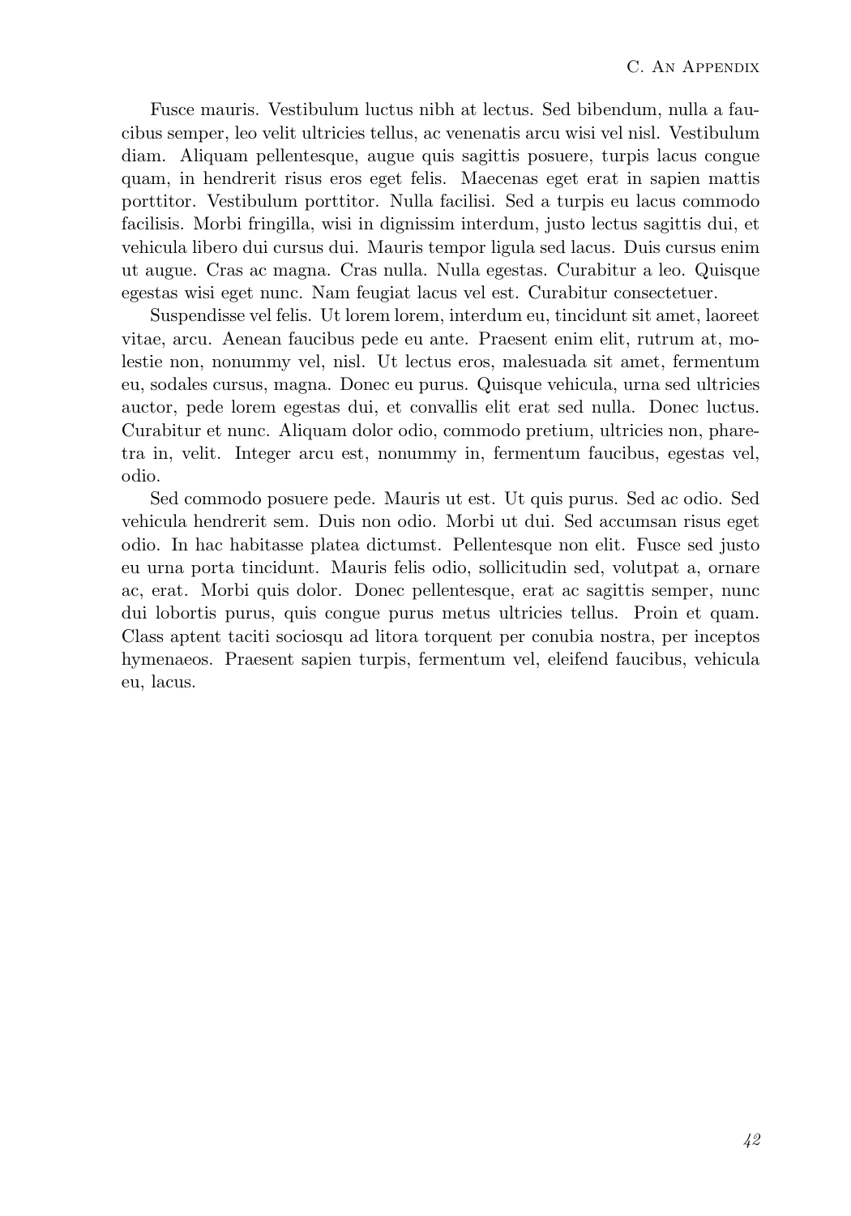Fusce mauris. Vestibulum luctus nibh at lectus. Sed bibendum, nulla a faucibus semper, leo velit ultricies tellus, ac venenatis arcu wisi vel nisl. Vestibulum diam. Aliquam pellentesque, augue quis sagittis posuere, turpis lacus congue quam, in hendrerit risus eros eget felis. Maecenas eget erat in sapien mattis porttitor. Vestibulum porttitor. Nulla facilisi. Sed a turpis eu lacus commodo facilisis. Morbi fringilla, wisi in dignissim interdum, justo lectus sagittis dui, et vehicula libero dui cursus dui. Mauris tempor ligula sed lacus. Duis cursus enim ut augue. Cras ac magna. Cras nulla. Nulla egestas. Curabitur a leo. Quisque egestas wisi eget nunc. Nam feugiat lacus vel est. Curabitur consectetuer.

Suspendisse vel felis. Ut lorem lorem, interdum eu, tincidunt sit amet, laoreet vitae, arcu. Aenean faucibus pede eu ante. Praesent enim elit, rutrum at, molestie non, nonummy vel, nisl. Ut lectus eros, malesuada sit amet, fermentum eu, sodales cursus, magna. Donec eu purus. Quisque vehicula, urna sed ultricies auctor, pede lorem egestas dui, et convallis elit erat sed nulla. Donec luctus. Curabitur et nunc. Aliquam dolor odio, commodo pretium, ultricies non, pharetra in, velit. Integer arcu est, nonummy in, fermentum faucibus, egestas vel, odio.

Sed commodo posuere pede. Mauris ut est. Ut quis purus. Sed ac odio. Sed vehicula hendrerit sem. Duis non odio. Morbi ut dui. Sed accumsan risus eget odio. In hac habitasse platea dictumst. Pellentesque non elit. Fusce sed justo eu urna porta tincidunt. Mauris felis odio, sollicitudin sed, volutpat a, ornare ac, erat. Morbi quis dolor. Donec pellentesque, erat ac sagittis semper, nunc dui lobortis purus, quis congue purus metus ultricies tellus. Proin et quam. Class aptent taciti sociosqu ad litora torquent per conubia nostra, per inceptos hymenaeos. Praesent sapien turpis, fermentum vel, eleifend faucibus, vehicula eu, lacus.